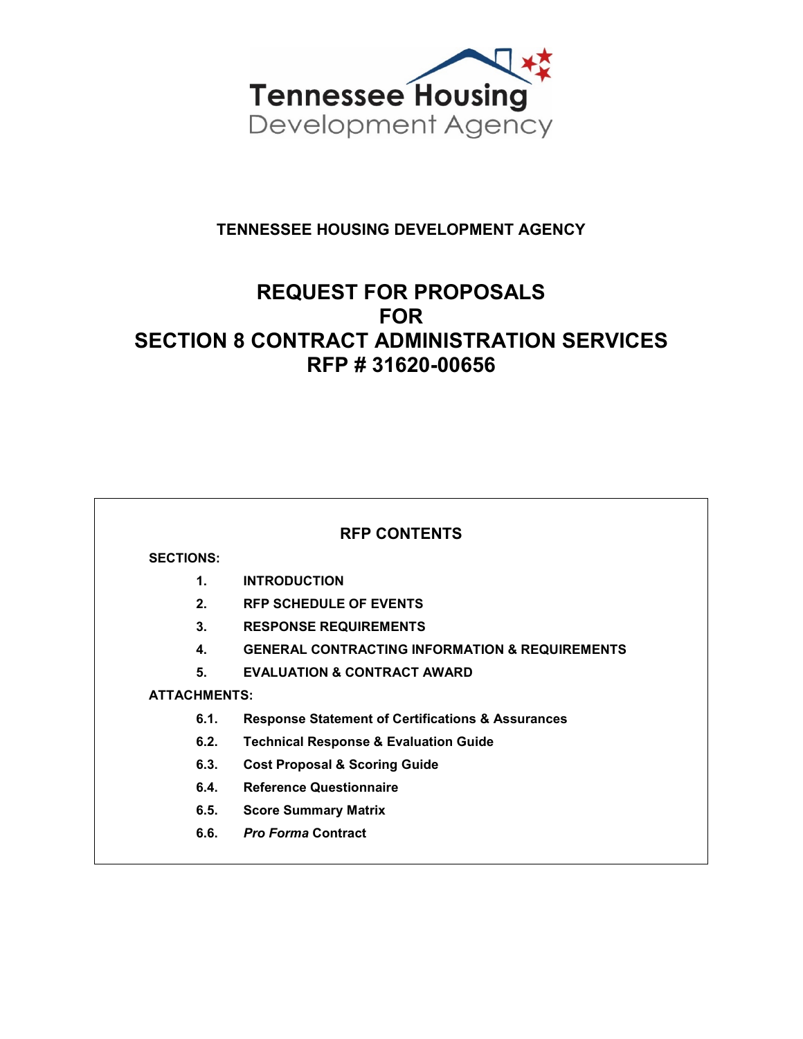Tennessee Housing Development Agency

**TENNESSEE HOUSING DEVELOPMENT AGENCY**

# REQUEST FOR PROPOSALS
# FOR
# SECTION 8 CONTRACT ADMINISTRATION SERVICES
# RFP # 31620-00656

## RFP CONTENTS

**SECTIONS:**

1. **INTRODUCTION**
2. **RFP SCHEDULE OF EVENTS**
3. **RESPONSE REQUIREMENTS**
4. **GENERAL CONTRACTING INFORMATION & REQUIREMENTS**
5. **EVALUATION & CONTRACT AWARD**

**ATTACHMENTS:**

- **6.1. Response Statement of Certifications & Assurances**
- **6.2. Technical Response & Evaluation Guide**
- **6.3. Cost Proposal & Scoring Guide**
- **6.4. Reference Questionnaire**
- **6.5. Score Summary Matrix**
- **6.6. *Pro Forma* Contract**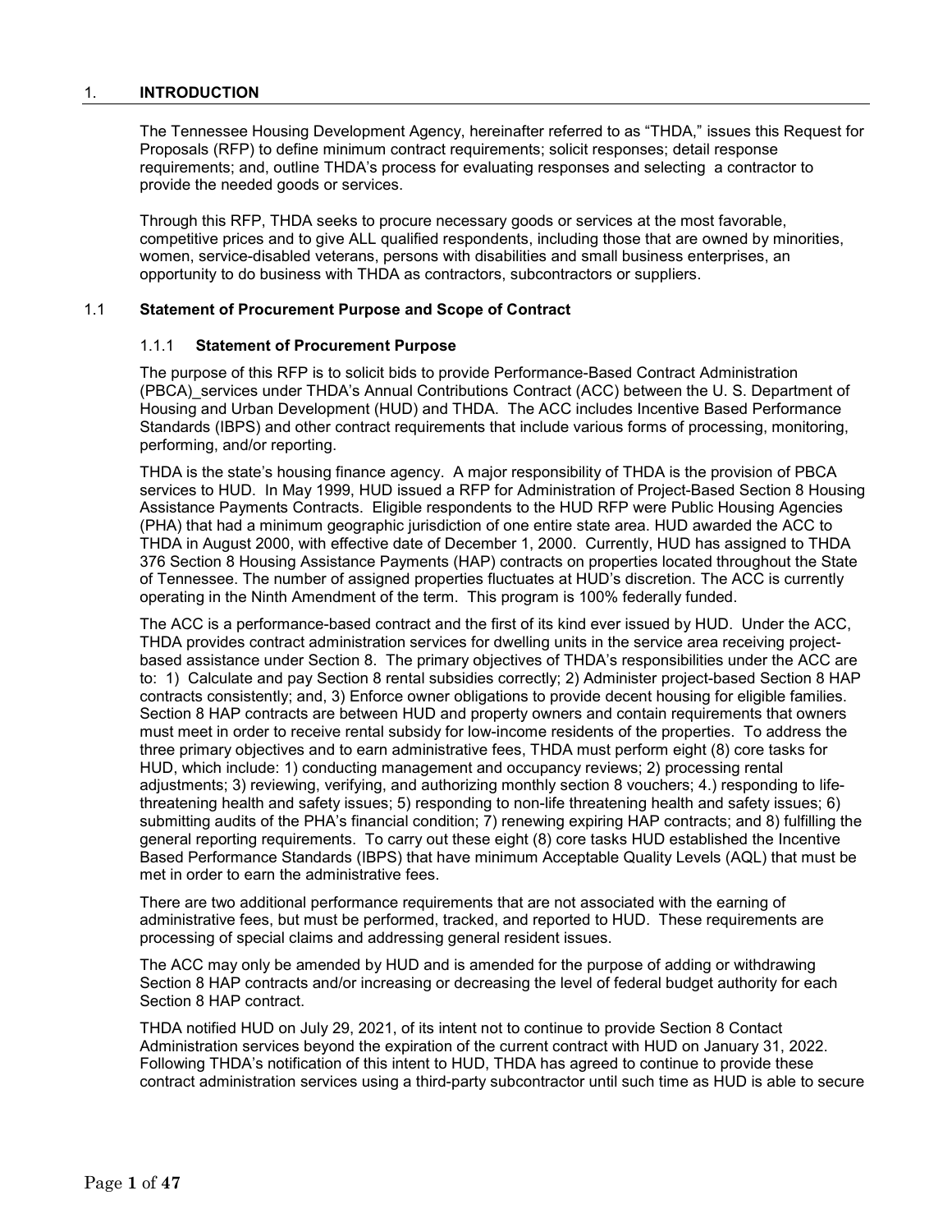## 1. INTRODUCTION

The Tennessee Housing Development Agency, hereinafter referred to as "THDA," issues this Request for Proposals (RFP) to define minimum contract requirements; solicit responses; detail response requirements; and, outline THDA's process for evaluating responses and selecting a contractor to provide the needed goods or services.

Through this RFP, THDA seeks to procure necessary goods or services at the most favorable, competitive prices and to give ALL qualified respondents, including those that are owned by minorities, women, service-disabled veterans, persons with disabilities and small business enterprises, an opportunity to do business with THDA as contractors, subcontractors or suppliers.

### 1.1 Statement of Procurement Purpose and Scope of Contract

#### 1.1.1 Statement of Procurement Purpose

The purpose of this RFP is to solicit bids to provide Performance-Based Contract Administration (PBCA)_services under THDA's Annual Contributions Contract (ACC) between the U. S. Department of Housing and Urban Development (HUD) and THDA. The ACC includes Incentive Based Performance Standards (IBPS) and other contract requirements that include various forms of processing, monitoring, performing, and/or reporting.

THDA is the state's housing finance agency. A major responsibility of THDA is the provision of PBCA services to HUD. In May 1999, HUD issued a RFP for Administration of Project-Based Section 8 Housing Assistance Payments Contracts. Eligible respondents to the HUD RFP were Public Housing Agencies (PHA) that had a minimum geographic jurisdiction of one entire state area. HUD awarded the ACC to THDA in August 2000, with effective date of December 1, 2000. Currently, HUD has assigned to THDA 376 Section 8 Housing Assistance Payments (HAP) contracts on properties located throughout the State of Tennessee. The number of assigned properties fluctuates at HUD's discretion. The ACC is currently operating in the Ninth Amendment of the term. This program is 100% federally funded.

The ACC is a performance-based contract and the first of its kind ever issued by HUD. Under the ACC, THDA provides contract administration services for dwelling units in the service area receiving project-based assistance under Section 8. The primary objectives of THDA's responsibilities under the ACC are to: 1) Calculate and pay Section 8 rental subsidies correctly; 2) Administer project-based Section 8 HAP contracts consistently; and, 3) Enforce owner obligations to provide decent housing for eligible families. Section 8 HAP contracts are between HUD and property owners and contain requirements that owners must meet in order to receive rental subsidy for low-income residents of the properties. To address the three primary objectives and to earn administrative fees, THDA must perform eight (8) core tasks for HUD, which include: 1) conducting management and occupancy reviews; 2) processing rental adjustments; 3) reviewing, verifying, and authorizing monthly section 8 vouchers; 4.) responding to life-threatening health and safety issues; 5) responding to non-life threatening health and safety issues; 6) submitting audits of the PHA's financial condition; 7) renewing expiring HAP contracts; and 8) fulfilling the general reporting requirements. To carry out these eight (8) core tasks HUD established the Incentive Based Performance Standards (IBPS) that have minimum Acceptable Quality Levels (AQL) that must be met in order to earn the administrative fees.

There are two additional performance requirements that are not associated with the earning of administrative fees, but must be performed, tracked, and reported to HUD. These requirements are processing of special claims and addressing general resident issues.

The ACC may only be amended by HUD and is amended for the purpose of adding or withdrawing Section 8 HAP contracts and/or increasing or decreasing the level of federal budget authority for each Section 8 HAP contract.

THDA notified HUD on July 29, 2021, of its intent not to continue to provide Section 8 Contact Administration services beyond the expiration of the current contract with HUD on January 31, 2022. Following THDA's notification of this intent to HUD, THDA has agreed to continue to provide these contract administration services using a third-party subcontractor until such time as HUD is able to secure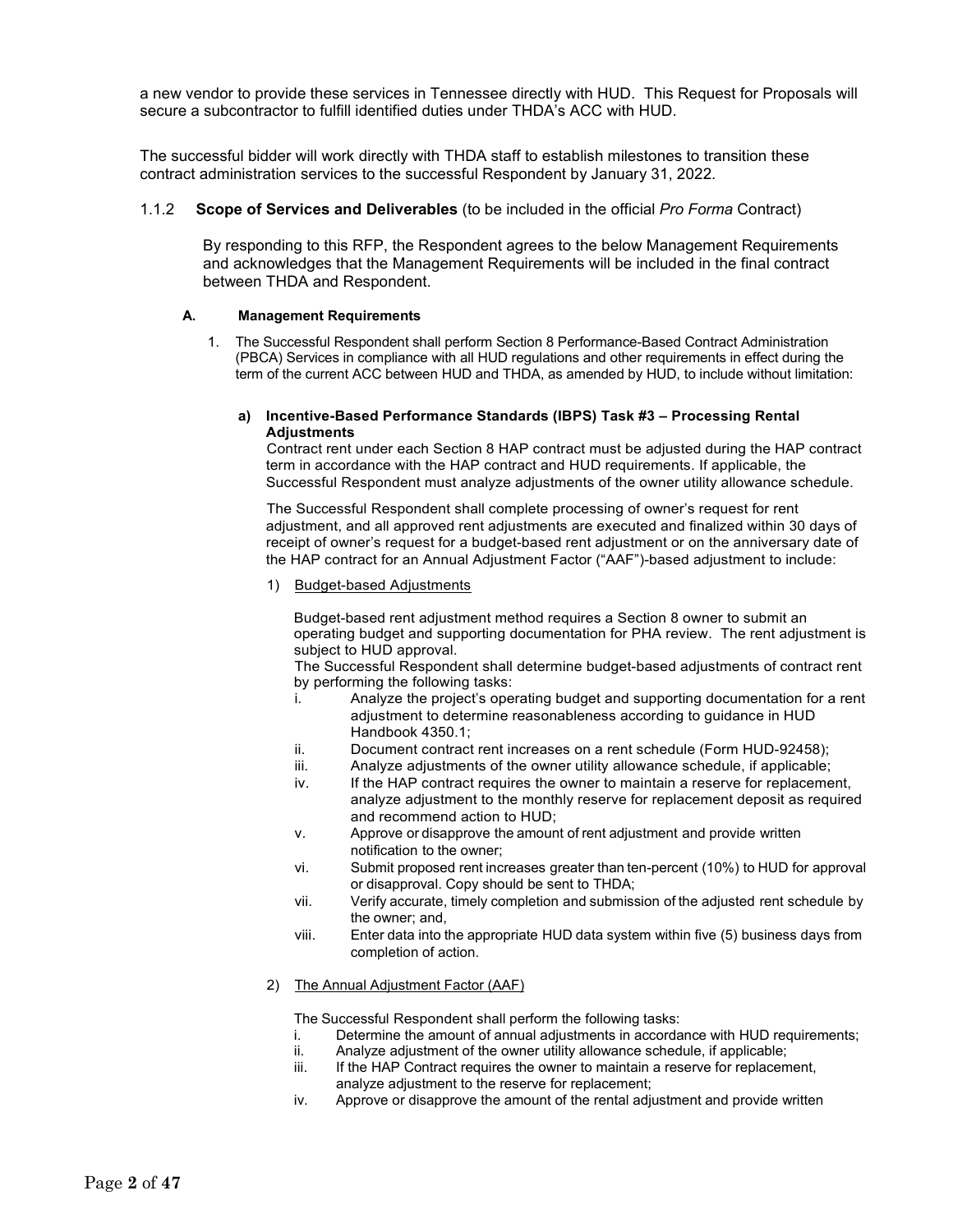a new vendor to provide these services in Tennessee directly with HUD. This Request for Proposals will secure a subcontractor to fulfill identified duties under THDA's ACC with HUD.

The successful bidder will work directly with THDA staff to establish milestones to transition these contract administration services to the successful Respondent by January 31, 2022.

### 1.1.2 **Scope of Services and Deliverables** (to be included in the official *Pro Forma* Contract)

By responding to this RFP, the Respondent agrees to the below Management Requirements and acknowledges that the Management Requirements will be included in the final contract between THDA and Respondent.

#### A. Management Requirements

1. The Successful Respondent shall perform Section 8 Performance-Based Contract Administration (PBCA) Services in compliance with all HUD regulations and other requirements in effect during the term of the current ACC between HUD and THDA, as amended by HUD, to include without limitation:

   **a) Incentive-Based Performance Standards (IBPS) Task #3 – Processing Rental Adjustments**

   Contract rent under each Section 8 HAP contract must be adjusted during the HAP contract term in accordance with the HAP contract and HUD requirements. If applicable, the Successful Respondent must analyze adjustments of the owner utility allowance schedule.

   The Successful Respondent shall complete processing of owner's request for rent adjustment, and all approved rent adjustments are executed and finalized within 30 days of receipt of owner's request for a budget-based rent adjustment or on the anniversary date of the HAP contract for an Annual Adjustment Factor ("AAF")-based adjustment to include:

   1) Budget-based Adjustments

      Budget-based rent adjustment method requires a Section 8 owner to submit an operating budget and supporting documentation for PHA review. The rent adjustment is subject to HUD approval.

      The Successful Respondent shall determine budget-based adjustments of contract rent by performing the following tasks:

      i. Analyze the project's operating budget and supporting documentation for a rent adjustment to determine reasonableness according to guidance in HUD Handbook 4350.1;
      ii. Document contract rent increases on a rent schedule (Form HUD-92458);
      iii. Analyze adjustments of the owner utility allowance schedule, if applicable;
      iv. If the HAP contract requires the owner to maintain a reserve for replacement, analyze adjustment to the monthly reserve for replacement deposit as required and recommend action to HUD;
      v. Approve or disapprove the amount of rent adjustment and provide written notification to the owner;
      vi. Submit proposed rent increases greater than ten-percent (10%) to HUD for approval or disapproval. Copy should be sent to THDA;
      vii. Verify accurate, timely completion and submission of the adjusted rent schedule by the owner; and,
      viii. Enter data into the appropriate HUD data system within five (5) business days from completion of action.

   2) The Annual Adjustment Factor (AAF)

      The Successful Respondent shall perform the following tasks:

      i. Determine the amount of annual adjustments in accordance with HUD requirements;
      ii. Analyze adjustment of the owner utility allowance schedule, if applicable;
      iii. If the HAP Contract requires the owner to maintain a reserve for replacement, analyze adjustment to the reserve for replacement;
      iv. Approve or disapprove the amount of the rental adjustment and provide written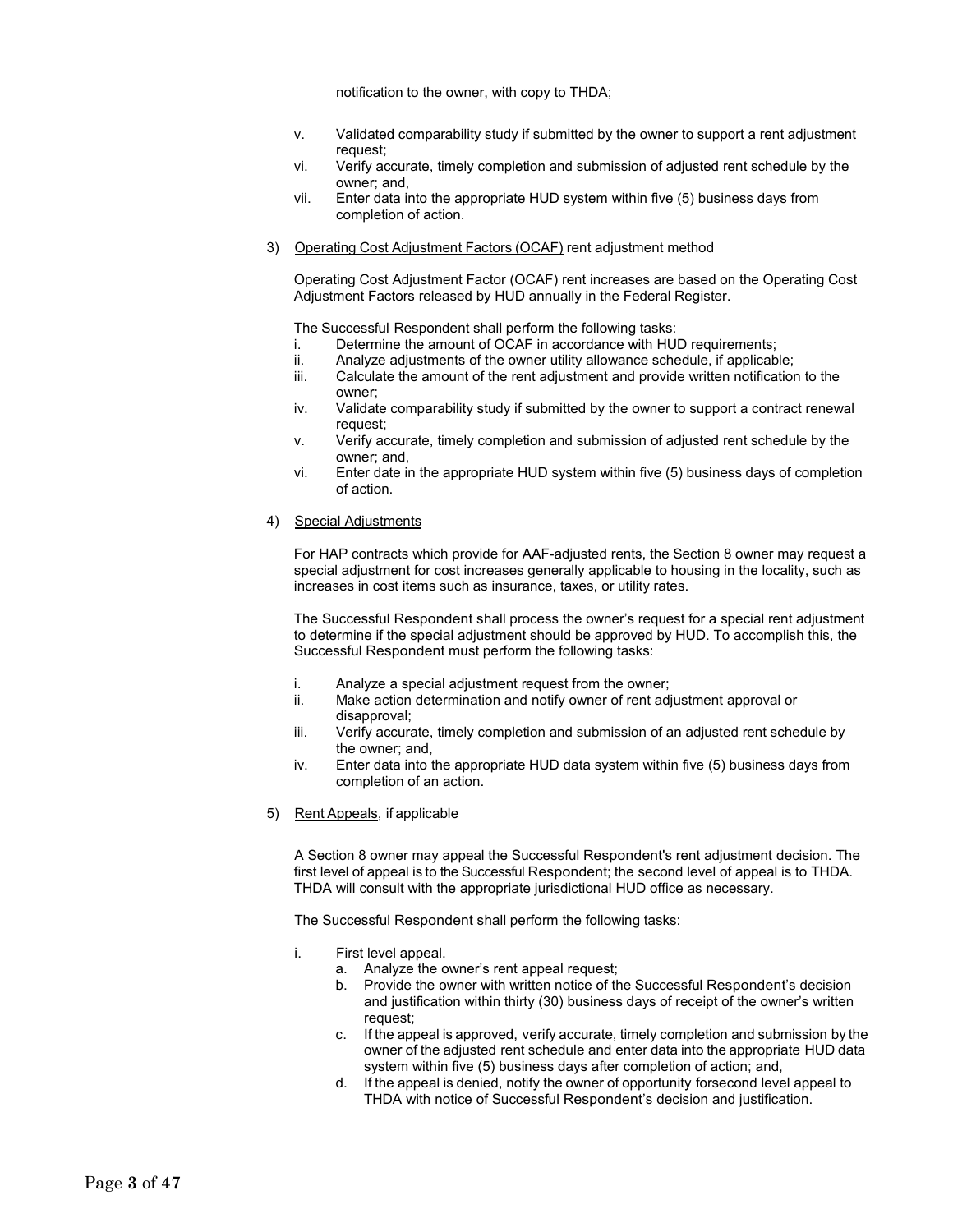notification to the owner, with copy to THDA;

v. Validated comparability study if submitted by the owner to support a rent adjustment request;
vi. Verify accurate, timely completion and submission of adjusted rent schedule by the owner; and,
vii. Enter data into the appropriate HUD system within five (5) business days from completion of action.

3) Operating Cost Adjustment Factors (OCAF) rent adjustment method

Operating Cost Adjustment Factor (OCAF) rent increases are based on the Operating Cost Adjustment Factors released by HUD annually in the Federal Register.

The Successful Respondent shall perform the following tasks:

i. Determine the amount of OCAF in accordance with HUD requirements;
ii. Analyze adjustments of the owner utility allowance schedule, if applicable;
iii. Calculate the amount of the rent adjustment and provide written notification to the owner;
iv. Validate comparability study if submitted by the owner to support a contract renewal request;
v. Verify accurate, timely completion and submission of adjusted rent schedule by the owner; and,
vi. Enter date in the appropriate HUD system within five (5) business days of completion of action.

4) Special Adjustments

For HAP contracts which provide for AAF-adjusted rents, the Section 8 owner may request a special adjustment for cost increases generally applicable to housing in the locality, such as increases in cost items such as insurance, taxes, or utility rates.

The Successful Respondent shall process the owner's request for a special rent adjustment to determine if the special adjustment should be approved by HUD. To accomplish this, the Successful Respondent must perform the following tasks:

i. Analyze a special adjustment request from the owner;
ii. Make action determination and notify owner of rent adjustment approval or disapproval;
iii. Verify accurate, timely completion and submission of an adjusted rent schedule by the owner; and,
iv. Enter data into the appropriate HUD data system within five (5) business days from completion of an action.

5) Rent Appeals, if applicable

A Section 8 owner may appeal the Successful Respondent's rent adjustment decision. The first level of appeal is to the Successful Respondent; the second level of appeal is to THDA. THDA will consult with the appropriate jurisdictional HUD office as necessary.

The Successful Respondent shall perform the following tasks:

i. First level appeal.
   a. Analyze the owner's rent appeal request;
   b. Provide the owner with written notice of the Successful Respondent's decision and justification within thirty (30) business days of receipt of the owner's written request;
   c. If the appeal is approved, verify accurate, timely completion and submission by the owner of the adjusted rent schedule and enter data into the appropriate HUD data system within five (5) business days after completion of action; and,
   d. If the appeal is denied, notify the owner of opportunity forsecond level appeal to THDA with notice of Successful Respondent's decision and justification.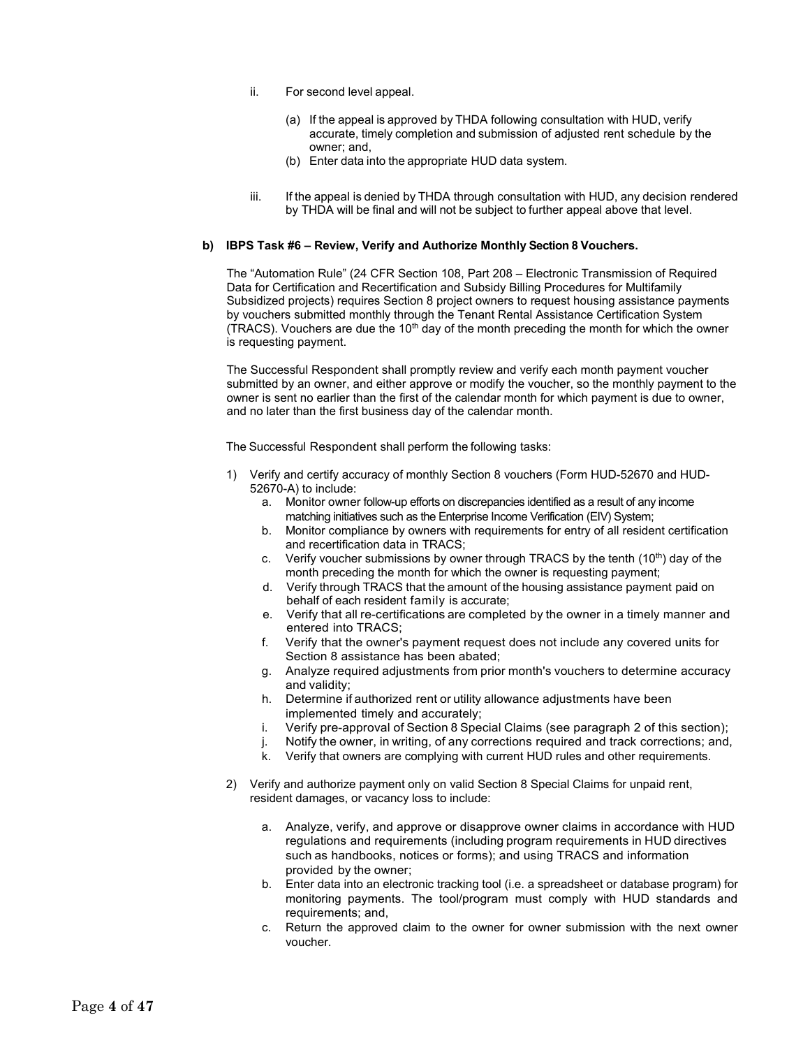ii. For second level appeal.

   (a) If the appeal is approved by THDA following consultation with HUD, verify accurate, timely completion and submission of adjusted rent schedule by the owner; and,
   (b) Enter data into the appropriate HUD data system.

iii. If the appeal is denied by THDA through consultation with HUD, any decision rendered by THDA will be final and will not be subject to further appeal above that level.

**b) IBPS Task #6 – Review, Verify and Authorize Monthly Section 8 Vouchers.**

The "Automation Rule" (24 CFR Section 108, Part 208 – Electronic Transmission of Required Data for Certification and Recertification and Subsidy Billing Procedures for Multifamily Subsidized projects) requires Section 8 project owners to request housing assistance payments by vouchers submitted monthly through the Tenant Rental Assistance Certification System (TRACS). Vouchers are due the 10th day of the month preceding the month for which the owner is requesting payment.

The Successful Respondent shall promptly review and verify each month payment voucher submitted by an owner, and either approve or modify the voucher, so the monthly payment to the owner is sent no earlier than the first of the calendar month for which payment is due to owner, and no later than the first business day of the calendar month.

The Successful Respondent shall perform the following tasks:

1) Verify and certify accuracy of monthly Section 8 vouchers (Form HUD-52670 and HUD-52670-A) to include:
   a. Monitor owner follow-up efforts on discrepancies identified as a result of any income matching initiatives such as the Enterprise Income Verification (EIV) System;
   b. Monitor compliance by owners with requirements for entry of all resident certification and recertification data in TRACS;
   c. Verify voucher submissions by owner through TRACS by the tenth (10th) day of the month preceding the month for which the owner is requesting payment;
   d. Verify through TRACS that the amount of the housing assistance payment paid on behalf of each resident family is accurate;
   e. Verify that all re-certifications are completed by the owner in a timely manner and entered into TRACS;
   f. Verify that the owner's payment request does not include any covered units for Section 8 assistance has been abated;
   g. Analyze required adjustments from prior month's vouchers to determine accuracy and validity;
   h. Determine if authorized rent or utility allowance adjustments have been implemented timely and accurately;
   i. Verify pre-approval of Section 8 Special Claims (see paragraph 2 of this section);
   j. Notify the owner, in writing, of any corrections required and track corrections; and,
   k. Verify that owners are complying with current HUD rules and other requirements.

2) Verify and authorize payment only on valid Section 8 Special Claims for unpaid rent, resident damages, or vacancy loss to include:

   a. Analyze, verify, and approve or disapprove owner claims in accordance with HUD regulations and requirements (including program requirements in HUD directives such as handbooks, notices or forms); and using TRACS and information provided by the owner;
   b. Enter data into an electronic tracking tool (i.e. a spreadsheet or database program) for monitoring payments. The tool/program must comply with HUD standards and requirements; and,
   c. Return the approved claim to the owner for owner submission with the next owner voucher.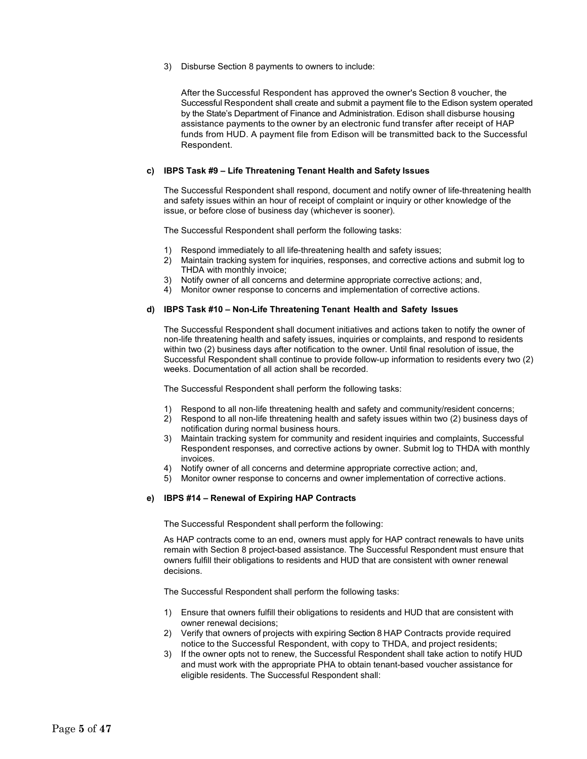3) Disburse Section 8 payments to owners to include:

   After the Successful Respondent has approved the owner's Section 8 voucher, the Successful Respondent shall create and submit a payment file to the Edison system operated by the State's Department of Finance and Administration. Edison shall disburse housing assistance payments to the owner by an electronic fund transfer after receipt of HAP funds from HUD. A payment file from Edison will be transmitted back to the Successful Respondent.

**c) IBPS Task #9 – Life Threatening Tenant Health and Safety Issues**

The Successful Respondent shall respond, document and notify owner of life-threatening health and safety issues within an hour of receipt of complaint or inquiry or other knowledge of the issue, or before close of business day (whichever is sooner).

The Successful Respondent shall perform the following tasks:

1) Respond immediately to all life-threatening health and safety issues;
2) Maintain tracking system for inquiries, responses, and corrective actions and submit log to THDA with monthly invoice;
3) Notify owner of all concerns and determine appropriate corrective actions; and,
4) Monitor owner response to concerns and implementation of corrective actions.

**d) IBPS Task #10 – Non-Life Threatening Tenant Health and Safety Issues**

The Successful Respondent shall document initiatives and actions taken to notify the owner of non-life threatening health and safety issues, inquiries or complaints, and respond to residents within two (2) business days after notification to the owner. Until final resolution of issue, the Successful Respondent shall continue to provide follow-up information to residents every two (2) weeks. Documentation of all action shall be recorded.

The Successful Respondent shall perform the following tasks:

1) Respond to all non-life threatening health and safety and community/resident concerns;
2) Respond to all non-life threatening health and safety issues within two (2) business days of notification during normal business hours.
3) Maintain tracking system for community and resident inquiries and complaints, Successful Respondent responses, and corrective actions by owner. Submit log to THDA with monthly invoices.
4) Notify owner of all concerns and determine appropriate corrective action; and,
5) Monitor owner response to concerns and owner implementation of corrective actions.

**e) IBPS #14 – Renewal of Expiring HAP Contracts**

The Successful Respondent shall perform the following:

As HAP contracts come to an end, owners must apply for HAP contract renewals to have units remain with Section 8 project-based assistance. The Successful Respondent must ensure that owners fulfill their obligations to residents and HUD that are consistent with owner renewal decisions.

The Successful Respondent shall perform the following tasks:

1) Ensure that owners fulfill their obligations to residents and HUD that are consistent with owner renewal decisions;
2) Verify that owners of projects with expiring Section 8 HAP Contracts provide required notice to the Successful Respondent, with copy to THDA, and project residents;
3) If the owner opts not to renew, the Successful Respondent shall take action to notify HUD and must work with the appropriate PHA to obtain tenant-based voucher assistance for eligible residents. The Successful Respondent shall: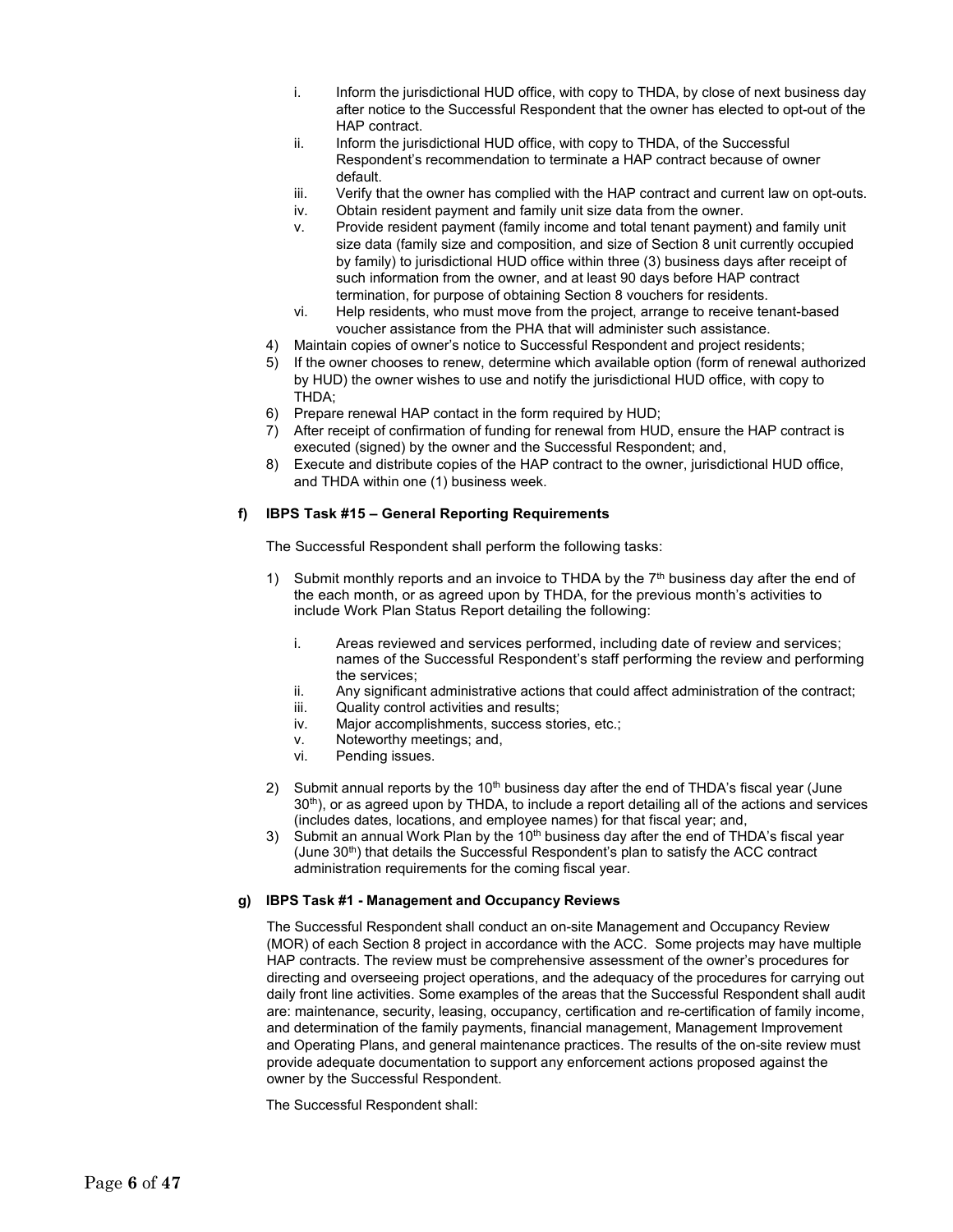i. Inform the jurisdictional HUD office, with copy to THDA, by close of next business day after notice to the Successful Respondent that the owner has elected to opt-out of the HAP contract.
ii. Inform the jurisdictional HUD office, with copy to THDA, of the Successful Respondent's recommendation to terminate a HAP contract because of owner default.
iii. Verify that the owner has complied with the HAP contract and current law on opt-outs.
iv. Obtain resident payment and family unit size data from the owner.
v. Provide resident payment (family income and total tenant payment) and family unit size data (family size and composition, and size of Section 8 unit currently occupied by family) to jurisdictional HUD office within three (3) business days after receipt of such information from the owner, and at least 90 days before HAP contract termination, for purpose of obtaining Section 8 vouchers for residents.
vi. Help residents, who must move from the project, arrange to receive tenant-based voucher assistance from the PHA that will administer such assistance.

4) Maintain copies of owner's notice to Successful Respondent and project residents;
5) If the owner chooses to renew, determine which available option (form of renewal authorized by HUD) the owner wishes to use and notify the jurisdictional HUD office, with copy to THDA;
6) Prepare renewal HAP contact in the form required by HUD;
7) After receipt of confirmation of funding for renewal from HUD, ensure the HAP contract is executed (signed) by the owner and the Successful Respondent; and,
8) Execute and distribute copies of the HAP contract to the owner, jurisdictional HUD office, and THDA within one (1) business week.

**f) IBPS Task #15 – General Reporting Requirements**

The Successful Respondent shall perform the following tasks:

1) Submit monthly reports and an invoice to THDA by the 7th business day after the end of the each month, or as agreed upon by THDA, for the previous month's activities to include Work Plan Status Report detailing the following:

   i. Areas reviewed and services performed, including date of review and services; names of the Successful Respondent's staff performing the review and performing the services;
   ii. Any significant administrative actions that could affect administration of the contract;
   iii. Quality control activities and results;
   iv. Major accomplishments, success stories, etc.;
   v. Noteworthy meetings; and,
   vi. Pending issues.

2) Submit annual reports by the 10th business day after the end of THDA's fiscal year (June 30th), or as agreed upon by THDA, to include a report detailing all of the actions and services (includes dates, locations, and employee names) for that fiscal year; and,
3) Submit an annual Work Plan by the 10th business day after the end of THDA's fiscal year (June 30th) that details the Successful Respondent's plan to satisfy the ACC contract administration requirements for the coming fiscal year.

**g) IBPS Task #1 - Management and Occupancy Reviews**

The Successful Respondent shall conduct an on-site Management and Occupancy Review (MOR) of each Section 8 project in accordance with the ACC. Some projects may have multiple HAP contracts. The review must be comprehensive assessment of the owner's procedures for directing and overseeing project operations, and the adequacy of the procedures for carrying out daily front line activities. Some examples of the areas that the Successful Respondent shall audit are: maintenance, security, leasing, occupancy, certification and re-certification of family income, and determination of the family payments, financial management, Management Improvement and Operating Plans, and general maintenance practices. The results of the on-site review must provide adequate documentation to support any enforcement actions proposed against the owner by the Successful Respondent.

The Successful Respondent shall: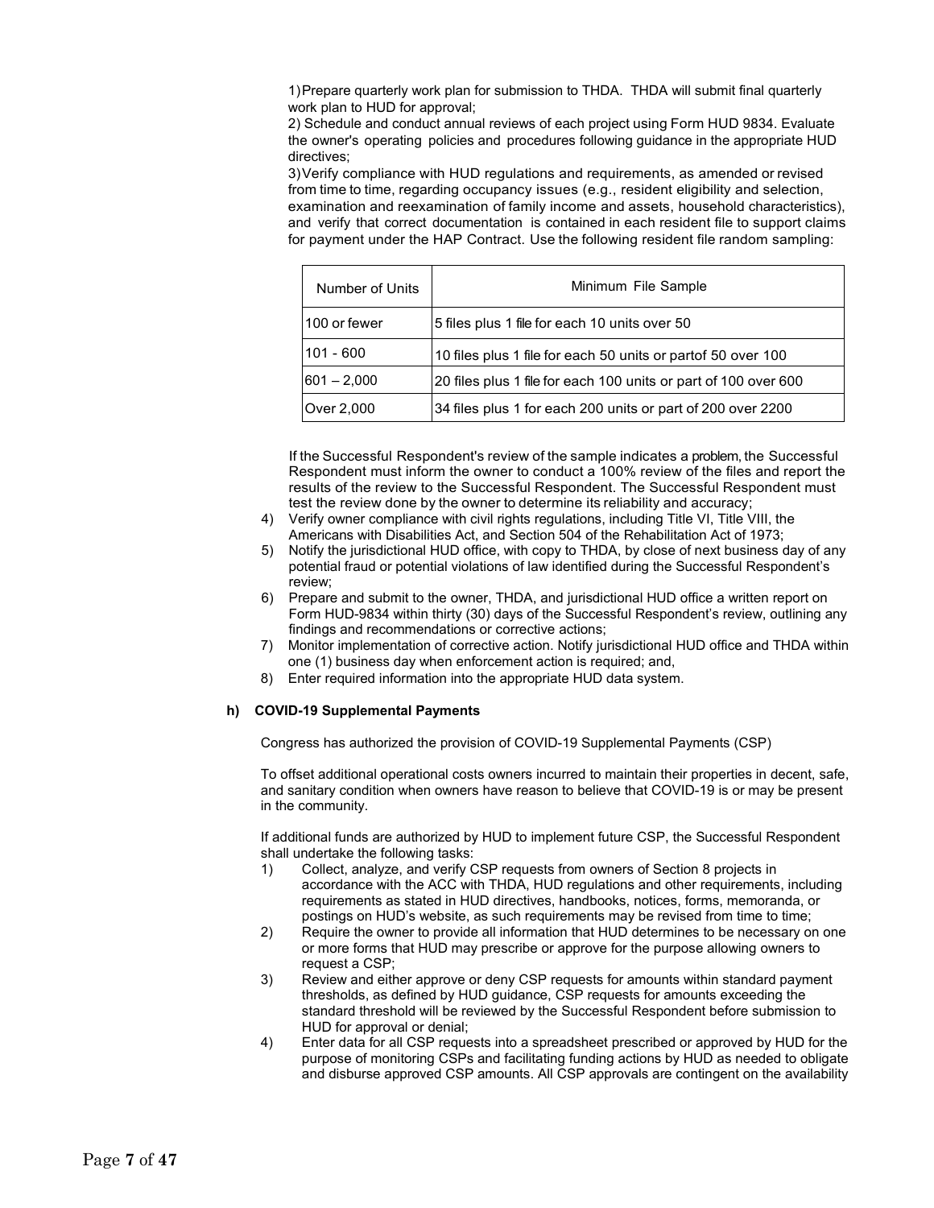1) Prepare quarterly work plan for submission to THDA. THDA will submit final quarterly work plan to HUD for approval;

2) Schedule and conduct annual reviews of each project using Form HUD 9834. Evaluate the owner's operating policies and procedures following guidance in the appropriate HUD directives;

3) Verify compliance with HUD regulations and requirements, as amended or revised from time to time, regarding occupancy issues (e.g., resident eligibility and selection, examination and reexamination of family income and assets, household characteristics), and verify that correct documentation is contained in each resident file to support claims for payment under the HAP Contract. Use the following resident file random sampling:

| Number of Units | Minimum File Sample |
|---|---|
| 100 or fewer | 5 files plus 1 file for each 10 units over 50 |
| 101 - 600 | 10 files plus 1 file for each 50 units or partof 50 over 100 |
| 601 – 2,000 | 20 files plus 1 file for each 100 units or part of 100 over 600 |
| Over 2,000 | 34 files plus 1 for each 200 units or part of 200 over 2200 |

If the Successful Respondent's review of the sample indicates a problem, the Successful Respondent must inform the owner to conduct a 100% review of the files and report the results of the review to the Successful Respondent. The Successful Respondent must test the review done by the owner to determine its reliability and accuracy;

4) Verify owner compliance with civil rights regulations, including Title VI, Title VIII, the Americans with Disabilities Act, and Section 504 of the Rehabilitation Act of 1973;
5) Notify the jurisdictional HUD office, with copy to THDA, by close of next business day of any potential fraud or potential violations of law identified during the Successful Respondent's review;
6) Prepare and submit to the owner, THDA, and jurisdictional HUD office a written report on Form HUD-9834 within thirty (30) days of the Successful Respondent's review, outlining any findings and recommendations or corrective actions;
7) Monitor implementation of corrective action. Notify jurisdictional HUD office and THDA within one (1) business day when enforcement action is required; and,
8) Enter required information into the appropriate HUD data system.

**h) COVID-19 Supplemental Payments**

Congress has authorized the provision of COVID-19 Supplemental Payments (CSP)

To offset additional operational costs owners incurred to maintain their properties in decent, safe, and sanitary condition when owners have reason to believe that COVID-19 is or may be present in the community.

If additional funds are authorized by HUD to implement future CSP, the Successful Respondent shall undertake the following tasks:

1) Collect, analyze, and verify CSP requests from owners of Section 8 projects in accordance with the ACC with THDA, HUD regulations and other requirements, including requirements as stated in HUD directives, handbooks, notices, forms, memoranda, or postings on HUD's website, as such requirements may be revised from time to time;
2) Require the owner to provide all information that HUD determines to be necessary on one or more forms that HUD may prescribe or approve for the purpose allowing owners to request a CSP;
3) Review and either approve or deny CSP requests for amounts within standard payment thresholds, as defined by HUD guidance, CSP requests for amounts exceeding the standard threshold will be reviewed by the Successful Respondent before submission to HUD for approval or denial;
4) Enter data for all CSP requests into a spreadsheet prescribed or approved by HUD for the purpose of monitoring CSPs and facilitating funding actions by HUD as needed to obligate and disburse approved CSP amounts. All CSP approvals are contingent on the availability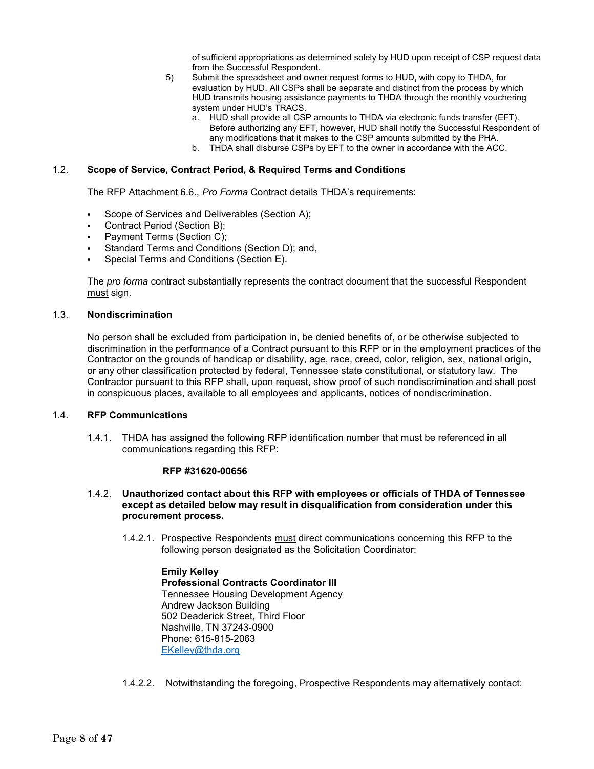of sufficient appropriations as determined solely by HUD upon receipt of CSP request data from the Successful Respondent.

5) Submit the spreadsheet and owner request forms to HUD, with copy to THDA, for evaluation by HUD. All CSPs shall be separate and distinct from the process by which HUD transmits housing assistance payments to THDA through the monthly vouchering system under HUD's TRACS.
   a. HUD shall provide all CSP amounts to THDA via electronic funds transfer (EFT). Before authorizing any EFT, however, HUD shall notify the Successful Respondent of any modifications that it makes to the CSP amounts submitted by the PHA.
   b. THDA shall disburse CSPs by EFT to the owner in accordance with the ACC.

## 1.2. Scope of Service, Contract Period, & Required Terms and Conditions

The RFP Attachment 6.6., *Pro Forma* Contract details THDA's requirements:

- Scope of Services and Deliverables (Section A);
- Contract Period (Section B);
- Payment Terms (Section C);
- Standard Terms and Conditions (Section D); and,
- Special Terms and Conditions (Section E).

The *pro forma* contract substantially represents the contract document that the successful Respondent must sign.

## 1.3. Nondiscrimination

No person shall be excluded from participation in, be denied benefits of, or be otherwise subjected to discrimination in the performance of a Contract pursuant to this RFP or in the employment practices of the Contractor on the grounds of handicap or disability, age, race, creed, color, religion, sex, national origin, or any other classification protected by federal, Tennessee state constitutional, or statutory law. The Contractor pursuant to this RFP shall, upon request, show proof of such nondiscrimination and shall post in conspicuous places, available to all employees and applicants, notices of nondiscrimination.

## 1.4. RFP Communications

1.4.1. THDA has assigned the following RFP identification number that must be referenced in all communications regarding this RFP:

**RFP #31620-00656**

1.4.2. **Unauthorized contact about this RFP with employees or officials of THDA of Tennessee except as detailed below may result in disqualification from consideration under this procurement process.**

1.4.2.1. Prospective Respondents must direct communications concerning this RFP to the following person designated as the Solicitation Coordinator:

**Emily Kelley**
**Professional Contracts Coordinator III**
Tennessee Housing Development Agency
Andrew Jackson Building
502 Deaderick Street, Third Floor
Nashville, TN 37243-0900
Phone: 615-815-2063
EKelley@thda.org

1.4.2.2. Notwithstanding the foregoing, Prospective Respondents may alternatively contact: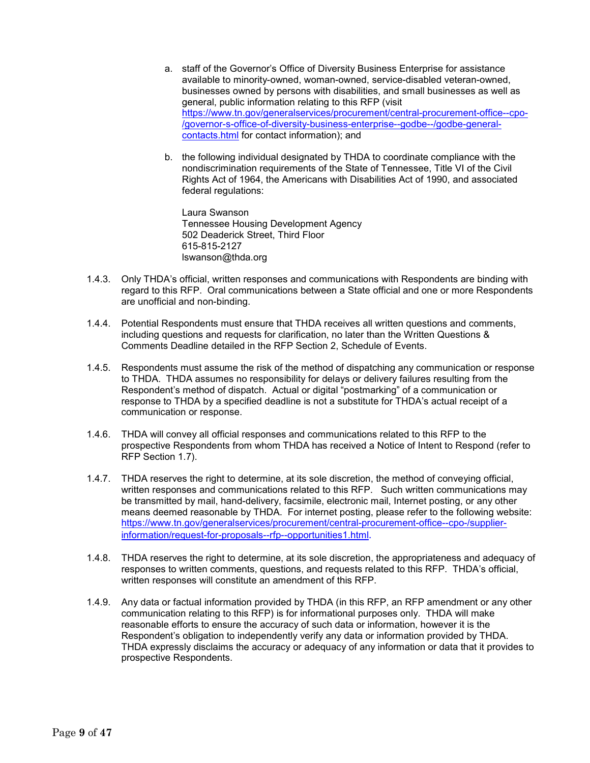a. staff of the Governor's Office of Diversity Business Enterprise for assistance available to minority-owned, woman-owned, service-disabled veteran-owned, businesses owned by persons with disabilities, and small businesses as well as general, public information relating to this RFP (visit https://www.tn.gov/generalservices/procurement/central-procurement-office--cpo-/governor-s-office-of-diversity-business-enterprise--godbe--/godbe-general-contacts.html for contact information); and

b. the following individual designated by THDA to coordinate compliance with the nondiscrimination requirements of the State of Tennessee, Title VI of the Civil Rights Act of 1964, the Americans with Disabilities Act of 1990, and associated federal regulations:

   Laura Swanson
   Tennessee Housing Development Agency
   502 Deaderick Street, Third Floor
   615-815-2127
   lswanson@thda.org

1.4.3. Only THDA's official, written responses and communications with Respondents are binding with regard to this RFP. Oral communications between a State official and one or more Respondents are unofficial and non-binding.

1.4.4. Potential Respondents must ensure that THDA receives all written questions and comments, including questions and requests for clarification, no later than the Written Questions & Comments Deadline detailed in the RFP Section 2, Schedule of Events.

1.4.5. Respondents must assume the risk of the method of dispatching any communication or response to THDA. THDA assumes no responsibility for delays or delivery failures resulting from the Respondent's method of dispatch. Actual or digital "postmarking" of a communication or response to THDA by a specified deadline is not a substitute for THDA's actual receipt of a communication or response.

1.4.6. THDA will convey all official responses and communications related to this RFP to the prospective Respondents from whom THDA has received a Notice of Intent to Respond (refer to RFP Section 1.7).

1.4.7. THDA reserves the right to determine, at its sole discretion, the method of conveying official, written responses and communications related to this RFP. Such written communications may be transmitted by mail, hand-delivery, facsimile, electronic mail, Internet posting, or any other means deemed reasonable by THDA. For internet posting, please refer to the following website: https://www.tn.gov/generalservices/procurement/central-procurement-office--cpo-/supplier-information/request-for-proposals--rfp--opportunities1.html.

1.4.8. THDA reserves the right to determine, at its sole discretion, the appropriateness and adequacy of responses to written comments, questions, and requests related to this RFP. THDA's official, written responses will constitute an amendment of this RFP.

1.4.9. Any data or factual information provided by THDA (in this RFP, an RFP amendment or any other communication relating to this RFP) is for informational purposes only. THDA will make reasonable efforts to ensure the accuracy of such data or information, however it is the Respondent's obligation to independently verify any data or information provided by THDA. THDA expressly disclaims the accuracy or adequacy of any information or data that it provides to prospective Respondents.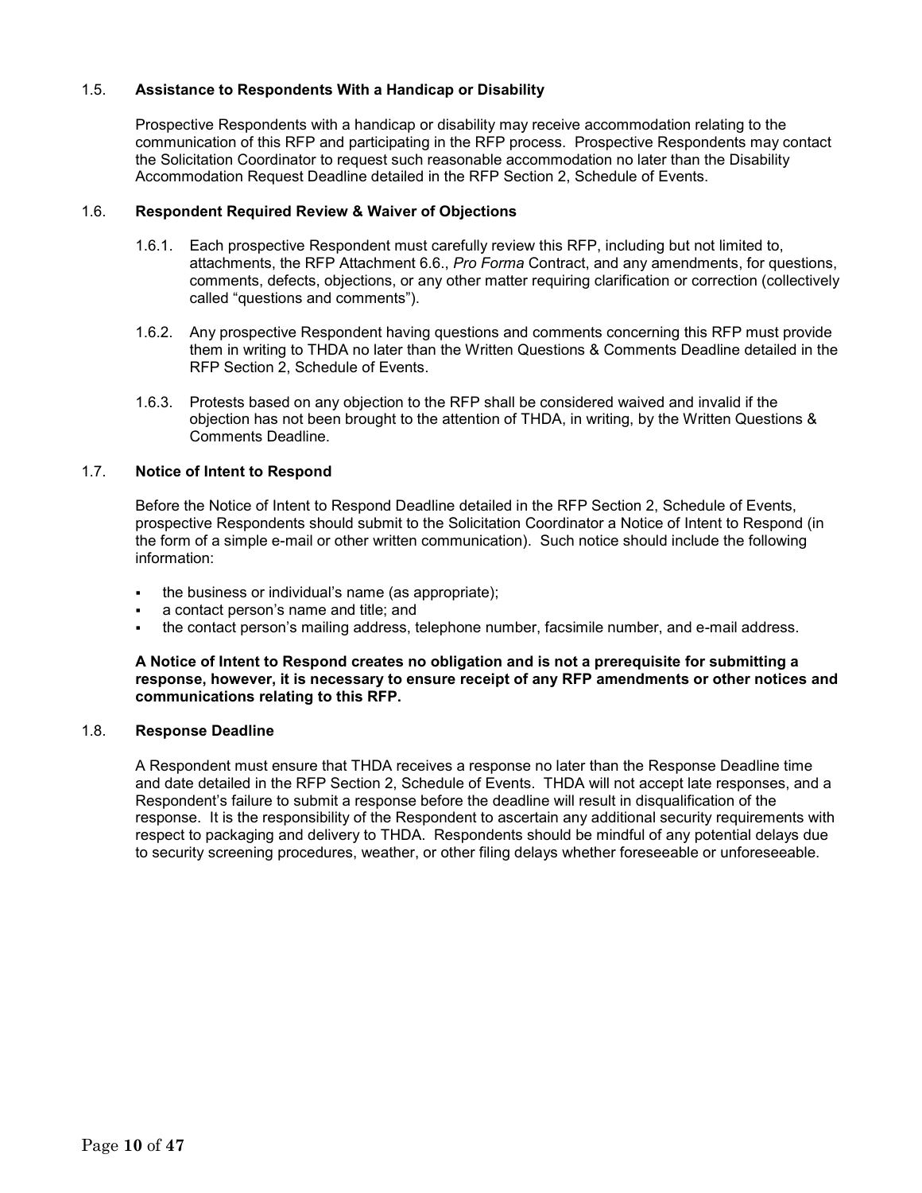### 1.5. **Assistance to Respondents With a Handicap or Disability**

Prospective Respondents with a handicap or disability may receive accommodation relating to the communication of this RFP and participating in the RFP process. Prospective Respondents may contact the Solicitation Coordinator to request such reasonable accommodation no later than the Disability Accommodation Request Deadline detailed in the RFP Section 2, Schedule of Events.

### 1.6. **Respondent Required Review & Waiver of Objections**

1.6.1. Each prospective Respondent must carefully review this RFP, including but not limited to, attachments, the RFP Attachment 6.6., *Pro Forma* Contract, and any amendments, for questions, comments, defects, objections, or any other matter requiring clarification or correction (collectively called "questions and comments").

1.6.2. Any prospective Respondent having questions and comments concerning this RFP must provide them in writing to THDA no later than the Written Questions & Comments Deadline detailed in the RFP Section 2, Schedule of Events.

1.6.3. Protests based on any objection to the RFP shall be considered waived and invalid if the objection has not been brought to the attention of THDA, in writing, by the Written Questions & Comments Deadline.

### 1.7. **Notice of Intent to Respond**

Before the Notice of Intent to Respond Deadline detailed in the RFP Section 2, Schedule of Events, prospective Respondents should submit to the Solicitation Coordinator a Notice of Intent to Respond (in the form of a simple e-mail or other written communication). Such notice should include the following information:

- the business or individual's name (as appropriate);
- a contact person's name and title; and
- the contact person's mailing address, telephone number, facsimile number, and e-mail address.

**A Notice of Intent to Respond creates no obligation and is not a prerequisite for submitting a response, however, it is necessary to ensure receipt of any RFP amendments or other notices and communications relating to this RFP.**

### 1.8. **Response Deadline**

A Respondent must ensure that THDA receives a response no later than the Response Deadline time and date detailed in the RFP Section 2, Schedule of Events. THDA will not accept late responses, and a Respondent's failure to submit a response before the deadline will result in disqualification of the response. It is the responsibility of the Respondent to ascertain any additional security requirements with respect to packaging and delivery to THDA. Respondents should be mindful of any potential delays due to security screening procedures, weather, or other filing delays whether foreseeable or unforeseeable.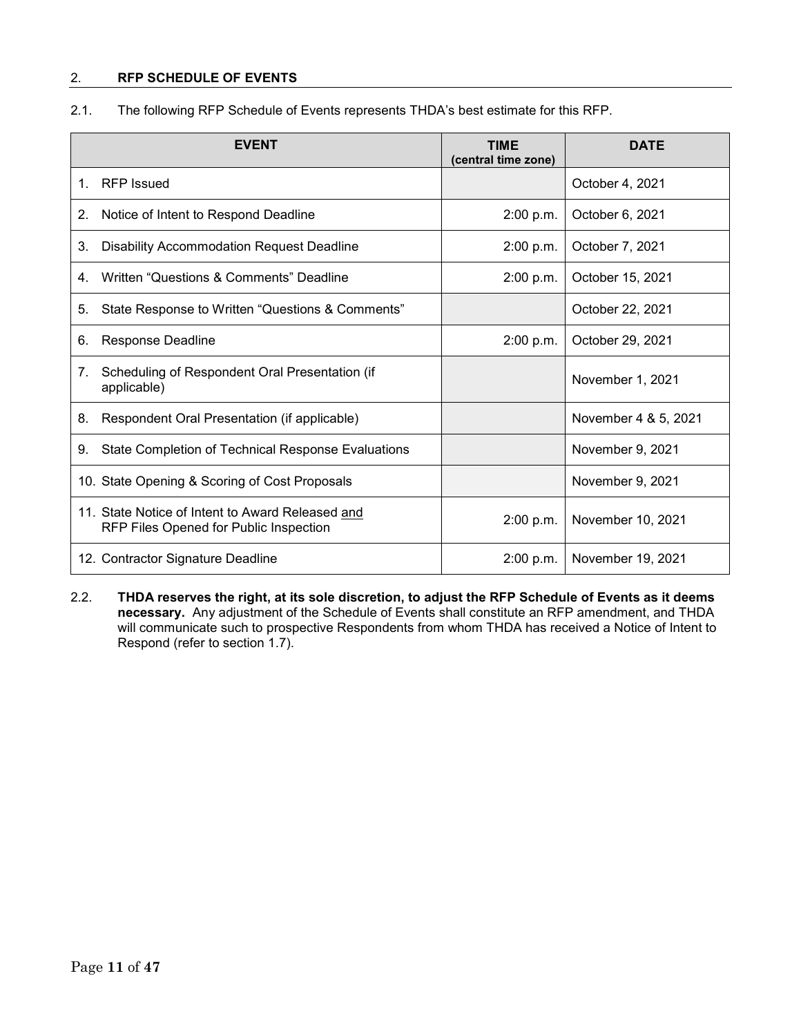## 2. RFP SCHEDULE OF EVENTS

2.1. The following RFP Schedule of Events represents THDA's best estimate for this RFP.

| EVENT | TIME (central time zone) | DATE |
|---|---|---|
| 1. RFP Issued | | October 4, 2021 |
| 2. Notice of Intent to Respond Deadline | 2:00 p.m. | October 6, 2021 |
| 3. Disability Accommodation Request Deadline | 2:00 p.m. | October 7, 2021 |
| 4. Written "Questions & Comments" Deadline | 2:00 p.m. | October 15, 2021 |
| 5. State Response to Written "Questions & Comments" | | October 22, 2021 |
| 6. Response Deadline | 2:00 p.m. | October 29, 2021 |
| 7. Scheduling of Respondent Oral Presentation (if applicable) | | November 1, 2021 |
| 8. Respondent Oral Presentation (if applicable) | | November 4 & 5, 2021 |
| 9. State Completion of Technical Response Evaluations | | November 9, 2021 |
| 10. State Opening & Scoring of Cost Proposals | | November 9, 2021 |
| 11. State Notice of Intent to Award Released and RFP Files Opened for Public Inspection | 2:00 p.m. | November 10, 2021 |
| 12. Contractor Signature Deadline | 2:00 p.m. | November 19, 2021 |

2.2. **THDA reserves the right, at its sole discretion, to adjust the RFP Schedule of Events as it deems necessary.** Any adjustment of the Schedule of Events shall constitute an RFP amendment, and THDA will communicate such to prospective Respondents from whom THDA has received a Notice of Intent to Respond (refer to section 1.7).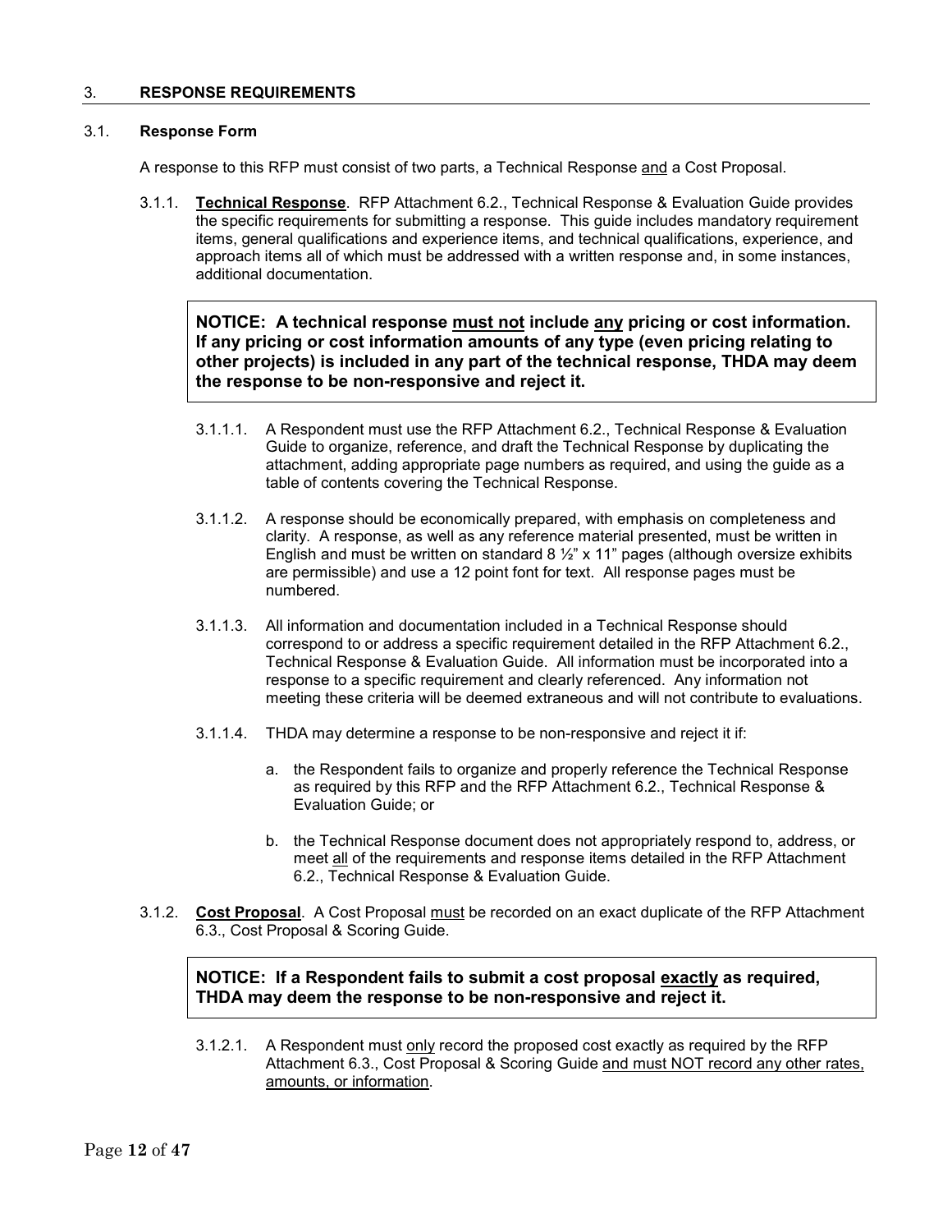## 3. RESPONSE REQUIREMENTS

### 3.1. Response Form

A response to this RFP must consist of two parts, a Technical Response and a Cost Proposal.

3.1.1. **Technical Response**. RFP Attachment 6.2., Technical Response & Evaluation Guide provides the specific requirements for submitting a response. This guide includes mandatory requirement items, general qualifications and experience items, and technical qualifications, experience, and approach items all of which must be addressed with a written response and, in some instances, additional documentation.

> **NOTICE: A technical response must not include any pricing or cost information. If any pricing or cost information amounts of any type (even pricing relating to other projects) is included in any part of the technical response, THDA may deem the response to be non-responsive and reject it.**

3.1.1.1. A Respondent must use the RFP Attachment 6.2., Technical Response & Evaluation Guide to organize, reference, and draft the Technical Response by duplicating the attachment, adding appropriate page numbers as required, and using the guide as a table of contents covering the Technical Response.

3.1.1.2. A response should be economically prepared, with emphasis on completeness and clarity. A response, as well as any reference material presented, must be written in English and must be written on standard 8 ½" x 11" pages (although oversize exhibits are permissible) and use a 12 point font for text. All response pages must be numbered.

3.1.1.3. All information and documentation included in a Technical Response should correspond to or address a specific requirement detailed in the RFP Attachment 6.2., Technical Response & Evaluation Guide. All information must be incorporated into a response to a specific requirement and clearly referenced. Any information not meeting these criteria will be deemed extraneous and will not contribute to evaluations.

3.1.1.4. THDA may determine a response to be non-responsive and reject it if:

a. the Respondent fails to organize and properly reference the Technical Response as required by this RFP and the RFP Attachment 6.2., Technical Response & Evaluation Guide; or

b. the Technical Response document does not appropriately respond to, address, or meet all of the requirements and response items detailed in the RFP Attachment 6.2., Technical Response & Evaluation Guide.

3.1.2. **Cost Proposal**. A Cost Proposal must be recorded on an exact duplicate of the RFP Attachment 6.3., Cost Proposal & Scoring Guide.

> **NOTICE: If a Respondent fails to submit a cost proposal exactly as required, THDA may deem the response to be non-responsive and reject it.**

3.1.2.1. A Respondent must only record the proposed cost exactly as required by the RFP Attachment 6.3., Cost Proposal & Scoring Guide and must NOT record any other rates, amounts, or information.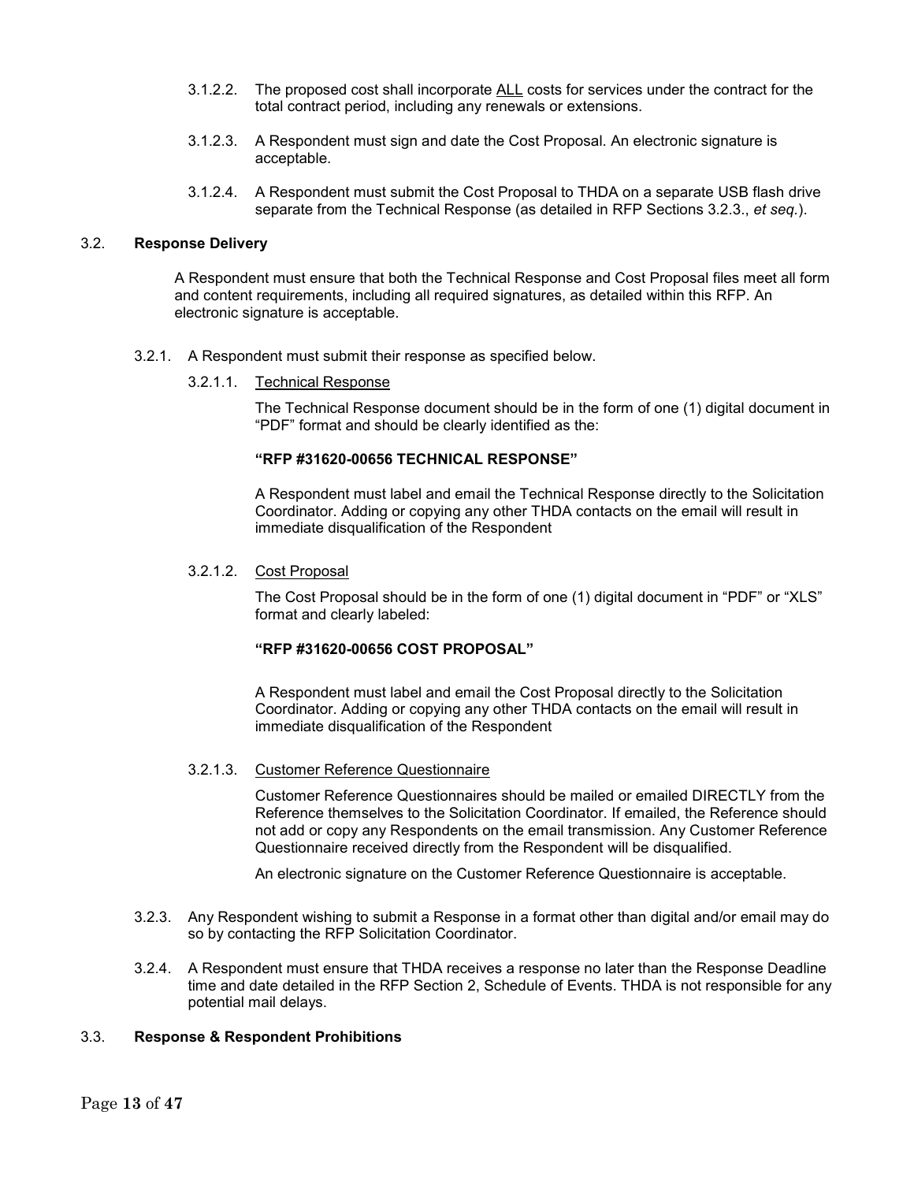3.1.2.2. The proposed cost shall incorporate ALL costs for services under the contract for the total contract period, including any renewals or extensions.

3.1.2.3. A Respondent must sign and date the Cost Proposal. An electronic signature is acceptable.

3.1.2.4. A Respondent must submit the Cost Proposal to THDA on a separate USB flash drive separate from the Technical Response (as detailed in RFP Sections 3.2.3., *et seq.*).

### 3.2. Response Delivery

A Respondent must ensure that both the Technical Response and Cost Proposal files meet all form and content requirements, including all required signatures, as detailed within this RFP. An electronic signature is acceptable.

3.2.1. A Respondent must submit their response as specified below.

3.2.1.1. Technical Response

The Technical Response document should be in the form of one (1) digital document in "PDF" format and should be clearly identified as the:

**"RFP #31620-00656 TECHNICAL RESPONSE"**

A Respondent must label and email the Technical Response directly to the Solicitation Coordinator. Adding or copying any other THDA contacts on the email will result in immediate disqualification of the Respondent

3.2.1.2. Cost Proposal

The Cost Proposal should be in the form of one (1) digital document in "PDF" or "XLS" format and clearly labeled:

**"RFP #31620-00656 COST PROPOSAL"**

A Respondent must label and email the Cost Proposal directly to the Solicitation Coordinator. Adding or copying any other THDA contacts on the email will result in immediate disqualification of the Respondent

3.2.1.3. Customer Reference Questionnaire

Customer Reference Questionnaires should be mailed or emailed DIRECTLY from the Reference themselves to the Solicitation Coordinator. If emailed, the Reference should not add or copy any Respondents on the email transmission. Any Customer Reference Questionnaire received directly from the Respondent will be disqualified.

An electronic signature on the Customer Reference Questionnaire is acceptable.

3.2.3. Any Respondent wishing to submit a Response in a format other than digital and/or email may do so by contacting the RFP Solicitation Coordinator.

3.2.4. A Respondent must ensure that THDA receives a response no later than the Response Deadline time and date detailed in the RFP Section 2, Schedule of Events. THDA is not responsible for any potential mail delays.

### 3.3. Response & Respondent Prohibitions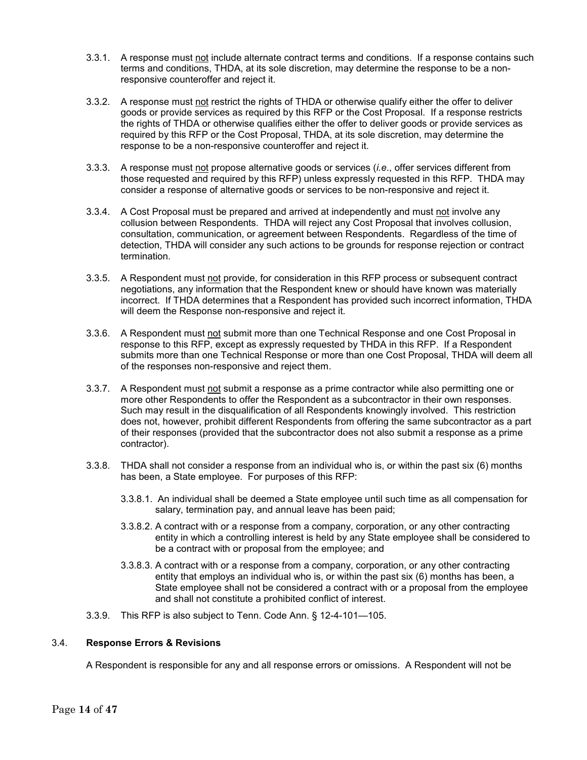3.3.1. A response must <u>not</u> include alternate contract terms and conditions. If a response contains such terms and conditions, THDA, at its sole discretion, may determine the response to be a non-responsive counteroffer and reject it.

3.3.2. A response must <u>not</u> restrict the rights of THDA or otherwise qualify either the offer to deliver goods or provide services as required by this RFP or the Cost Proposal. If a response restricts the rights of THDA or otherwise qualifies either the offer to deliver goods or provide services as required by this RFP or the Cost Proposal, THDA, at its sole discretion, may determine the response to be a non-responsive counteroffer and reject it.

3.3.3. A response must <u>not</u> propose alternative goods or services (*i.e*., offer services different from those requested and required by this RFP) unless expressly requested in this RFP. THDA may consider a response of alternative goods or services to be non-responsive and reject it.

3.3.4. A Cost Proposal must be prepared and arrived at independently and must <u>not</u> involve any collusion between Respondents. THDA will reject any Cost Proposal that involves collusion, consultation, communication, or agreement between Respondents. Regardless of the time of detection, THDA will consider any such actions to be grounds for response rejection or contract termination.

3.3.5. A Respondent must <u>not</u> provide, for consideration in this RFP process or subsequent contract negotiations, any information that the Respondent knew or should have known was materially incorrect. If THDA determines that a Respondent has provided such incorrect information, THDA will deem the Response non-responsive and reject it.

3.3.6. A Respondent must <u>not</u> submit more than one Technical Response and one Cost Proposal in response to this RFP, except as expressly requested by THDA in this RFP. If a Respondent submits more than one Technical Response or more than one Cost Proposal, THDA will deem all of the responses non-responsive and reject them.

3.3.7. A Respondent must <u>not</u> submit a response as a prime contractor while also permitting one or more other Respondents to offer the Respondent as a subcontractor in their own responses. Such may result in the disqualification of all Respondents knowingly involved. This restriction does not, however, prohibit different Respondents from offering the same subcontractor as a part of their responses (provided that the subcontractor does not also submit a response as a prime contractor).

3.3.8. THDA shall not consider a response from an individual who is, or within the past six (6) months has been, a State employee. For purposes of this RFP:

3.3.8.1. An individual shall be deemed a State employee until such time as all compensation for salary, termination pay, and annual leave has been paid;

3.3.8.2. A contract with or a response from a company, corporation, or any other contracting entity in which a controlling interest is held by any State employee shall be considered to be a contract with or proposal from the employee; and

3.3.8.3. A contract with or a response from a company, corporation, or any other contracting entity that employs an individual who is, or within the past six (6) months has been, a State employee shall not be considered a contract with or a proposal from the employee and shall not constitute a prohibited conflict of interest.

3.3.9. This RFP is also subject to Tenn. Code Ann. § 12-4-101—105.

### 3.4. **Response Errors & Revisions**

A Respondent is responsible for any and all response errors or omissions. A Respondent will not be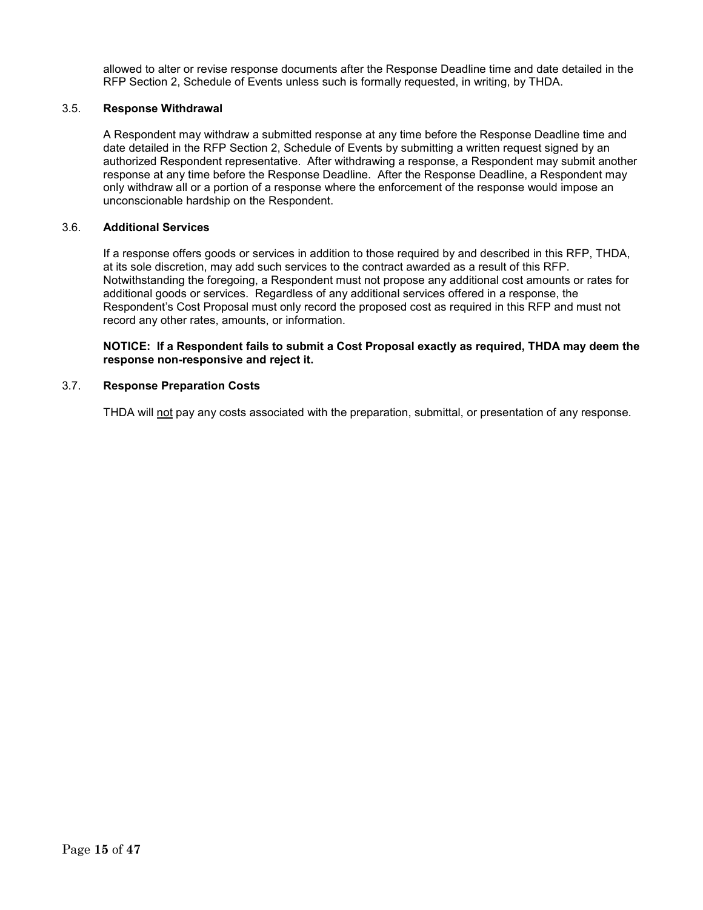allowed to alter or revise response documents after the Response Deadline time and date detailed in the RFP Section 2, Schedule of Events unless such is formally requested, in writing, by THDA.

### 3.5. Response Withdrawal

A Respondent may withdraw a submitted response at any time before the Response Deadline time and date detailed in the RFP Section 2, Schedule of Events by submitting a written request signed by an authorized Respondent representative. After withdrawing a response, a Respondent may submit another response at any time before the Response Deadline. After the Response Deadline, a Respondent may only withdraw all or a portion of a response where the enforcement of the response would impose an unconscionable hardship on the Respondent.

### 3.6. Additional Services

If a response offers goods or services in addition to those required by and described in this RFP, THDA, at its sole discretion, may add such services to the contract awarded as a result of this RFP. Notwithstanding the foregoing, a Respondent must not propose any additional cost amounts or rates for additional goods or services. Regardless of any additional services offered in a response, the Respondent's Cost Proposal must only record the proposed cost as required in this RFP and must not record any other rates, amounts, or information.

**NOTICE: If a Respondent fails to submit a Cost Proposal exactly as required, THDA may deem the response non-responsive and reject it.**

### 3.7. Response Preparation Costs

THDA will <u>not</u> pay any costs associated with the preparation, submittal, or presentation of any response.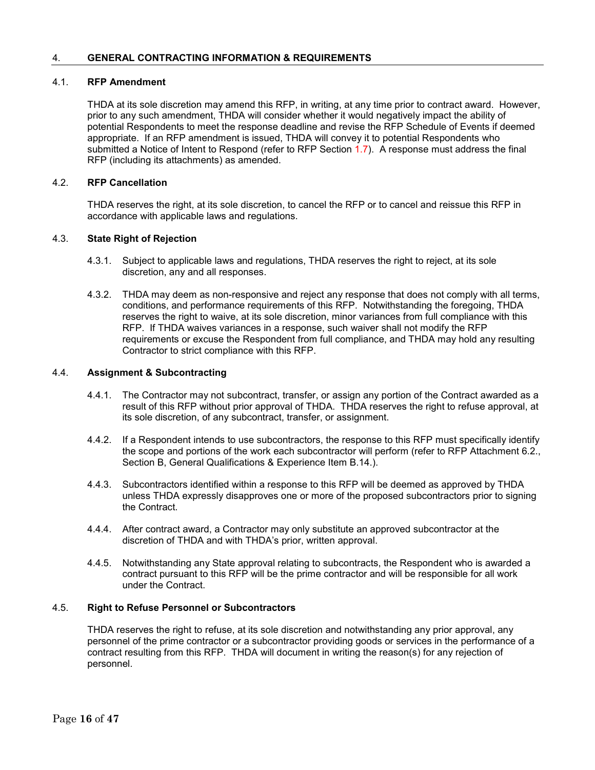## 4. GENERAL CONTRACTING INFORMATION & REQUIREMENTS

### 4.1. RFP Amendment

THDA at its sole discretion may amend this RFP, in writing, at any time prior to contract award. However, prior to any such amendment, THDA will consider whether it would negatively impact the ability of potential Respondents to meet the response deadline and revise the RFP Schedule of Events if deemed appropriate. If an RFP amendment is issued, THDA will convey it to potential Respondents who submitted a Notice of Intent to Respond (refer to RFP Section 1.7). A response must address the final RFP (including its attachments) as amended.

### 4.2. RFP Cancellation

THDA reserves the right, at its sole discretion, to cancel the RFP or to cancel and reissue this RFP in accordance with applicable laws and regulations.

### 4.3. State Right of Rejection

4.3.1. Subject to applicable laws and regulations, THDA reserves the right to reject, at its sole discretion, any and all responses.

4.3.2. THDA may deem as non-responsive and reject any response that does not comply with all terms, conditions, and performance requirements of this RFP. Notwithstanding the foregoing, THDA reserves the right to waive, at its sole discretion, minor variances from full compliance with this RFP. If THDA waives variances in a response, such waiver shall not modify the RFP requirements or excuse the Respondent from full compliance, and THDA may hold any resulting Contractor to strict compliance with this RFP.

### 4.4. Assignment & Subcontracting

4.4.1. The Contractor may not subcontract, transfer, or assign any portion of the Contract awarded as a result of this RFP without prior approval of THDA. THDA reserves the right to refuse approval, at its sole discretion, of any subcontract, transfer, or assignment.

4.4.2. If a Respondent intends to use subcontractors, the response to this RFP must specifically identify the scope and portions of the work each subcontractor will perform (refer to RFP Attachment 6.2., Section B, General Qualifications & Experience Item B.14.).

4.4.3. Subcontractors identified within a response to this RFP will be deemed as approved by THDA unless THDA expressly disapproves one or more of the proposed subcontractors prior to signing the Contract.

4.4.4. After contract award, a Contractor may only substitute an approved subcontractor at the discretion of THDA and with THDA's prior, written approval.

4.4.5. Notwithstanding any State approval relating to subcontracts, the Respondent who is awarded a contract pursuant to this RFP will be the prime contractor and will be responsible for all work under the Contract.

### 4.5. Right to Refuse Personnel or Subcontractors

THDA reserves the right to refuse, at its sole discretion and notwithstanding any prior approval, any personnel of the prime contractor or a subcontractor providing goods or services in the performance of a contract resulting from this RFP. THDA will document in writing the reason(s) for any rejection of personnel.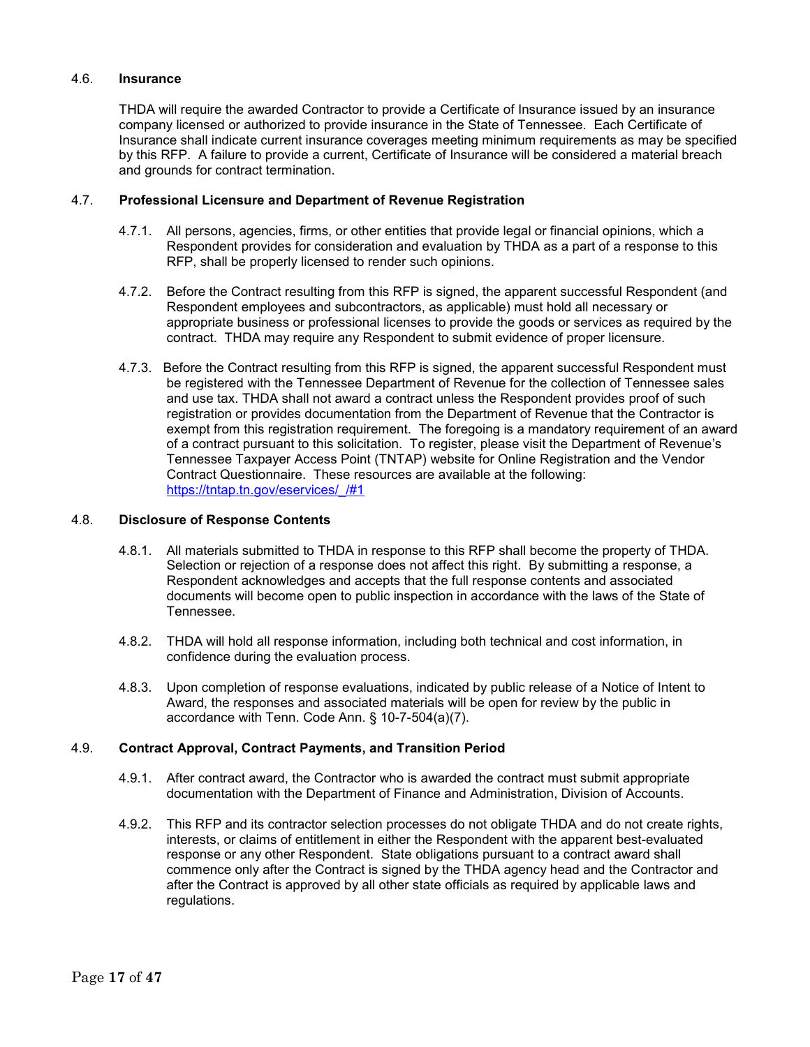### 4.6. **Insurance**

THDA will require the awarded Contractor to provide a Certificate of Insurance issued by an insurance company licensed or authorized to provide insurance in the State of Tennessee. Each Certificate of Insurance shall indicate current insurance coverages meeting minimum requirements as may be specified by this RFP. A failure to provide a current, Certificate of Insurance will be considered a material breach and grounds for contract termination.

### 4.7. **Professional Licensure and Department of Revenue Registration**

4.7.1. All persons, agencies, firms, or other entities that provide legal or financial opinions, which a Respondent provides for consideration and evaluation by THDA as a part of a response to this RFP, shall be properly licensed to render such opinions.

4.7.2. Before the Contract resulting from this RFP is signed, the apparent successful Respondent (and Respondent employees and subcontractors, as applicable) must hold all necessary or appropriate business or professional licenses to provide the goods or services as required by the contract. THDA may require any Respondent to submit evidence of proper licensure.

4.7.3. Before the Contract resulting from this RFP is signed, the apparent successful Respondent must be registered with the Tennessee Department of Revenue for the collection of Tennessee sales and use tax. THDA shall not award a contract unless the Respondent provides proof of such registration or provides documentation from the Department of Revenue that the Contractor is exempt from this registration requirement. The foregoing is a mandatory requirement of an award of a contract pursuant to this solicitation. To register, please visit the Department of Revenue's Tennessee Taxpayer Access Point (TNTAP) website for Online Registration and the Vendor Contract Questionnaire. These resources are available at the following: https://tntap.tn.gov/eservices/_/#1

### 4.8. **Disclosure of Response Contents**

4.8.1. All materials submitted to THDA in response to this RFP shall become the property of THDA. Selection or rejection of a response does not affect this right. By submitting a response, a Respondent acknowledges and accepts that the full response contents and associated documents will become open to public inspection in accordance with the laws of the State of Tennessee.

4.8.2. THDA will hold all response information, including both technical and cost information, in confidence during the evaluation process.

4.8.3. Upon completion of response evaluations, indicated by public release of a Notice of Intent to Award, the responses and associated materials will be open for review by the public in accordance with Tenn. Code Ann. § 10-7-504(a)(7).

### 4.9. **Contract Approval, Contract Payments, and Transition Period**

4.9.1. After contract award, the Contractor who is awarded the contract must submit appropriate documentation with the Department of Finance and Administration, Division of Accounts.

4.9.2. This RFP and its contractor selection processes do not obligate THDA and do not create rights, interests, or claims of entitlement in either the Respondent with the apparent best-evaluated response or any other Respondent. State obligations pursuant to a contract award shall commence only after the Contract is signed by the THDA agency head and the Contractor and after the Contract is approved by all other state officials as required by applicable laws and regulations.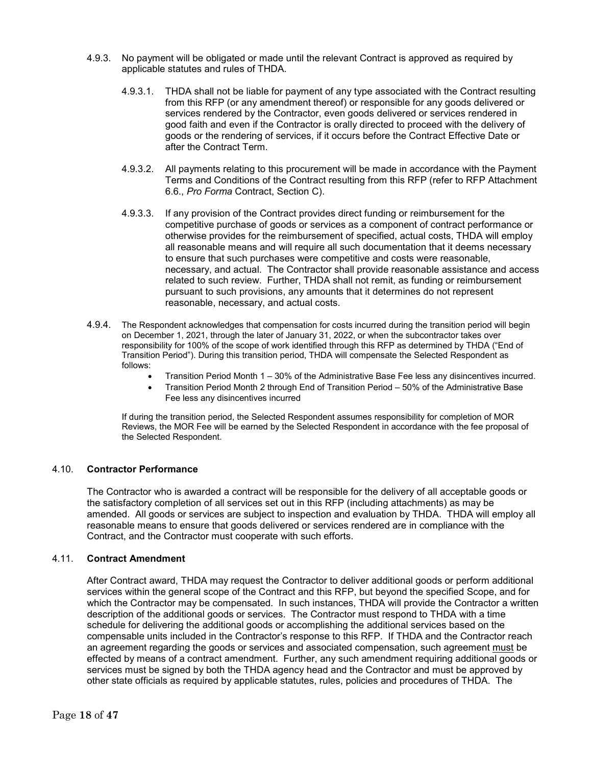4.9.3. No payment will be obligated or made until the relevant Contract is approved as required by applicable statutes and rules of THDA.

4.9.3.1. THDA shall not be liable for payment of any type associated with the Contract resulting from this RFP (or any amendment thereof) or responsible for any goods delivered or services rendered by the Contractor, even goods delivered or services rendered in good faith and even if the Contractor is orally directed to proceed with the delivery of goods or the rendering of services, if it occurs before the Contract Effective Date or after the Contract Term.

4.9.3.2. All payments relating to this procurement will be made in accordance with the Payment Terms and Conditions of the Contract resulting from this RFP (refer to RFP Attachment 6.6., *Pro Forma* Contract, Section C).

4.9.3.3. If any provision of the Contract provides direct funding or reimbursement for the competitive purchase of goods or services as a component of contract performance or otherwise provides for the reimbursement of specified, actual costs, THDA will employ all reasonable means and will require all such documentation that it deems necessary to ensure that such purchases were competitive and costs were reasonable, necessary, and actual. The Contractor shall provide reasonable assistance and access related to such review. Further, THDA shall not remit, as funding or reimbursement pursuant to such provisions, any amounts that it determines do not represent reasonable, necessary, and actual costs.

4.9.4. The Respondent acknowledges that compensation for costs incurred during the transition period will begin on December 1, 2021, through the later of January 31, 2022, or when the subcontractor takes over responsibility for 100% of the scope of work identified through this RFP as determined by THDA ("End of Transition Period"). During this transition period, THDA will compensate the Selected Respondent as follows:

- Transition Period Month 1 – 30% of the Administrative Base Fee less any disincentives incurred.
- Transition Period Month 2 through End of Transition Period – 50% of the Administrative Base Fee less any disincentives incurred

If during the transition period, the Selected Respondent assumes responsibility for completion of MOR Reviews, the MOR Fee will be earned by the Selected Respondent in accordance with the fee proposal of the Selected Respondent.

### 4.10. **Contractor Performance**

The Contractor who is awarded a contract will be responsible for the delivery of all acceptable goods or the satisfactory completion of all services set out in this RFP (including attachments) as may be amended. All goods or services are subject to inspection and evaluation by THDA. THDA will employ all reasonable means to ensure that goods delivered or services rendered are in compliance with the Contract, and the Contractor must cooperate with such efforts.

### 4.11. **Contract Amendment**

After Contract award, THDA may request the Contractor to deliver additional goods or perform additional services within the general scope of the Contract and this RFP, but beyond the specified Scope, and for which the Contractor may be compensated. In such instances, THDA will provide the Contractor a written description of the additional goods or services. The Contractor must respond to THDA with a time schedule for delivering the additional goods or accomplishing the additional services based on the compensable units included in the Contractor's response to this RFP. If THDA and the Contractor reach an agreement regarding the goods or services and associated compensation, such agreement must be effected by means of a contract amendment. Further, any such amendment requiring additional goods or services must be signed by both the THDA agency head and the Contractor and must be approved by other state officials as required by applicable statutes, rules, policies and procedures of THDA. The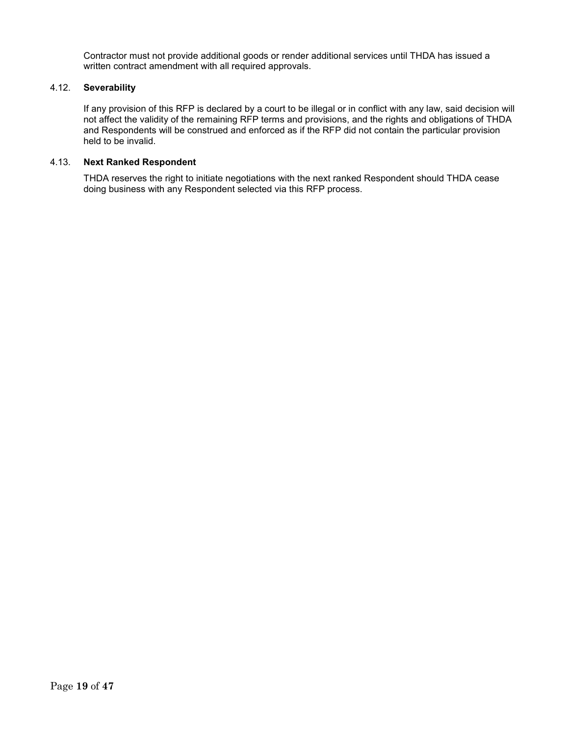Contractor must not provide additional goods or render additional services until THDA has issued a written contract amendment with all required approvals.

### 4.12. **Severability**

If any provision of this RFP is declared by a court to be illegal or in conflict with any law, said decision will not affect the validity of the remaining RFP terms and provisions, and the rights and obligations of THDA and Respondents will be construed and enforced as if the RFP did not contain the particular provision held to be invalid.

### 4.13. **Next Ranked Respondent**

THDA reserves the right to initiate negotiations with the next ranked Respondent should THDA cease doing business with any Respondent selected via this RFP process.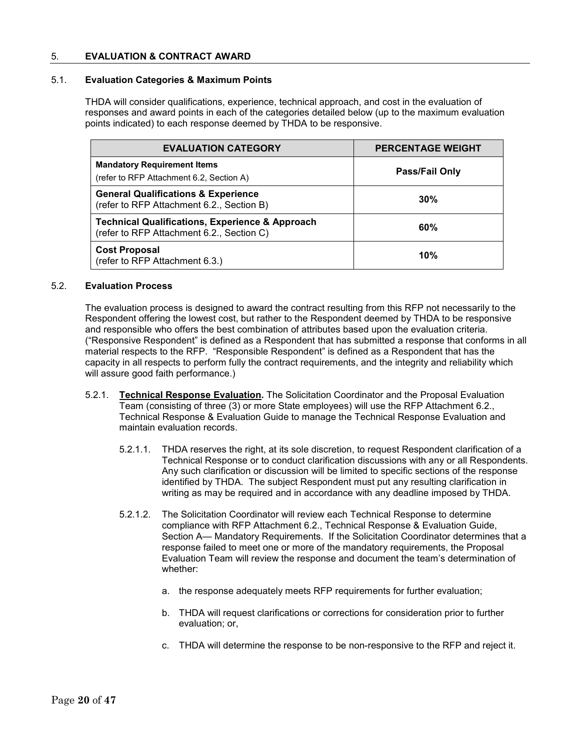## 5. EVALUATION & CONTRACT AWARD

### 5.1. Evaluation Categories & Maximum Points

THDA will consider qualifications, experience, technical approach, and cost in the evaluation of responses and award points in each of the categories detailed below (up to the maximum evaluation points indicated) to each response deemed by THDA to be responsive.

| EVALUATION CATEGORY | PERCENTAGE WEIGHT |
|---|---|
| **Mandatory Requirement Items**<br>(refer to RFP Attachment 6.2, Section A) | **Pass/Fail Only** |
| **General Qualifications & Experience**<br>(refer to RFP Attachment 6.2., Section B) | **30%** |
| **Technical Qualifications, Experience & Approach**<br>(refer to RFP Attachment 6.2., Section C) | **60%** |
| **Cost Proposal**<br>(refer to RFP Attachment 6.3.) | **10%** |

### 5.2. Evaluation Process

The evaluation process is designed to award the contract resulting from this RFP not necessarily to the Respondent offering the lowest cost, but rather to the Respondent deemed by THDA to be responsive and responsible who offers the best combination of attributes based upon the evaluation criteria. ("Responsive Respondent" is defined as a Respondent that has submitted a response that conforms in all material respects to the RFP. "Responsible Respondent" is defined as a Respondent that has the capacity in all respects to perform fully the contract requirements, and the integrity and reliability which will assure good faith performance.)

5.2.1. **Technical Response Evaluation.** The Solicitation Coordinator and the Proposal Evaluation Team (consisting of three (3) or more State employees) will use the RFP Attachment 6.2., Technical Response & Evaluation Guide to manage the Technical Response Evaluation and maintain evaluation records.

5.2.1.1. THDA reserves the right, at its sole discretion, to request Respondent clarification of a Technical Response or to conduct clarification discussions with any or all Respondents. Any such clarification or discussion will be limited to specific sections of the response identified by THDA. The subject Respondent must put any resulting clarification in writing as may be required and in accordance with any deadline imposed by THDA.

5.2.1.2. The Solicitation Coordinator will review each Technical Response to determine compliance with RFP Attachment 6.2., Technical Response & Evaluation Guide, Section A— Mandatory Requirements. If the Solicitation Coordinator determines that a response failed to meet one or more of the mandatory requirements, the Proposal Evaluation Team will review the response and document the team's determination of whether:

a. the response adequately meets RFP requirements for further evaluation;

b. THDA will request clarifications or corrections for consideration prior to further evaluation; or,

c. THDA will determine the response to be non-responsive to the RFP and reject it.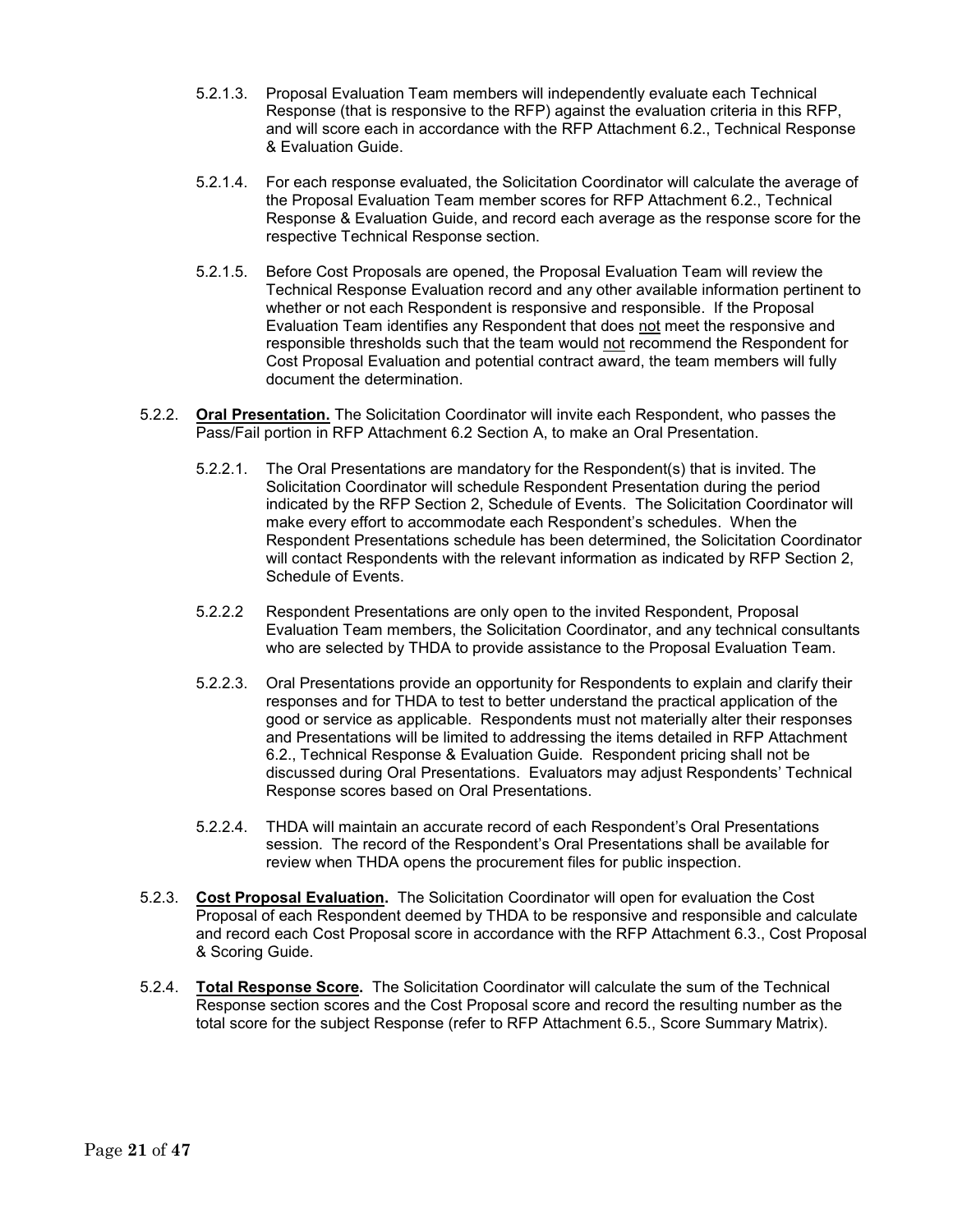5.2.1.3. Proposal Evaluation Team members will independently evaluate each Technical Response (that is responsive to the RFP) against the evaluation criteria in this RFP, and will score each in accordance with the RFP Attachment 6.2., Technical Response & Evaluation Guide.

5.2.1.4. For each response evaluated, the Solicitation Coordinator will calculate the average of the Proposal Evaluation Team member scores for RFP Attachment 6.2., Technical Response & Evaluation Guide, and record each average as the response score for the respective Technical Response section.

5.2.1.5. Before Cost Proposals are opened, the Proposal Evaluation Team will review the Technical Response Evaluation record and any other available information pertinent to whether or not each Respondent is responsive and responsible. If the Proposal Evaluation Team identifies any Respondent that does not meet the responsive and responsible thresholds such that the team would not recommend the Respondent for Cost Proposal Evaluation and potential contract award, the team members will fully document the determination.

5.2.2. **Oral Presentation.** The Solicitation Coordinator will invite each Respondent, who passes the Pass/Fail portion in RFP Attachment 6.2 Section A, to make an Oral Presentation.

5.2.2.1. The Oral Presentations are mandatory for the Respondent(s) that is invited. The Solicitation Coordinator will schedule Respondent Presentation during the period indicated by the RFP Section 2, Schedule of Events. The Solicitation Coordinator will make every effort to accommodate each Respondent's schedules. When the Respondent Presentations schedule has been determined, the Solicitation Coordinator will contact Respondents with the relevant information as indicated by RFP Section 2, Schedule of Events.

5.2.2.2 Respondent Presentations are only open to the invited Respondent, Proposal Evaluation Team members, the Solicitation Coordinator, and any technical consultants who are selected by THDA to provide assistance to the Proposal Evaluation Team.

5.2.2.3. Oral Presentations provide an opportunity for Respondents to explain and clarify their responses and for THDA to test to better understand the practical application of the good or service as applicable. Respondents must not materially alter their responses and Presentations will be limited to addressing the items detailed in RFP Attachment 6.2., Technical Response & Evaluation Guide. Respondent pricing shall not be discussed during Oral Presentations. Evaluators may adjust Respondents' Technical Response scores based on Oral Presentations.

5.2.2.4. THDA will maintain an accurate record of each Respondent's Oral Presentations session. The record of the Respondent's Oral Presentations shall be available for review when THDA opens the procurement files for public inspection.

5.2.3. **Cost Proposal Evaluation.** The Solicitation Coordinator will open for evaluation the Cost Proposal of each Respondent deemed by THDA to be responsive and responsible and calculate and record each Cost Proposal score in accordance with the RFP Attachment 6.3., Cost Proposal & Scoring Guide.

5.2.4. **Total Response Score.** The Solicitation Coordinator will calculate the sum of the Technical Response section scores and the Cost Proposal score and record the resulting number as the total score for the subject Response (refer to RFP Attachment 6.5., Score Summary Matrix).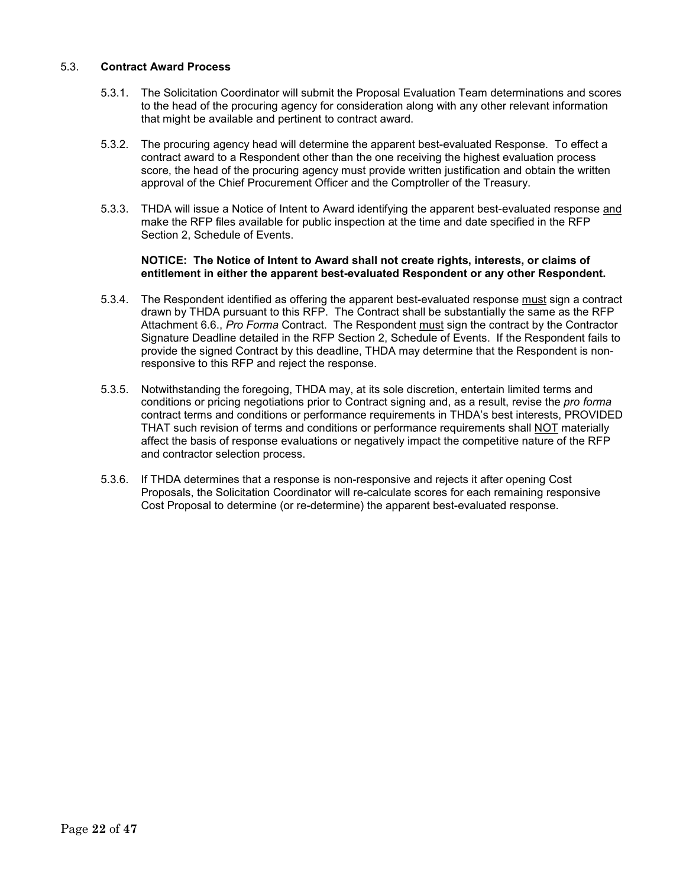### 5.3. **Contract Award Process**

5.3.1. The Solicitation Coordinator will submit the Proposal Evaluation Team determinations and scores to the head of the procuring agency for consideration along with any other relevant information that might be available and pertinent to contract award.

5.3.2. The procuring agency head will determine the apparent best-evaluated Response. To effect a contract award to a Respondent other than the one receiving the highest evaluation process score, the head of the procuring agency must provide written justification and obtain the written approval of the Chief Procurement Officer and the Comptroller of the Treasury.

5.3.3. THDA will issue a Notice of Intent to Award identifying the apparent best-evaluated response <u>and</u> make the RFP files available for public inspection at the time and date specified in the RFP Section 2, Schedule of Events.

**NOTICE: The Notice of Intent to Award shall not create rights, interests, or claims of entitlement in either the apparent best-evaluated Respondent or any other Respondent.**

5.3.4. The Respondent identified as offering the apparent best-evaluated response <u>must</u> sign a contract drawn by THDA pursuant to this RFP. The Contract shall be substantially the same as the RFP Attachment 6.6., *Pro Forma* Contract. The Respondent <u>must</u> sign the contract by the Contractor Signature Deadline detailed in the RFP Section 2, Schedule of Events. If the Respondent fails to provide the signed Contract by this deadline, THDA may determine that the Respondent is non-responsive to this RFP and reject the response.

5.3.5. Notwithstanding the foregoing, THDA may, at its sole discretion, entertain limited terms and conditions or pricing negotiations prior to Contract signing and, as a result, revise the *pro forma* contract terms and conditions or performance requirements in THDA's best interests, PROVIDED THAT such revision of terms and conditions or performance requirements shall <u>NOT</u> materially affect the basis of response evaluations or negatively impact the competitive nature of the RFP and contractor selection process.

5.3.6. If THDA determines that a response is non-responsive and rejects it after opening Cost Proposals, the Solicitation Coordinator will re-calculate scores for each remaining responsive Cost Proposal to determine (or re-determine) the apparent best-evaluated response.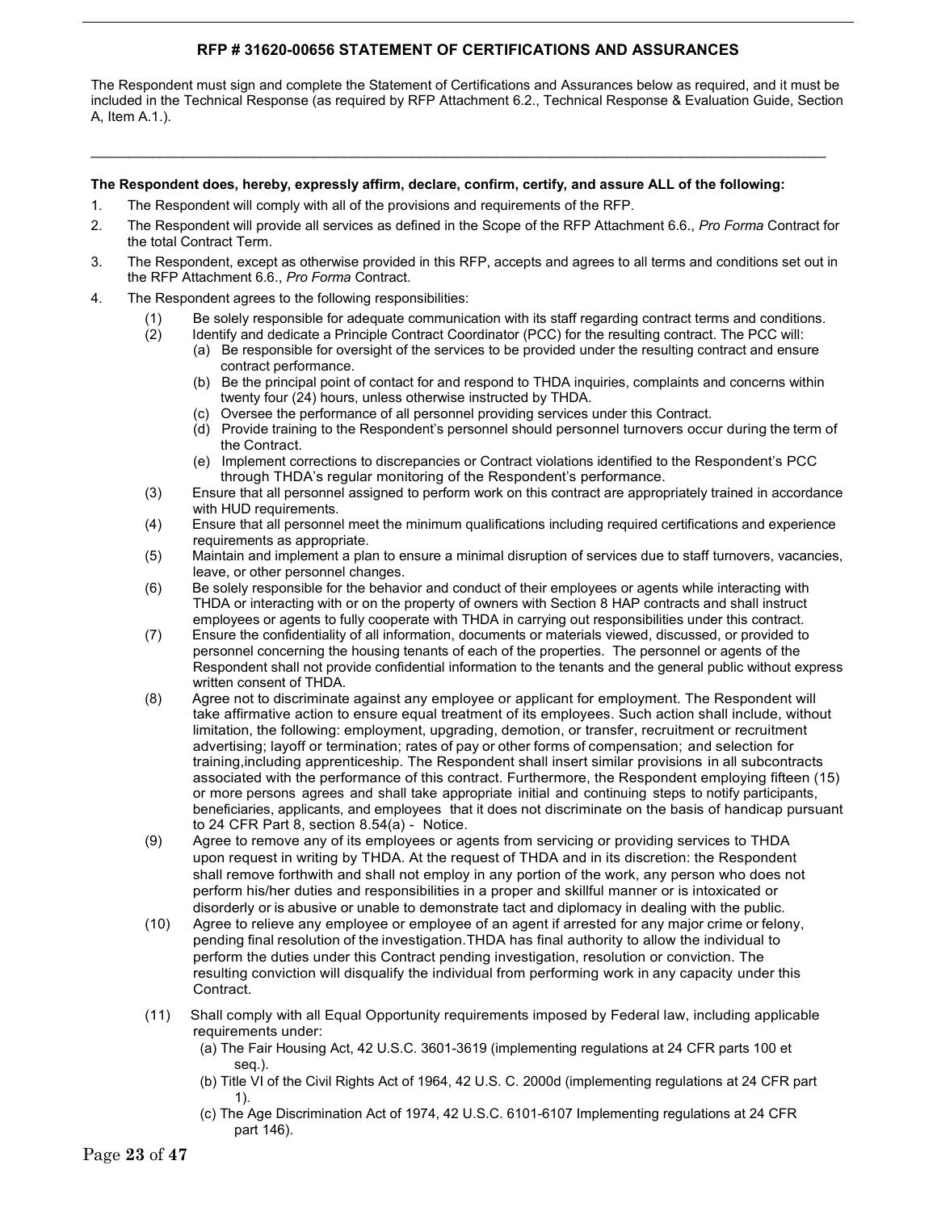## RFP # 31620-00656 STATEMENT OF CERTIFICATIONS AND ASSURANCES

The Respondent must sign and complete the Statement of Certifications and Assurances below as required, and it must be included in the Technical Response (as required by RFP Attachment 6.2., Technical Response & Evaluation Guide, Section A, Item A.1.).

---

**The Respondent does, hereby, expressly affirm, declare, confirm, certify, and assure ALL of the following:**

1. The Respondent will comply with all of the provisions and requirements of the RFP.
2. The Respondent will provide all services as defined in the Scope of the RFP Attachment 6.6., *Pro Forma* Contract for the total Contract Term.
3. The Respondent, except as otherwise provided in this RFP, accepts and agrees to all terms and conditions set out in the RFP Attachment 6.6., *Pro Forma* Contract.
4. The Respondent agrees to the following responsibilities:
   - (1) Be solely responsible for adequate communication with its staff regarding contract terms and conditions.
   - (2) Identify and dedicate a Principle Contract Coordinator (PCC) for the resulting contract. The PCC will:
     - (a) Be responsible for oversight of the services to be provided under the resulting contract and ensure contract performance.
     - (b) Be the principal point of contact for and respond to THDA inquiries, complaints and concerns within twenty four (24) hours, unless otherwise instructed by THDA.
     - (c) Oversee the performance of all personnel providing services under this Contract.
     - (d) Provide training to the Respondent's personnel should personnel turnovers occur during the term of the Contract.
     - (e) Implement corrections to discrepancies or Contract violations identified to the Respondent's PCC through THDA's regular monitoring of the Respondent's performance.
   - (3) Ensure that all personnel assigned to perform work on this contract are appropriately trained in accordance with HUD requirements.
   - (4) Ensure that all personnel meet the minimum qualifications including required certifications and experience requirements as appropriate.
   - (5) Maintain and implement a plan to ensure a minimal disruption of services due to staff turnovers, vacancies, leave, or other personnel changes.
   - (6) Be solely responsible for the behavior and conduct of their employees or agents while interacting with THDA or interacting with or on the property of owners with Section 8 HAP contracts and shall instruct employees or agents to fully cooperate with THDA in carrying out responsibilities under this contract.
   - (7) Ensure the confidentiality of all information, documents or materials viewed, discussed, or provided to personnel concerning the housing tenants of each of the properties. The personnel or agents of the Respondent shall not provide confidential information to the tenants and the general public without express written consent of THDA.
   - (8) Agree not to discriminate against any employee or applicant for employment. The Respondent will take affirmative action to ensure equal treatment of its employees. Such action shall include, without limitation, the following: employment, upgrading, demotion, or transfer, recruitment or recruitment advertising; layoff or termination; rates of pay or other forms of compensation; and selection for training,including apprenticeship. The Respondent shall insert similar provisions in all subcontracts associated with the performance of this contract. Furthermore, the Respondent employing fifteen (15) or more persons agrees and shall take appropriate initial and continuing steps to notify participants, beneficiaries, applicants, and employees that it does not discriminate on the basis of handicap pursuant to 24 CFR Part 8, section 8.54(a) - Notice.
   - (9) Agree to remove any of its employees or agents from servicing or providing services to THDA upon request in writing by THDA. At the request of THDA and in its discretion: the Respondent shall remove forthwith and shall not employ in any portion of the work, any person who does not perform his/her duties and responsibilities in a proper and skillful manner or is intoxicated or disorderly or is abusive or unable to demonstrate tact and diplomacy in dealing with the public.
   - (10) Agree to relieve any employee or employee of an agent if arrested for any major crime or felony, pending final resolution of the investigation.THDA has final authority to allow the individual to perform the duties under this Contract pending investigation, resolution or conviction. The resulting conviction will disqualify the individual from performing work in any capacity under this Contract.
   - (11) Shall comply with all Equal Opportunity requirements imposed by Federal law, including applicable requirements under:
     - (a) The Fair Housing Act, 42 U.S.C. 3601-3619 (implementing regulations at 24 CFR parts 100 et seq.).
     - (b) Title VI of the Civil Rights Act of 1964, 42 U.S. C. 2000d (implementing regulations at 24 CFR part 1).
     - (c) The Age Discrimination Act of 1974, 42 U.S.C. 6101-6107 Implementing regulations at 24 CFR part 146).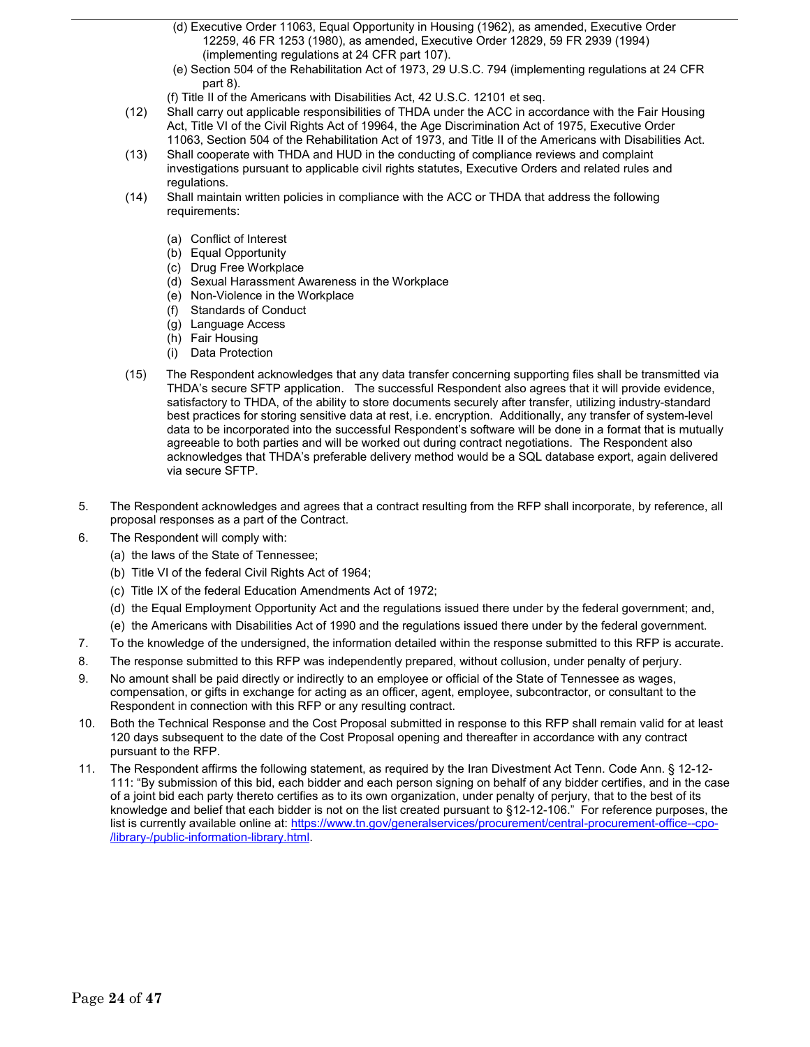(d) Executive Order 11063, Equal Opportunity in Housing (1962), as amended, Executive Order 12259, 46 FR 1253 (1980), as amended, Executive Order 12829, 59 FR 2939 (1994) (implementing regulations at 24 CFR part 107).

(e) Section 504 of the Rehabilitation Act of 1973, 29 U.S.C. 794 (implementing regulations at 24 CFR part 8).

(f) Title II of the Americans with Disabilities Act, 42 U.S.C. 12101 et seq.

(12) Shall carry out applicable responsibilities of THDA under the ACC in accordance with the Fair Housing Act, Title VI of the Civil Rights Act of 19964, the Age Discrimination Act of 1975, Executive Order 11063, Section 504 of the Rehabilitation Act of 1973, and Title II of the Americans with Disabilities Act.

(13) Shall cooperate with THDA and HUD in the conducting of compliance reviews and complaint investigations pursuant to applicable civil rights statutes, Executive Orders and related rules and regulations.

(14) Shall maintain written policies in compliance with the ACC or THDA that address the following requirements:

(a) Conflict of Interest
(b) Equal Opportunity
(c) Drug Free Workplace
(d) Sexual Harassment Awareness in the Workplace
(e) Non-Violence in the Workplace
(f) Standards of Conduct
(g) Language Access
(h) Fair Housing
(i) Data Protection

(15) The Respondent acknowledges that any data transfer concerning supporting files shall be transmitted via THDA's secure SFTP application. The successful Respondent also agrees that it will provide evidence, satisfactory to THDA, of the ability to store documents securely after transfer, utilizing industry-standard best practices for storing sensitive data at rest, i.e. encryption. Additionally, any transfer of system-level data to be incorporated into the successful Respondent's software will be done in a format that is mutually agreeable to both parties and will be worked out during contract negotiations. The Respondent also acknowledges that THDA's preferable delivery method would be a SQL database export, again delivered via secure SFTP.

5. The Respondent acknowledges and agrees that a contract resulting from the RFP shall incorporate, by reference, all proposal responses as a part of the Contract.

6. The Respondent will comply with:
   (a) the laws of the State of Tennessee;
   (b) Title VI of the federal Civil Rights Act of 1964;
   (c) Title IX of the federal Education Amendments Act of 1972;
   (d) the Equal Employment Opportunity Act and the regulations issued there under by the federal government; and,
   (e) the Americans with Disabilities Act of 1990 and the regulations issued there under by the federal government.

7. To the knowledge of the undersigned, the information detailed within the response submitted to this RFP is accurate.

8. The response submitted to this RFP was independently prepared, without collusion, under penalty of perjury.

9. No amount shall be paid directly or indirectly to an employee or official of the State of Tennessee as wages, compensation, or gifts in exchange for acting as an officer, agent, employee, subcontractor, or consultant to the Respondent in connection with this RFP or any resulting contract.

10. Both the Technical Response and the Cost Proposal submitted in response to this RFP shall remain valid for at least 120 days subsequent to the date of the Cost Proposal opening and thereafter in accordance with any contract pursuant to the RFP.

11. The Respondent affirms the following statement, as required by the Iran Divestment Act Tenn. Code Ann. § 12-12-111: "By submission of this bid, each bidder and each person signing on behalf of any bidder certifies, and in the case of a joint bid each party thereto certifies as to its own organization, under penalty of perjury, that to the best of its knowledge and belief that each bidder is not on the list created pursuant to §12-12-106." For reference purposes, the list is currently available online at: https://www.tn.gov/generalservices/procurement/central-procurement-office--cpo-/library-/public-information-library.html.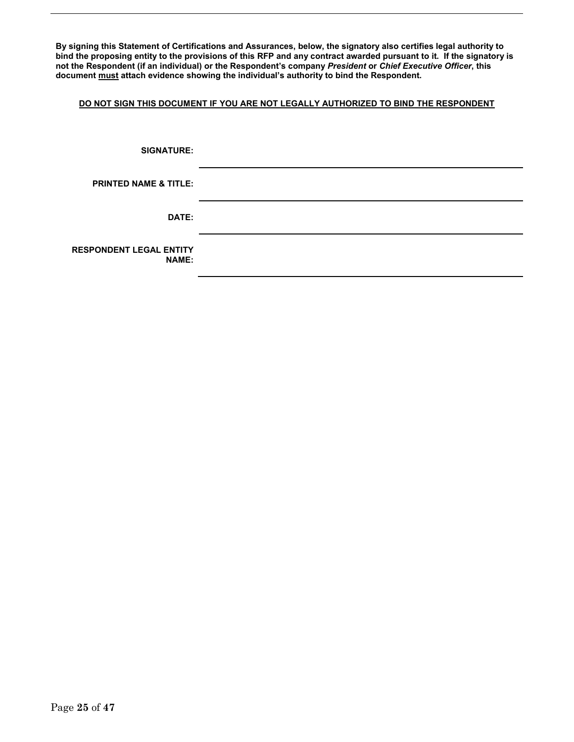**By signing this Statement of Certifications and Assurances, below, the signatory also certifies legal authority to bind the proposing entity to the provisions of this RFP and any contract awarded pursuant to it. If the signatory is not the Respondent (if an individual) or the Respondent's company *President* or *Chief Executive Officer*, this document <u>must</u> attach evidence showing the individual's authority to bind the Respondent.**

**<u>DO NOT SIGN THIS DOCUMENT IF YOU ARE NOT LEGALLY AUTHORIZED TO BIND THE RESPONDENT</u>**

**SIGNATURE:** ______________________________________________

**PRINTED NAME & TITLE:** ______________________________________________

**DATE:** ______________________________________________

**RESPONDENT LEGAL ENTITY NAME:** ______________________________________________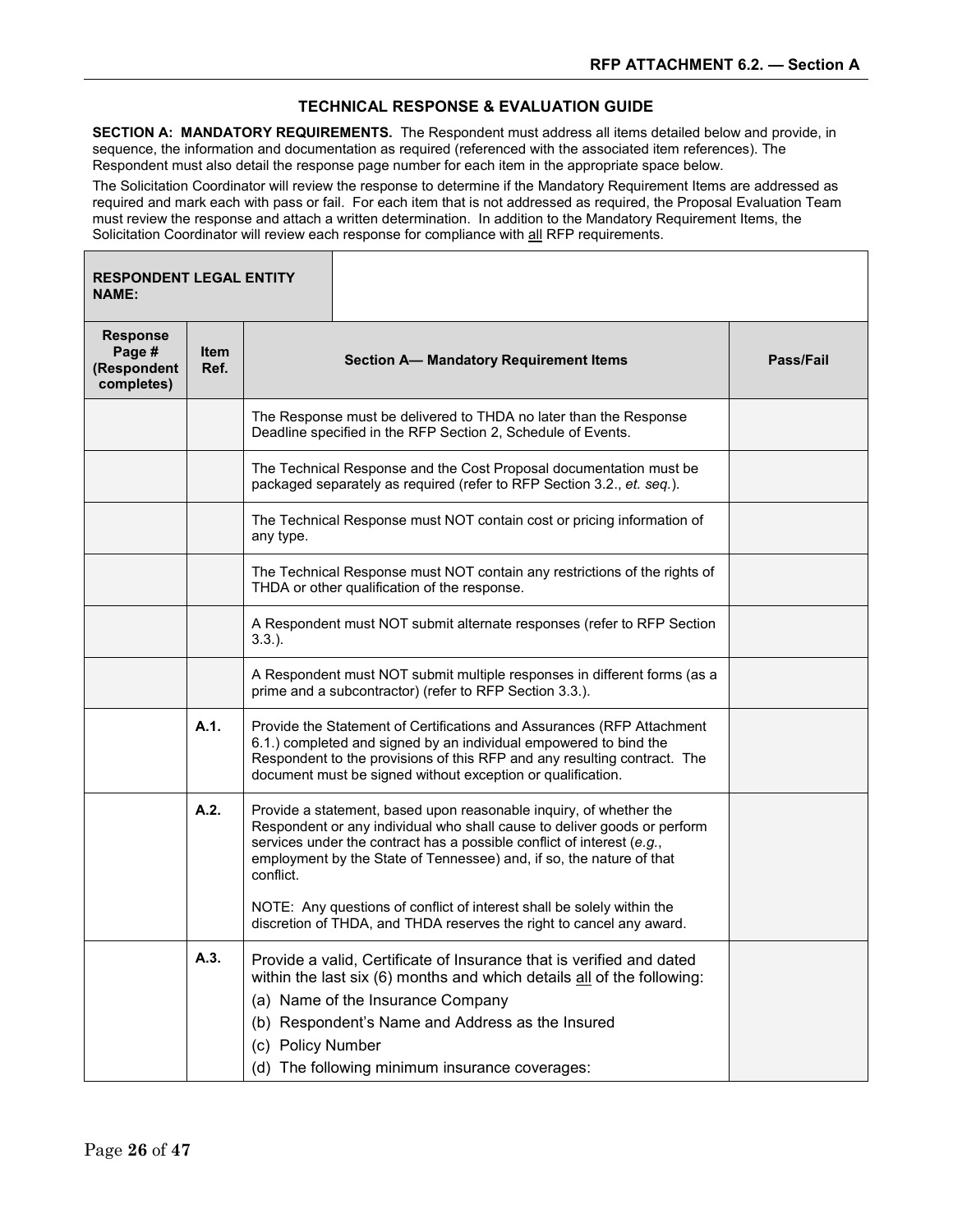## TECHNICAL RESPONSE & EVALUATION GUIDE

**SECTION A: MANDATORY REQUIREMENTS.** The Respondent must address all items detailed below and provide, in sequence, the information and documentation as required (referenced with the associated item references). The Respondent must also detail the response page number for each item in the appropriate space below.

The Solicitation Coordinator will review the response to determine if the Mandatory Requirement Items are addressed as required and mark each with pass or fail. For each item that is not addressed as required, the Proposal Evaluation Team must review the response and attach a written determination. In addition to the Mandatory Requirement Items, the Solicitation Coordinator will review each response for compliance with all RFP requirements.

| **RESPONDENT LEGAL ENTITY NAME:** | | | |
|---|---|---|---|
| **Response Page # (Respondent completes)** | **Item Ref.** | **Section A— Mandatory Requirement Items** | **Pass/Fail** |
| | | The Response must be delivered to THDA no later than the Response Deadline specified in the RFP Section 2, Schedule of Events. | |
| | | The Technical Response and the Cost Proposal documentation must be packaged separately as required (refer to RFP Section 3.2., *et. seq.*). | |
| | | The Technical Response must NOT contain cost or pricing information of any type. | |
| | | The Technical Response must NOT contain any restrictions of the rights of THDA or other qualification of the response. | |
| | | A Respondent must NOT submit alternate responses (refer to RFP Section 3.3.). | |
| | | A Respondent must NOT submit multiple responses in different forms (as a prime and a subcontractor) (refer to RFP Section 3.3.). | |
| | **A.1.** | Provide the Statement of Certifications and Assurances (RFP Attachment 6.1.) completed and signed by an individual empowered to bind the Respondent to the provisions of this RFP and any resulting contract. The document must be signed without exception or qualification. | |
| | **A.2.** | Provide a statement, based upon reasonable inquiry, of whether the Respondent or any individual who shall cause to deliver goods or perform services under the contract has a possible conflict of interest (*e.g.*, employment by the State of Tennessee) and, if so, the nature of that conflict.<br><br>NOTE: Any questions of conflict of interest shall be solely within the discretion of THDA, and THDA reserves the right to cancel any award. | |
| | **A.3.** | Provide a valid, Certificate of Insurance that is verified and dated within the last six (6) months and which details all of the following:<br>(a) Name of the Insurance Company<br>(b) Respondent's Name and Address as the Insured<br>(c) Policy Number<br>(d) The following minimum insurance coverages: | |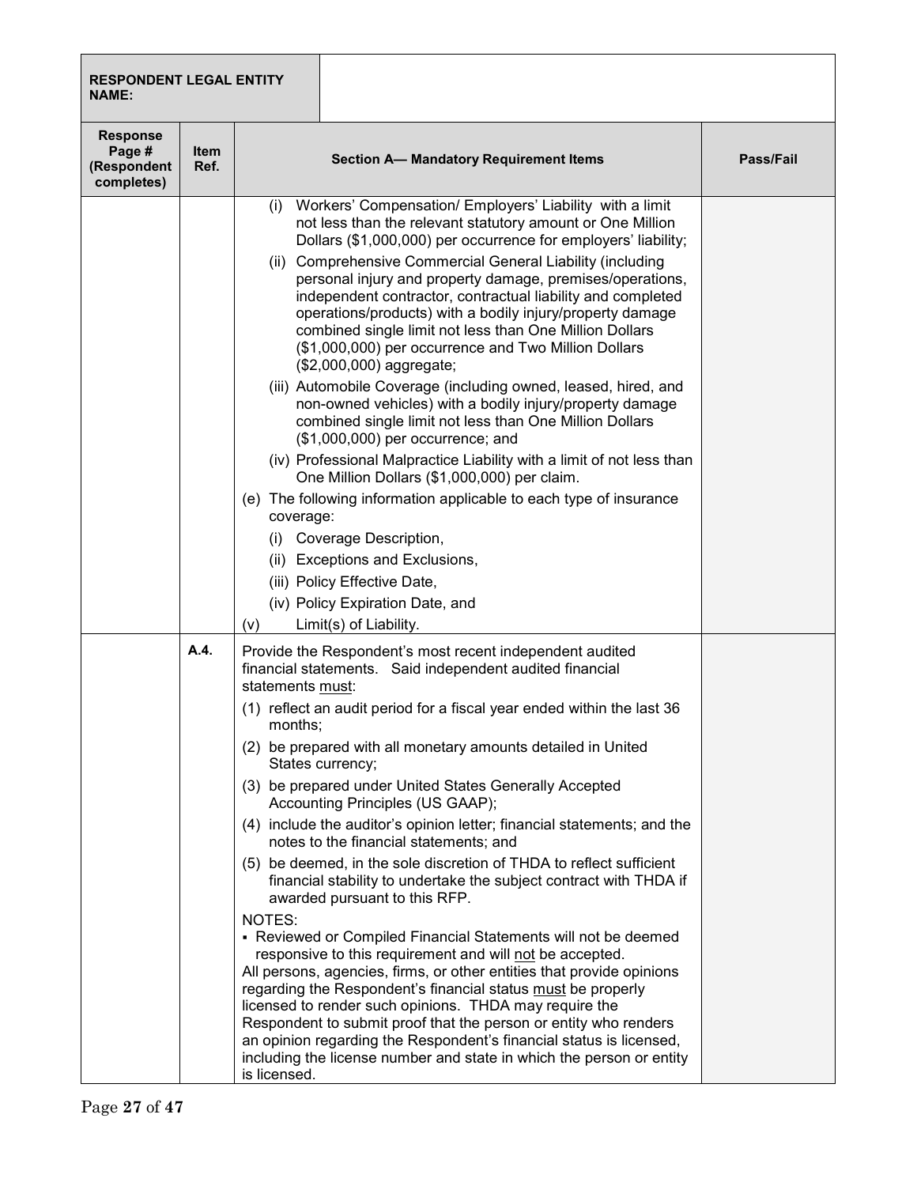| RESPONDENT LEGAL ENTITY NAME: | | | |
|---|---|---|---|

| Response Page # (Respondent completes) | Item Ref. | Section A— Mandatory Requirement Items | Pass/Fail |
|---|---|---|---|
| | | (i) Workers' Compensation/ Employers' Liability with a limit not less than the relevant statutory amount or One Million Dollars ($1,000,000) per occurrence for employers' liability;<br>(ii) Comprehensive Commercial General Liability (including personal injury and property damage, premises/operations, independent contractor, contractual liability and completed operations/products) with a bodily injury/property damage combined single limit not less than One Million Dollars ($1,000,000) per occurrence and Two Million Dollars ($2,000,000) aggregate;<br>(iii) Automobile Coverage (including owned, leased, hired, and non-owned vehicles) with a bodily injury/property damage combined single limit not less than One Million Dollars ($1,000,000) per occurrence; and<br>(iv) Professional Malpractice Liability with a limit of not less than One Million Dollars ($1,000,000) per claim.<br>(e) The following information applicable to each type of insurance coverage:<br>(i) Coverage Description,<br>(ii) Exceptions and Exclusions,<br>(iii) Policy Effective Date,<br>(iv) Policy Expiration Date, and<br>(v) Limit(s) of Liability. | |
| | **A.4.** | Provide the Respondent's most recent independent audited financial statements. Said independent audited financial statements <u>must</u>:<br>(1) reflect an audit period for a fiscal year ended within the last 36 months;<br>(2) be prepared with all monetary amounts detailed in United States currency;<br>(3) be prepared under United States Generally Accepted Accounting Principles (US GAAP);<br>(4) include the auditor's opinion letter; financial statements; and the notes to the financial statements; and<br>(5) be deemed, in the sole discretion of THDA to reflect sufficient financial stability to undertake the subject contract with THDA if awarded pursuant to this RFP.<br>NOTES:<br>▪ Reviewed or Compiled Financial Statements will not be deemed responsive to this requirement and will <u>not</u> be accepted.<br>All persons, agencies, firms, or other entities that provide opinions regarding the Respondent's financial status <u>must</u> be properly licensed to render such opinions. THDA may require the Respondent to submit proof that the person or entity who renders an opinion regarding the Respondent's financial status is licensed, including the license number and state in which the person or entity is licensed. | |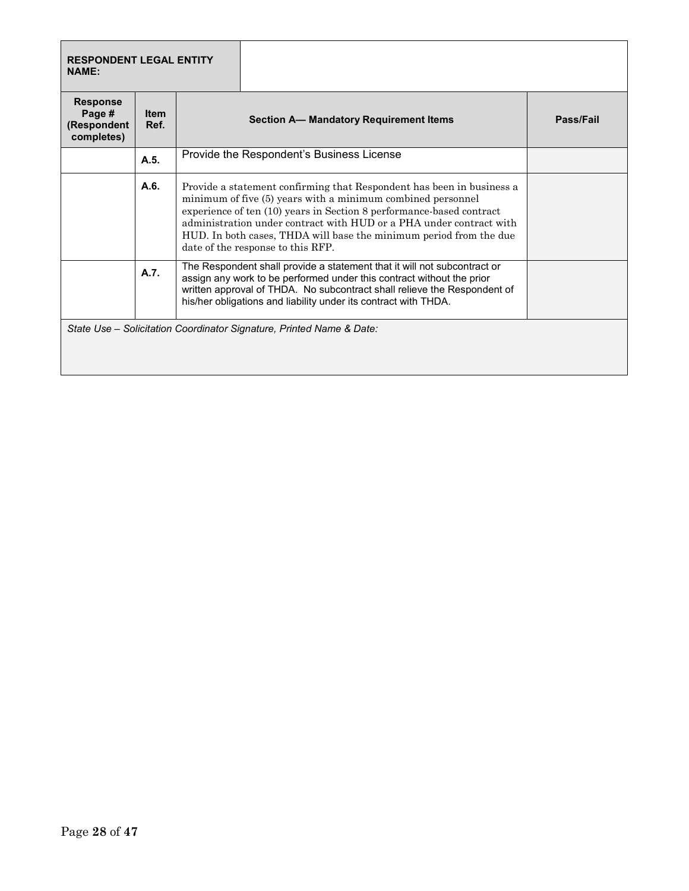| **RESPONDENT LEGAL ENTITY NAME:** | | | |
|---|---|---|---|
| **Response Page # (Respondent completes)** | **Item Ref.** | **Section A— Mandatory Requirement Items** | **Pass/Fail** |
| | **A.5.** | Provide the Respondent's Business License | |
| | **A.6.** | Provide a statement confirming that Respondent has been in business a minimum of five (5) years with a minimum combined personnel experience of ten (10) years in Section 8 performance-based contract administration under contract with HUD or a PHA under contract with HUD. In both cases, THDA will base the minimum period from the due date of the response to this RFP. | |
| | **A.7.** | The Respondent shall provide a statement that it will not subcontract or assign any work to be performed under this contract without the prior written approval of THDA. No subcontract shall relieve the Respondent of his/her obligations and liability under its contract with THDA. | |
| *State Use – Solicitation Coordinator Signature, Printed Name & Date:* | | | |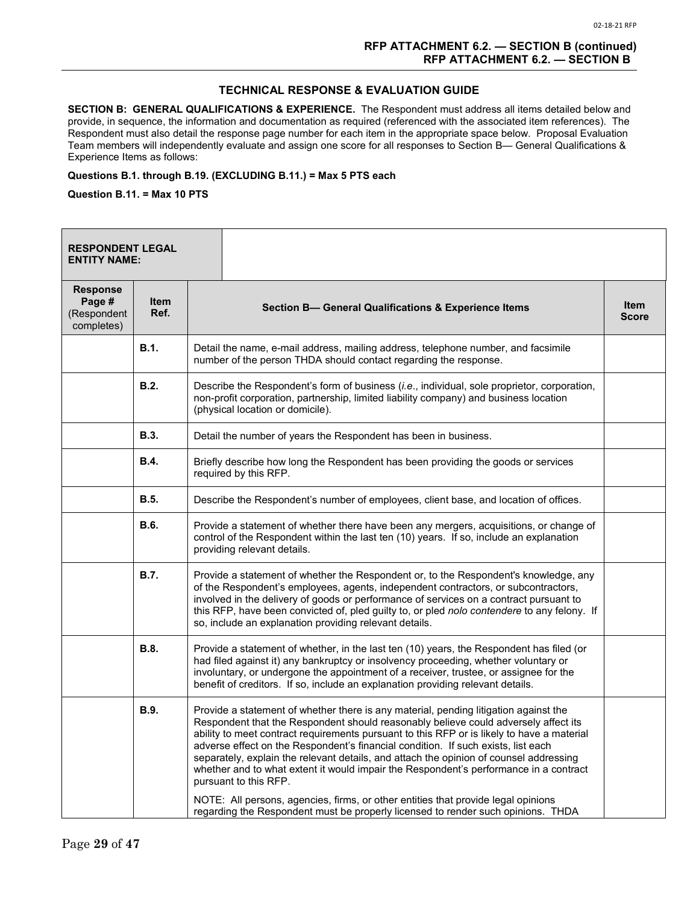RFP ATTACHMENT 6.2. — SECTION B (continued)
RFP ATTACHMENT 6.2. — SECTION B

## TECHNICAL RESPONSE & EVALUATION GUIDE

**SECTION B: GENERAL QUALIFICATIONS & EXPERIENCE.** The Respondent must address all items detailed below and provide, in sequence, the information and documentation as required (referenced with the associated item references). The Respondent must also detail the response page number for each item in the appropriate space below. Proposal Evaluation Team members will independently evaluate and assign one score for all responses to Section B— General Qualifications & Experience Items as follows:

**Questions B.1. through B.19. (EXCLUDING B.11.) = Max 5 PTS each**

**Question B.11. = Max 10 PTS**

| **RESPONDENT LEGAL ENTITY NAME:** | | | |
|---|---|---|---|
| **Response Page #** (Respondent completes) | **Item Ref.** | **Section B— General Qualifications & Experience Items** | **Item Score** |
| | **B.1.** | Detail the name, e-mail address, mailing address, telephone number, and facsimile number of the person THDA should contact regarding the response. | |
| | **B.2.** | Describe the Respondent's form of business (*i.e*., individual, sole proprietor, corporation, non-profit corporation, partnership, limited liability company) and business location (physical location or domicile). | |
| | **B.3.** | Detail the number of years the Respondent has been in business. | |
| | **B.4.** | Briefly describe how long the Respondent has been providing the goods or services required by this RFP. | |
| | **B.5.** | Describe the Respondent's number of employees, client base, and location of offices. | |
| | **B.6.** | Provide a statement of whether there have been any mergers, acquisitions, or change of control of the Respondent within the last ten (10) years. If so, include an explanation providing relevant details. | |
| | **B.7.** | Provide a statement of whether the Respondent or, to the Respondent's knowledge, any of the Respondent's employees, agents, independent contractors, or subcontractors, involved in the delivery of goods or performance of services on a contract pursuant to this RFP, have been convicted of, pled guilty to, or pled *nolo contendere* to any felony. If so, include an explanation providing relevant details. | |
| | **B.8.** | Provide a statement of whether, in the last ten (10) years, the Respondent has filed (or had filed against it) any bankruptcy or insolvency proceeding, whether voluntary or involuntary, or undergone the appointment of a receiver, trustee, or assignee for the benefit of creditors. If so, include an explanation providing relevant details. | |
| | **B.9.** | Provide a statement of whether there is any material, pending litigation against the Respondent that the Respondent should reasonably believe could adversely affect its ability to meet contract requirements pursuant to this RFP or is likely to have a material adverse effect on the Respondent's financial condition. If such exists, list each separately, explain the relevant details, and attach the opinion of counsel addressing whether and to what extent it would impair the Respondent's performance in a contract pursuant to this RFP.<br><br>NOTE: All persons, agencies, firms, or other entities that provide legal opinions regarding the Respondent must be properly licensed to render such opinions. THDA | |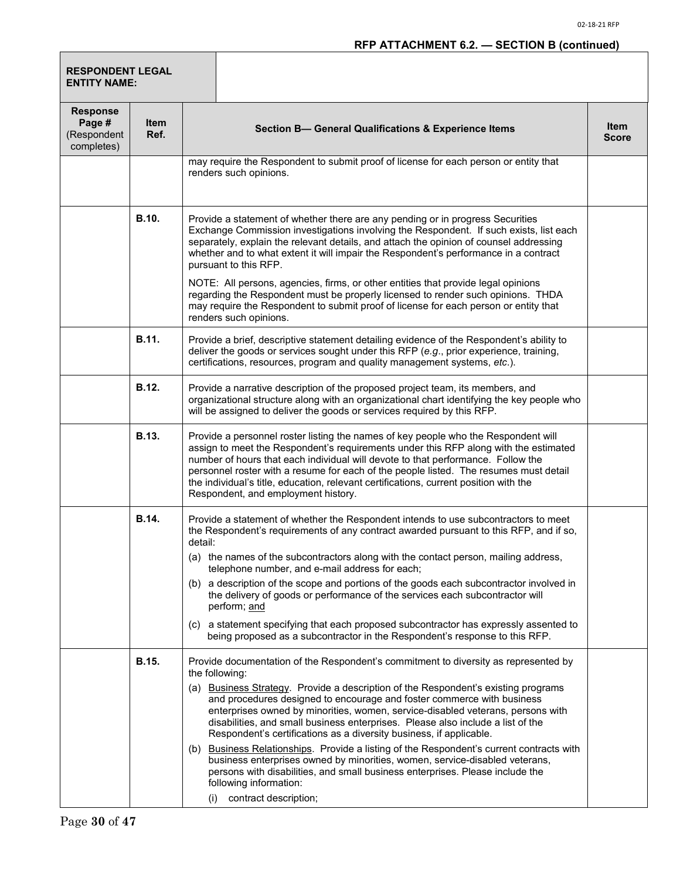**RFP ATTACHMENT 6.2. — SECTION B (continued)**

| RESPONDENT LEGAL ENTITY NAME: | |
|---|---|

| Response Page # (Respondent completes) | Item Ref. | Section B— General Qualifications & Experience Items | Item Score |
|---|---|---|---|
| | | may require the Respondent to submit proof of license for each person or entity that renders such opinions. | |
| | **B.10.** | Provide a statement of whether there are any pending or in progress Securities Exchange Commission investigations involving the Respondent. If such exists, list each separately, explain the relevant details, and attach the opinion of counsel addressing whether and to what extent it will impair the Respondent's performance in a contract pursuant to this RFP.<br><br>NOTE: All persons, agencies, firms, or other entities that provide legal opinions regarding the Respondent must be properly licensed to render such opinions. THDA may require the Respondent to submit proof of license for each person or entity that renders such opinions. | |
| | **B.11.** | Provide a brief, descriptive statement detailing evidence of the Respondent's ability to deliver the goods or services sought under this RFP (*e.g*., prior experience, training, certifications, resources, program and quality management systems, *etc*.). | |
| | **B.12.** | Provide a narrative description of the proposed project team, its members, and organizational structure along with an organizational chart identifying the key people who will be assigned to deliver the goods or services required by this RFP. | |
| | **B.13.** | Provide a personnel roster listing the names of key people who the Respondent will assign to meet the Respondent's requirements under this RFP along with the estimated number of hours that each individual will devote to that performance. Follow the personnel roster with a resume for each of the people listed. The resumes must detail the individual's title, education, relevant certifications, current position with the Respondent, and employment history. | |
| | **B.14.** | Provide a statement of whether the Respondent intends to use subcontractors to meet the Respondent's requirements of any contract awarded pursuant to this RFP, and if so, detail:<br>(a) the names of the subcontractors along with the contact person, mailing address, telephone number, and e-mail address for each;<br>(b) a description of the scope and portions of the goods each subcontractor involved in the delivery of goods or performance of the services each subcontractor will perform; and<br>(c) a statement specifying that each proposed subcontractor has expressly assented to being proposed as a subcontractor in the Respondent's response to this RFP. | |
| | **B.15.** | Provide documentation of the Respondent's commitment to diversity as represented by the following:<br>(a) Business Strategy. Provide a description of the Respondent's existing programs and procedures designed to encourage and foster commerce with business enterprises owned by minorities, women, service-disabled veterans, persons with disabilities, and small business enterprises. Please also include a list of the Respondent's certifications as a diversity business, if applicable.<br>(b) Business Relationships. Provide a listing of the Respondent's current contracts with business enterprises owned by minorities, women, service-disabled veterans, persons with disabilities, and small business enterprises. Please include the following information:<br>(i) contract description; | |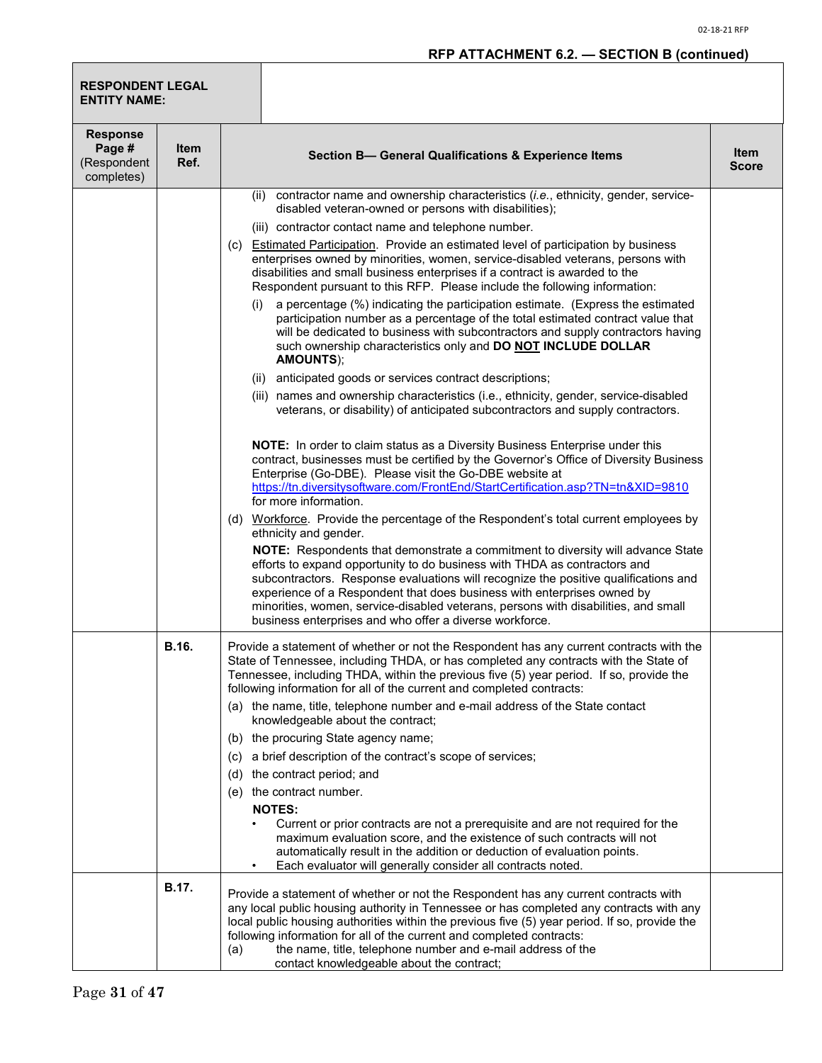## RFP ATTACHMENT 6.2. — SECTION B (continued)

| RESPONDENT LEGAL ENTITY NAME: | |
|---|---|

| Response Page # (Respondent completes) | Item Ref. | Section B— General Qualifications & Experience Items | Item Score |
|---|---|---|---|
| | | (ii) contractor name and ownership characteristics (*i.e.*, ethnicity, gender, service-disabled veteran-owned or persons with disabilities);<br>(iii) contractor contact name and telephone number.<br>(c) Estimated Participation. Provide an estimated level of participation by business enterprises owned by minorities, women, service-disabled veterans, persons with disabilities and small business enterprises if a contract is awarded to the Respondent pursuant to this RFP. Please include the following information:<br>(i) a percentage (%) indicating the participation estimate. (Express the estimated participation number as a percentage of the total estimated contract value that will be dedicated to business with subcontractors and supply contractors having such ownership characteristics only and **DO NOT INCLUDE DOLLAR AMOUNTS**);<br>(ii) anticipated goods or services contract descriptions;<br>(iii) names and ownership characteristics (i.e., ethnicity, gender, service-disabled veterans, or disability) of anticipated subcontractors and supply contractors.<br><br>**NOTE:** In order to claim status as a Diversity Business Enterprise under this contract, businesses must be certified by the Governor's Office of Diversity Business Enterprise (Go-DBE). Please visit the Go-DBE website at https://tn.diversitysoftware.com/FrontEnd/StartCertification.asp?TN=tn&XID=9810 for more information.<br>(d) Workforce. Provide the percentage of the Respondent's total current employees by ethnicity and gender.<br>**NOTE:** Respondents that demonstrate a commitment to diversity will advance State efforts to expand opportunity to do business with THDA as contractors and subcontractors. Response evaluations will recognize the positive qualifications and experience of a Respondent that does business with enterprises owned by minorities, women, service-disabled veterans, persons with disabilities, and small business enterprises and who offer a diverse workforce. | |
| | **B.16.** | Provide a statement of whether or not the Respondent has any current contracts with the State of Tennessee, including THDA, or has completed any contracts with the State of Tennessee, including THDA, within the previous five (5) year period. If so, provide the following information for all of the current and completed contracts:<br>(a) the name, title, telephone number and e-mail address of the State contact knowledgeable about the contract;<br>(b) the procuring State agency name;<br>(c) a brief description of the contract's scope of services;<br>(d) the contract period; and<br>(e) the contract number.<br>**NOTES:**<br>• Current or prior contracts are not a prerequisite and are not required for the maximum evaluation score, and the existence of such contracts will not automatically result in the addition or deduction of evaluation points.<br>• Each evaluator will generally consider all contracts noted. | |
| | **B.17.** | Provide a statement of whether or not the Respondent has any current contracts with any local public housing authority in Tennessee or has completed any contracts with any local public housing authorities within the previous five (5) year period. If so, provide the following information for all of the current and completed contracts:<br>(a) the name, title, telephone number and e-mail address of the contact knowledgeable about the contract; | |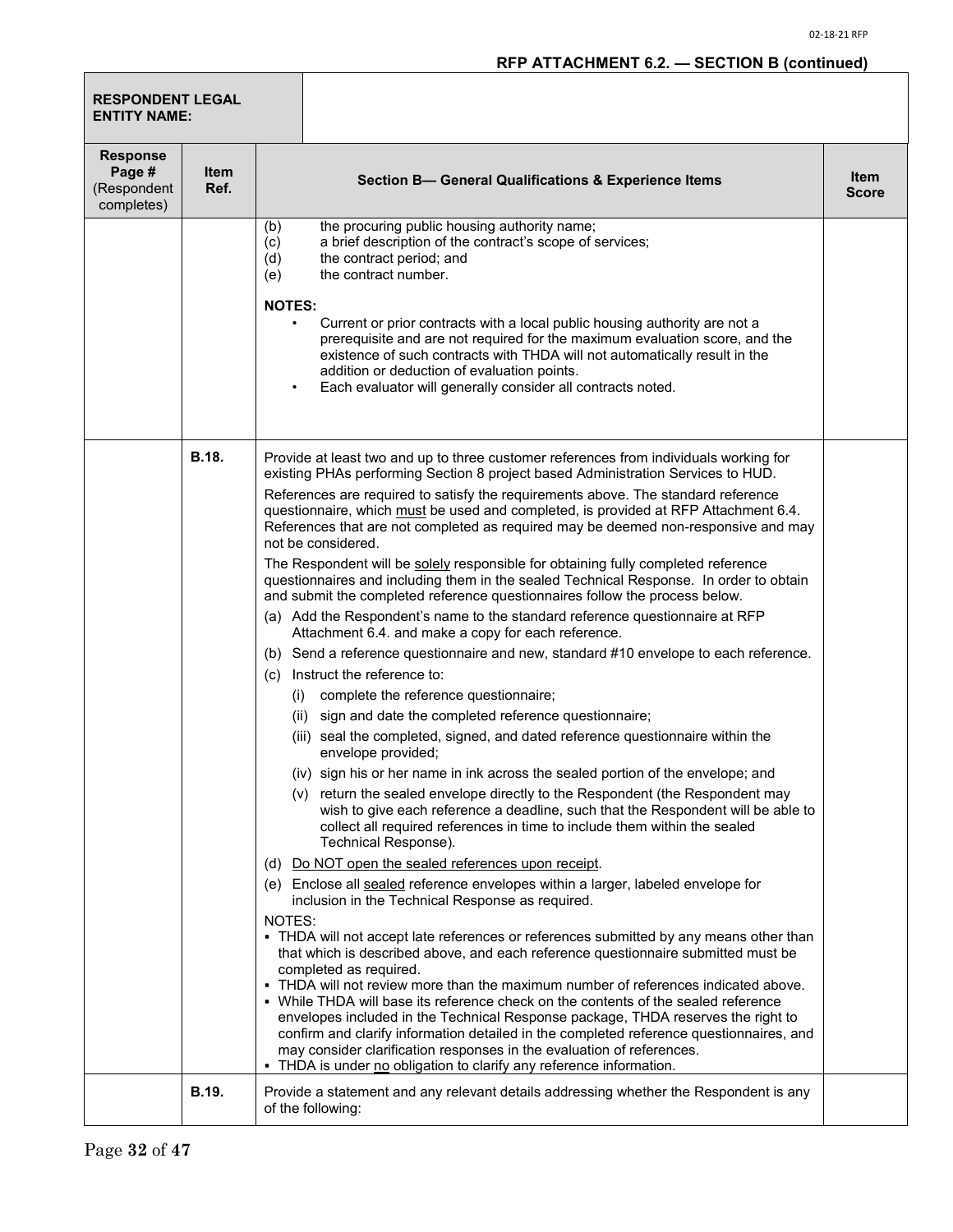## RFP ATTACHMENT 6.2. — SECTION B (continued)

| RESPONDENT LEGAL ENTITY NAME: | |
|---|---|

| Response Page # (Respondent completes) | Item Ref. | Section B— General Qualifications & Experience Items | Item Score |
|---|---|---|---|
| | | (b) the procuring public housing authority name;<br>(c) a brief description of the contract's scope of services;<br>(d) the contract period; and<br>(e) the contract number.<br><br>**NOTES:**<br>• Current or prior contracts with a local public housing authority are not a prerequisite and are not required for the maximum evaluation score, and the existence of such contracts with THDA will not automatically result in the addition or deduction of evaluation points.<br>• Each evaluator will generally consider all contracts noted. | |
| | **B.18.** | Provide at least two and up to three customer references from individuals working for existing PHAs performing Section 8 project based Administration Services to HUD.<br><br>References are required to satisfy the requirements above. The standard reference questionnaire, which must be used and completed, is provided at RFP Attachment 6.4. References that are not completed as required may be deemed non-responsive and may not be considered.<br><br>The Respondent will be solely responsible for obtaining fully completed reference questionnaires and including them in the sealed Technical Response. In order to obtain and submit the completed reference questionnaires follow the process below.<br>(a) Add the Respondent's name to the standard reference questionnaire at RFP Attachment 6.4. and make a copy for each reference.<br>(b) Send a reference questionnaire and new, standard #10 envelope to each reference.<br>(c) Instruct the reference to:<br>(i) complete the reference questionnaire;<br>(ii) sign and date the completed reference questionnaire;<br>(iii) seal the completed, signed, and dated reference questionnaire within the envelope provided;<br>(iv) sign his or her name in ink across the sealed portion of the envelope; and<br>(v) return the sealed envelope directly to the Respondent (the Respondent may wish to give each reference a deadline, such that the Respondent will be able to collect all required references in time to include them within the sealed Technical Response).<br>(d) Do NOT open the sealed references upon receipt.<br>(e) Enclose all sealed reference envelopes within a larger, labeled envelope for inclusion in the Technical Response as required.<br><br>NOTES:<br>▪ THDA will not accept late references or references submitted by any means other than that which is described above, and each reference questionnaire submitted must be completed as required.<br>▪ THDA will not review more than the maximum number of references indicated above.<br>▪ While THDA will base its reference check on the contents of the sealed reference envelopes included in the Technical Response package, THDA reserves the right to confirm and clarify information detailed in the completed reference questionnaires, and may consider clarification responses in the evaluation of references.<br>▪ THDA is under no obligation to clarify any reference information. | |
| | **B.19.** | Provide a statement and any relevant details addressing whether the Respondent is any of the following: | |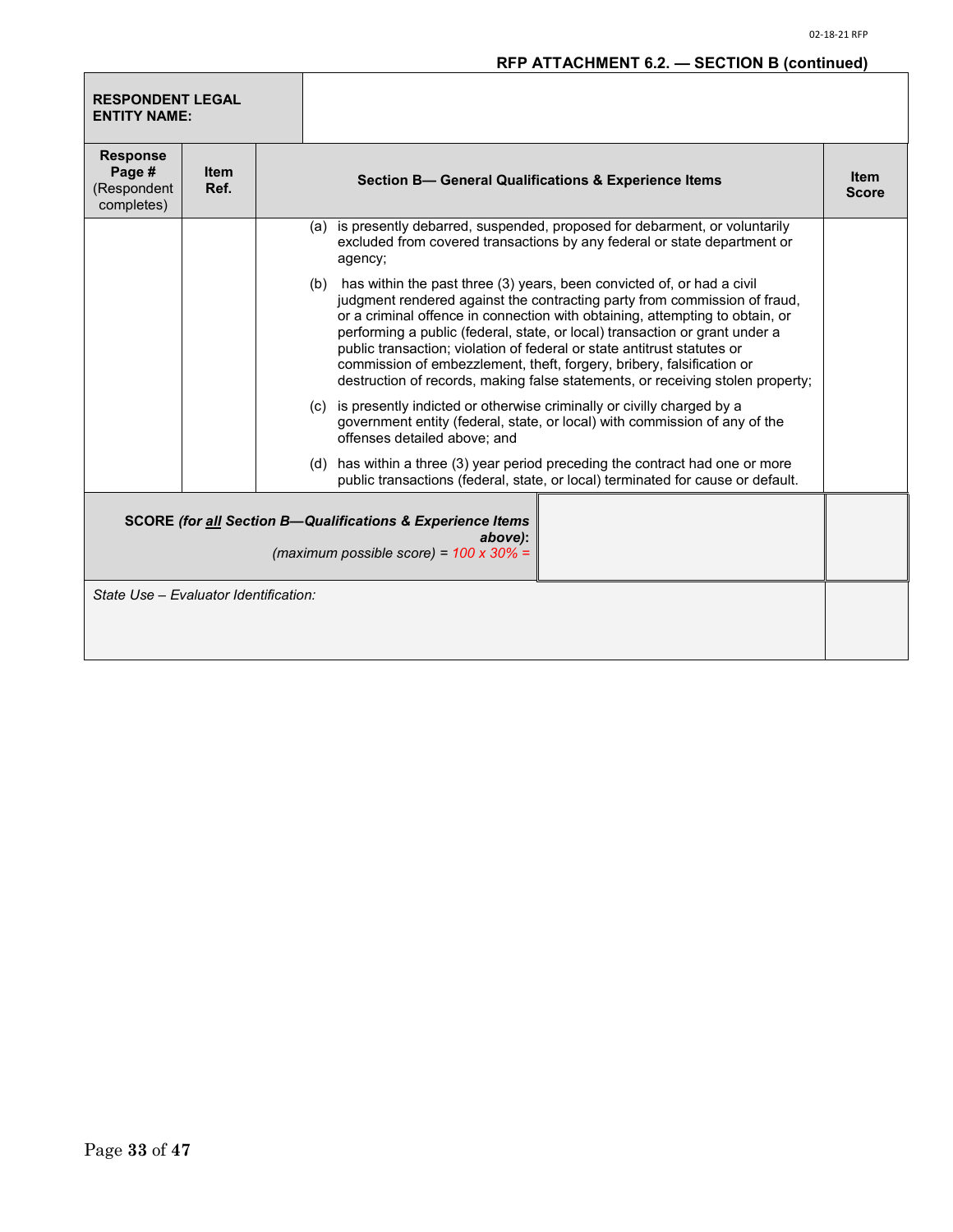## RFP ATTACHMENT 6.2. — SECTION B (continued)

| **RESPONDENT LEGAL ENTITY NAME:** | | | |
|---|---|---|---|
| **Response Page #** (Respondent completes) | **Item Ref.** | **Section B— General Qualifications & Experience Items** | **Item Score** |
| | | (a) is presently debarred, suspended, proposed for debarment, or voluntarily excluded from covered transactions by any federal or state department or agency;<br><br>(b) has within the past three (3) years, been convicted of, or had a civil judgment rendered against the contracting party from commission of fraud, or a criminal offence in connection with obtaining, attempting to obtain, or performing a public (federal, state, or local) transaction or grant under a public transaction; violation of federal or state antitrust statutes or commission of embezzlement, theft, forgery, bribery, falsification or destruction of records, making false statements, or receiving stolen property;<br><br>(c) is presently indicted or otherwise criminally or civilly charged by a government entity (federal, state, or local) with commission of any of the offenses detailed above; and<br><br>(d) has within a three (3) year period preceding the contract had one or more public transactions (federal, state, or local) terminated for cause or default. | |
| **SCORE** ***(for all Section B—Qualifications & Experience Items above)*****:** *(maximum possible score) = 100 x 30% =* | | | |
| *State Use – Evaluator Identification:* | | | |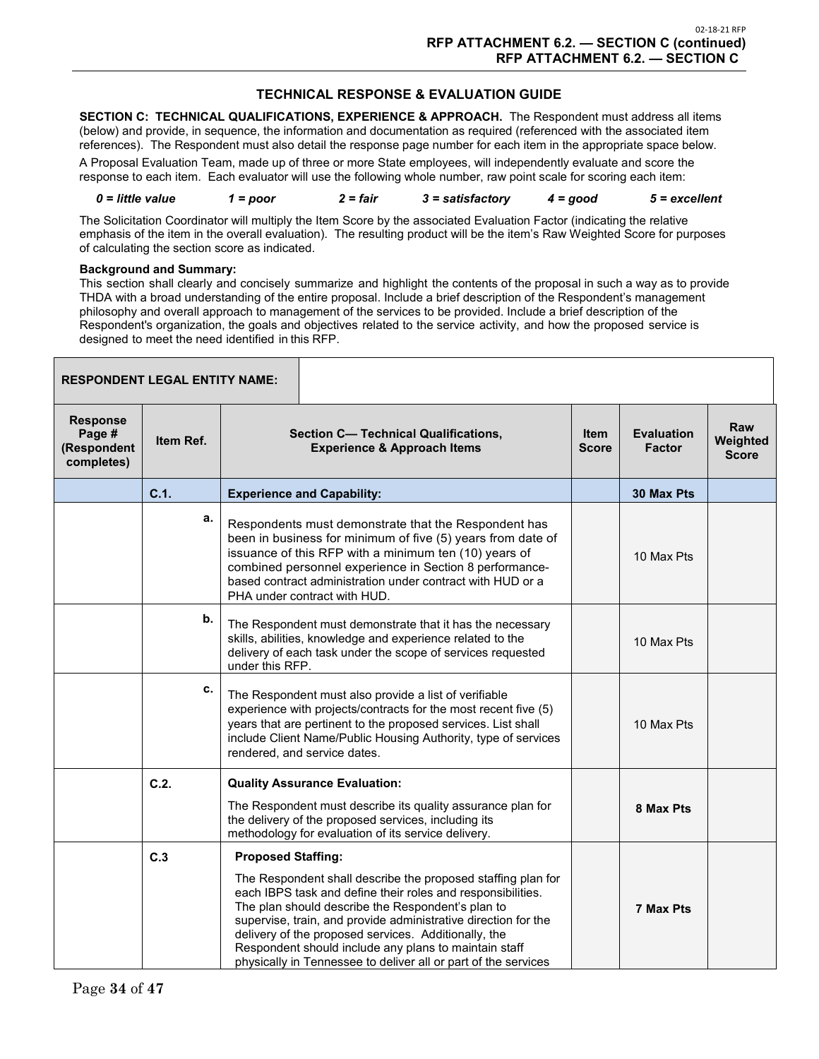# TECHNICAL RESPONSE & EVALUATION GUIDE

**SECTION C: TECHNICAL QUALIFICATIONS, EXPERIENCE & APPROACH.** The Respondent must address all items (below) and provide, in sequence, the information and documentation as required (referenced with the associated item references). The Respondent must also detail the response page number for each item in the appropriate space below.

A Proposal Evaluation Team, made up of three or more State employees, will independently evaluate and score the response to each item. Each evaluator will use the following whole number, raw point scale for scoring each item:

*0 = little value* *1 = poor* *2 = fair* *3 = satisfactory* *4 = good* *5 = excellent*

The Solicitation Coordinator will multiply the Item Score by the associated Evaluation Factor (indicating the relative emphasis of the item in the overall evaluation). The resulting product will be the item's Raw Weighted Score for purposes of calculating the section score as indicated.

**Background and Summary:**
This section shall clearly and concisely summarize and highlight the contents of the proposal in such a way as to provide THDA with a broad understanding of the entire proposal. Include a brief description of the Respondent's management philosophy and overall approach to management of the services to be provided. Include a brief description of the Respondent's organization, the goals and objectives related to the service activity, and how the proposed service is designed to meet the need identified in this RFP.

| **RESPONDENT LEGAL ENTITY NAME:** | | | | | |
|---|---|---|---|---|---|
| **Response Page # (Respondent completes)** | **Item Ref.** | **Section C— Technical Qualifications, Experience & Approach Items** | **Item Score** | **Evaluation Factor** | **Raw Weighted Score** |
| | **C.1.** | **Experience and Capability:** | | **30 Max Pts** | |
| | **a.** | Respondents must demonstrate that the Respondent has been in business for minimum of five (5) years from date of issuance of this RFP with a minimum ten (10) years of combined personnel experience in Section 8 performance-based contract administration under contract with HUD or a PHA under contract with HUD. | | 10 Max Pts | |
| | **b.** | The Respondent must demonstrate that it has the necessary skills, abilities, knowledge and experience related to the delivery of each task under the scope of services requested under this RFP. | | 10 Max Pts | |
| | **c.** | The Respondent must also provide a list of verifiable experience with projects/contracts for the most recent five (5) years that are pertinent to the proposed services. List shall include Client Name/Public Housing Authority, type of services rendered, and service dates. | | 10 Max Pts | |
| | **C.2.** | **Quality Assurance Evaluation:** The Respondent must describe its quality assurance plan for the delivery of the proposed services, including its methodology for evaluation of its service delivery. | | **8 Max Pts** | |
| | **C.3** | **Proposed Staffing:** The Respondent shall describe the proposed staffing plan for each IBPS task and define their roles and responsibilities. The plan should describe the Respondent's plan to supervise, train, and provide administrative direction for the delivery of the proposed services. Additionally, the Respondent should include any plans to maintain staff physically in Tennessee to deliver all or part of the services | | **7 Max Pts** | |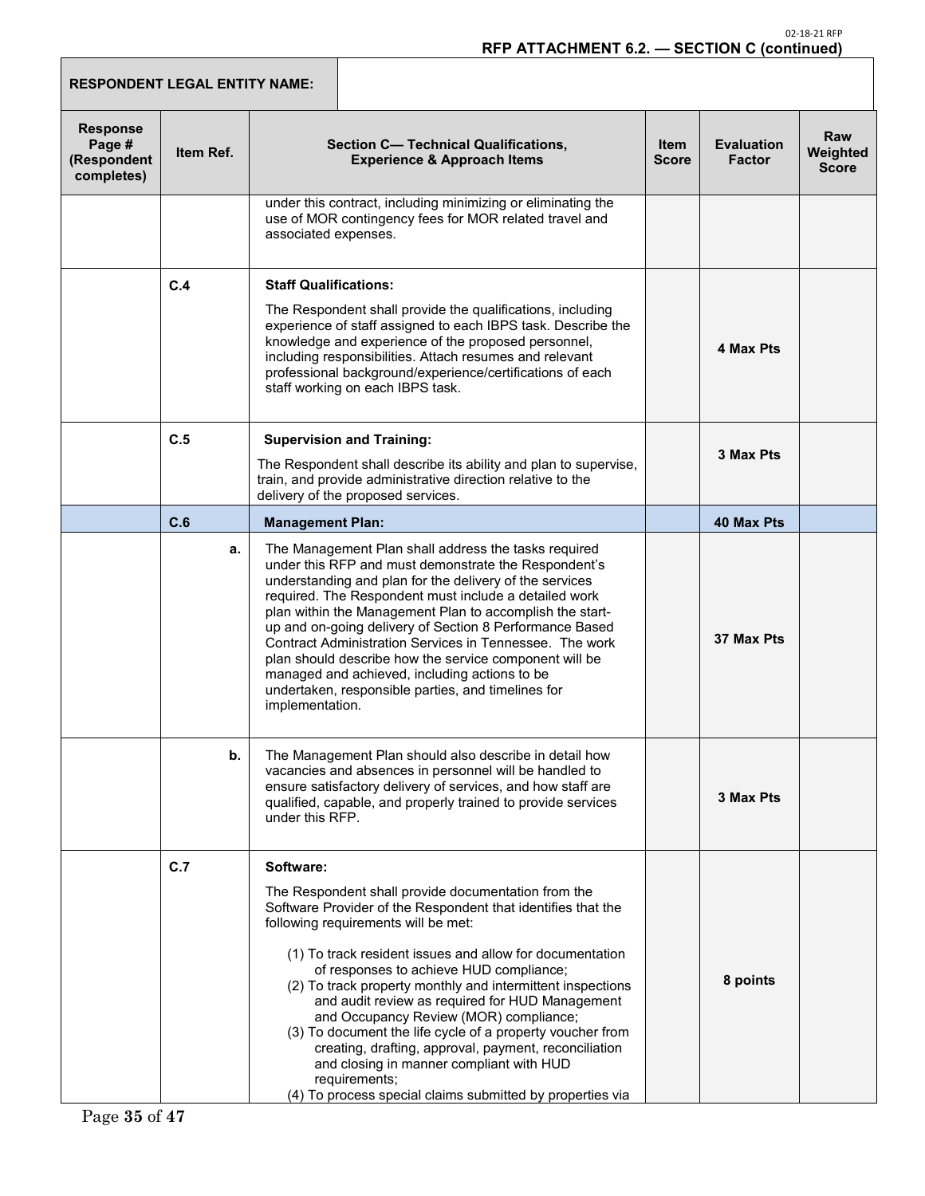**RFP ATTACHMENT 6.2. — SECTION C (continued)**

| RESPONDENT LEGAL ENTITY NAME: | |
|---|---|

| Response Page # (Respondent completes) | Item Ref. | Section C— Technical Qualifications, Experience & Approach Items | Item Score | Evaluation Factor | Raw Weighted Score |
|---|---|---|---|---|---|
| | | under this contract, including minimizing or eliminating the use of MOR contingency fees for MOR related travel and associated expenses. | | | |
| | C.4 | **Staff Qualifications:** The Respondent shall provide the qualifications, including experience of staff assigned to each IBPS task. Describe the knowledge and experience of the proposed personnel, including responsibilities. Attach resumes and relevant professional background/experience/certifications of each staff working on each IBPS task. | | **4 Max Pts** | |
| | C.5 | **Supervision and Training:** The Respondent shall describe its ability and plan to supervise, train, and provide administrative direction relative to the delivery of the proposed services. | | **3 Max Pts** | |
| | **C.6** | **Management Plan:** | | **40 Max Pts** | |
| | a. | The Management Plan shall address the tasks required under this RFP and must demonstrate the Respondent's understanding and plan for the delivery of the services required. The Respondent must include a detailed work plan within the Management Plan to accomplish the start-up and on-going delivery of Section 8 Performance Based Contract Administration Services in Tennessee. The work plan should describe how the service component will be managed and achieved, including actions to be undertaken, responsible parties, and timelines for implementation. | | **37 Max Pts** | |
| | b. | The Management Plan should also describe in detail how vacancies and absences in personnel will be handled to ensure satisfactory delivery of services, and how staff are qualified, capable, and properly trained to provide services under this RFP. | | **3 Max Pts** | |
| | C.7 | **Software:** The Respondent shall provide documentation from the Software Provider of the Respondent that identifies that the following requirements will be met: (1) To track resident issues and allow for documentation of responses to achieve HUD compliance; (2) To track property monthly and intermittent inspections and audit review as required for HUD Management and Occupancy Review (MOR) compliance; (3) To document the life cycle of a property voucher from creating, drafting, approval, payment, reconciliation and closing in manner compliant with HUD requirements; (4) To process special claims submitted by properties via | | **8 points** | |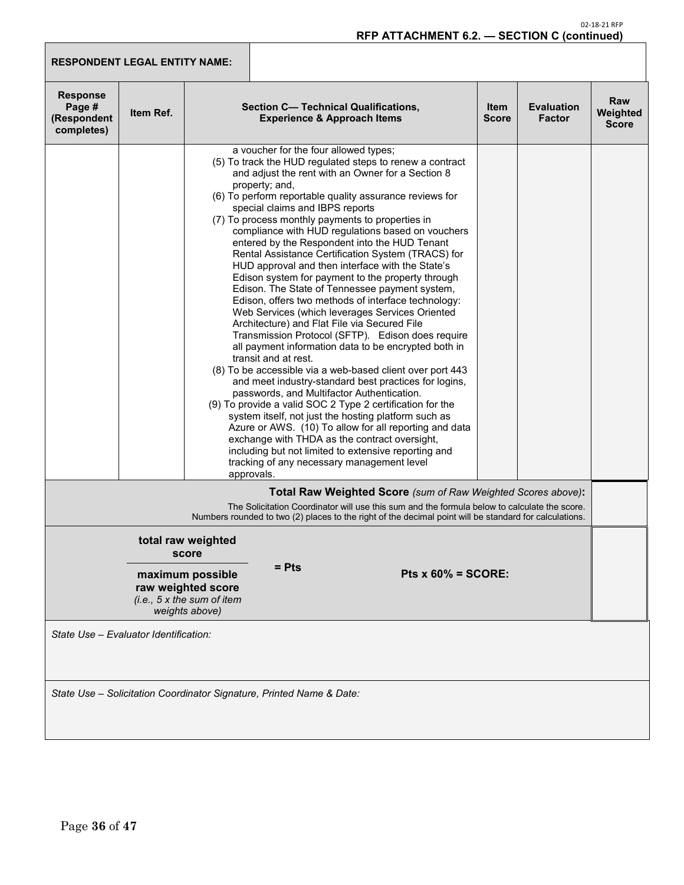RFP ATTACHMENT 6.2. — SECTION C (continued)

| RESPONDENT LEGAL ENTITY NAME: | |
|---|---|

| Response Page # (Respondent completes) | Item Ref. | Section C— Technical Qualifications, Experience & Approach Items | Item Score | Evaluation Factor | Raw Weighted Score |
|---|---|---|---|---|---|
| | | a voucher for the four allowed types;<br>(5) To track the HUD regulated steps to renew a contract and adjust the rent with an Owner for a Section 8 property; and,<br>(6) To perform reportable quality assurance reviews for special claims and IBPS reports<br>(7) To process monthly payments to properties in compliance with HUD regulations based on vouchers entered by the Respondent into the HUD Tenant Rental Assistance Certification System (TRACS) for HUD approval and then interface with the State's Edison system for payment to the property through Edison. The State of Tennessee payment system, Edison, offers two methods of interface technology: Web Services (which leverages Services Oriented Architecture) and Flat File via Secured File Transmission Protocol (SFTP). Edison does require all payment information data to be encrypted both in transit and at rest.<br>(8) To be accessible via a web-based client over port 443 and meet industry-standard best practices for logins, passwords, and Multifactor Authentication.<br>(9) To provide a valid SOC 2 Type 2 certification for the system itself, not just the hosting platform such as Azure or AWS. (10) To allow for all reporting and data exchange with THDA as the contract oversight, including but not limited to extensive reporting and tracking of any necessary management level approvals. | | | |

**Total Raw Weighted Score** *(sum of Raw Weighted Scores above)*:

The Solicitation Coordinator will use this sum and the formula below to calculate the score. Numbers rounded to two (2) places to the right of the decimal point will be standard for calculations.

$$\frac{\text{total raw weighted score}}{\text{maximum possible raw weighted score}} = \text{Pts} \qquad \text{Pts} \times 60\% = \text{SCORE:}$$

*(i.e., 5 x the sum of item weights above)*

*State Use – Evaluator Identification:*

*State Use – Solicitation Coordinator Signature, Printed Name & Date:*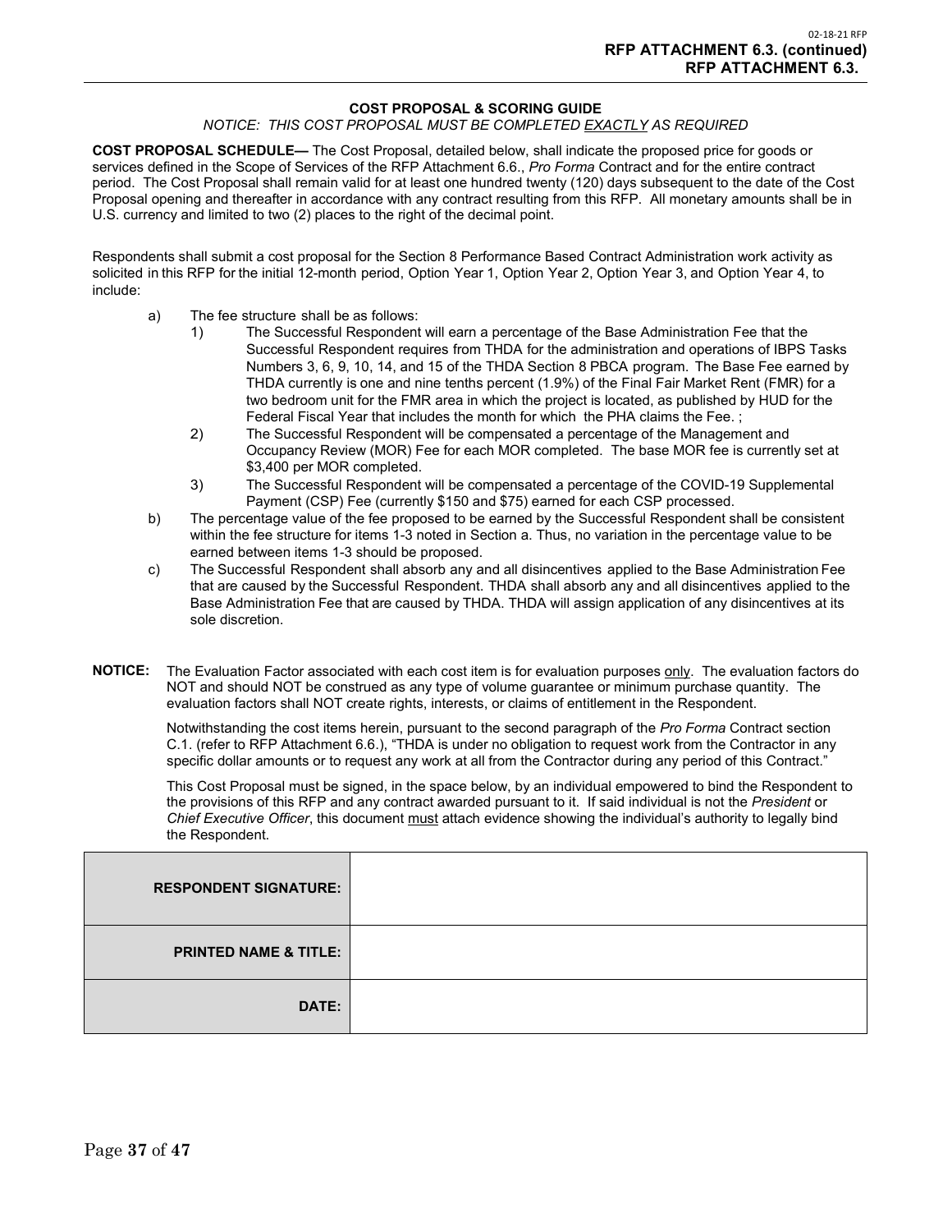**RFP ATTACHMENT 6.3. (continued)**
**RFP ATTACHMENT 6.3.**

### COST PROPOSAL & SCORING GUIDE

*NOTICE: THIS COST PROPOSAL MUST BE COMPLETED EXACTLY AS REQUIRED*

**COST PROPOSAL SCHEDULE—** The Cost Proposal, detailed below, shall indicate the proposed price for goods or services defined in the Scope of Services of the RFP Attachment 6.6., *Pro Forma* Contract and for the entire contract period. The Cost Proposal shall remain valid for at least one hundred twenty (120) days subsequent to the date of the Cost Proposal opening and thereafter in accordance with any contract resulting from this RFP. All monetary amounts shall be in U.S. currency and limited to two (2) places to the right of the decimal point.

Respondents shall submit a cost proposal for the Section 8 Performance Based Contract Administration work activity as solicited in this RFP for the initial 12-month period, Option Year 1, Option Year 2, Option Year 3, and Option Year 4, to include:

a) The fee structure shall be as follows:
   1) The Successful Respondent will earn a percentage of the Base Administration Fee that the Successful Respondent requires from THDA for the administration and operations of IBPS Tasks Numbers 3, 6, 9, 10, 14, and 15 of the THDA Section 8 PBCA program. The Base Fee earned by THDA currently is one and nine tenths percent (1.9%) of the Final Fair Market Rent (FMR) for a two bedroom unit for the FMR area in which the project is located, as published by HUD for the Federal Fiscal Year that includes the month for which the PHA claims the Fee. ;
   2) The Successful Respondent will be compensated a percentage of the Management and Occupancy Review (MOR) Fee for each MOR completed. The base MOR fee is currently set at $3,400 per MOR completed.
   3) The Successful Respondent will be compensated a percentage of the COVID-19 Supplemental Payment (CSP) Fee (currently $150 and $75) earned for each CSP processed.

b) The percentage value of the fee proposed to be earned by the Successful Respondent shall be consistent within the fee structure for items 1-3 noted in Section a. Thus, no variation in the percentage value to be earned between items 1-3 should be proposed.

c) The Successful Respondent shall absorb any and all disincentives applied to the Base Administration Fee that are caused by the Successful Respondent. THDA shall absorb any and all disincentives applied to the Base Administration Fee that are caused by THDA. THDA will assign application of any disincentives at its sole discretion.

**NOTICE:** The Evaluation Factor associated with each cost item is for evaluation purposes only. The evaluation factors do NOT and should NOT be construed as any type of volume guarantee or minimum purchase quantity. The evaluation factors shall NOT create rights, interests, or claims of entitlement in the Respondent.

Notwithstanding the cost items herein, pursuant to the second paragraph of the *Pro Forma* Contract section C.1. (refer to RFP Attachment 6.6.), "THDA is under no obligation to request work from the Contractor in any specific dollar amounts or to request any work at all from the Contractor during any period of this Contract."

This Cost Proposal must be signed, in the space below, by an individual empowered to bind the Respondent to the provisions of this RFP and any contract awarded pursuant to it. If said individual is not the *President* or *Chief Executive Officer*, this document must attach evidence showing the individual's authority to legally bind the Respondent.

| | |
|---|---|
| **RESPONDENT SIGNATURE:** | |
| **PRINTED NAME & TITLE:** | |
| **DATE:** | |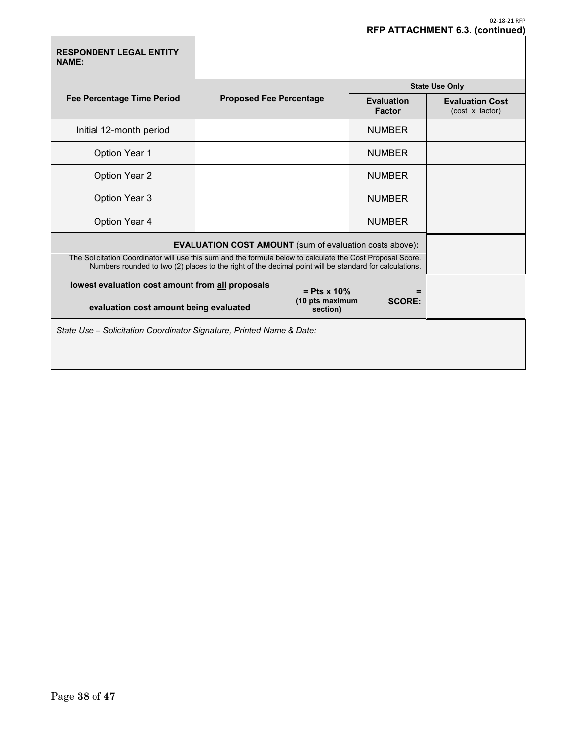02-18-21 RFP

**RFP ATTACHMENT 6.3. (continued)**

| **RESPONDENT LEGAL ENTITY NAME:** | | | |
|---|---|---|---|
| | | **State Use Only** | |
| **Fee Percentage Time Period** | **Proposed Fee Percentage** | **Evaluation Factor** | **Evaluation Cost** (cost x factor) |
| Initial 12-month period | | NUMBER | |
| Option Year 1 | | NUMBER | |
| Option Year 2 | | NUMBER | |
| Option Year 3 | | NUMBER | |
| Option Year 4 | | NUMBER | |
| **EVALUATION COST AMOUNT** (sum of evaluation costs above)**:** The Solicitation Coordinator will use this sum and the formula below to calculate the Cost Proposal Score. Numbers rounded to two (2) places to the right of the decimal point will be standard for calculations. | | | |
| **lowest evaluation cost amount from all proposals** / **evaluation cost amount being evaluated** | **= Pts x 10%** **(10 pts maximum section)** | **= SCORE:** | |

*State Use – Solicitation Coordinator Signature, Printed Name & Date:*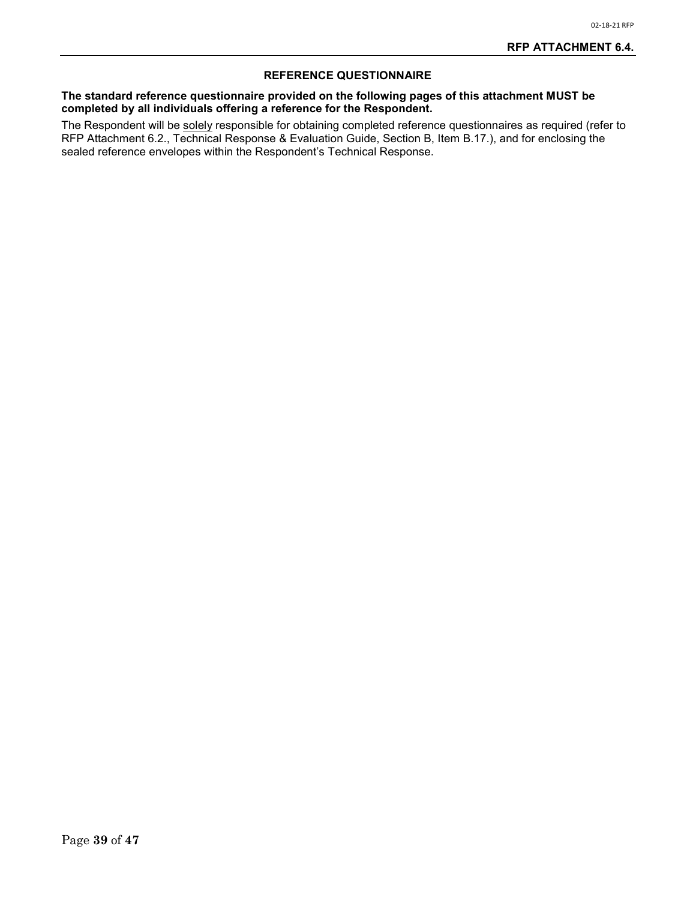# RFP ATTACHMENT 6.4.

## REFERENCE QUESTIONNAIRE

**The standard reference questionnaire provided on the following pages of this attachment MUST be completed by all individuals offering a reference for the Respondent.**

The Respondent will be <u>solely</u> responsible for obtaining completed reference questionnaires as required (refer to RFP Attachment 6.2., Technical Response & Evaluation Guide, Section B, Item B.17.), and for enclosing the sealed reference envelopes within the Respondent's Technical Response.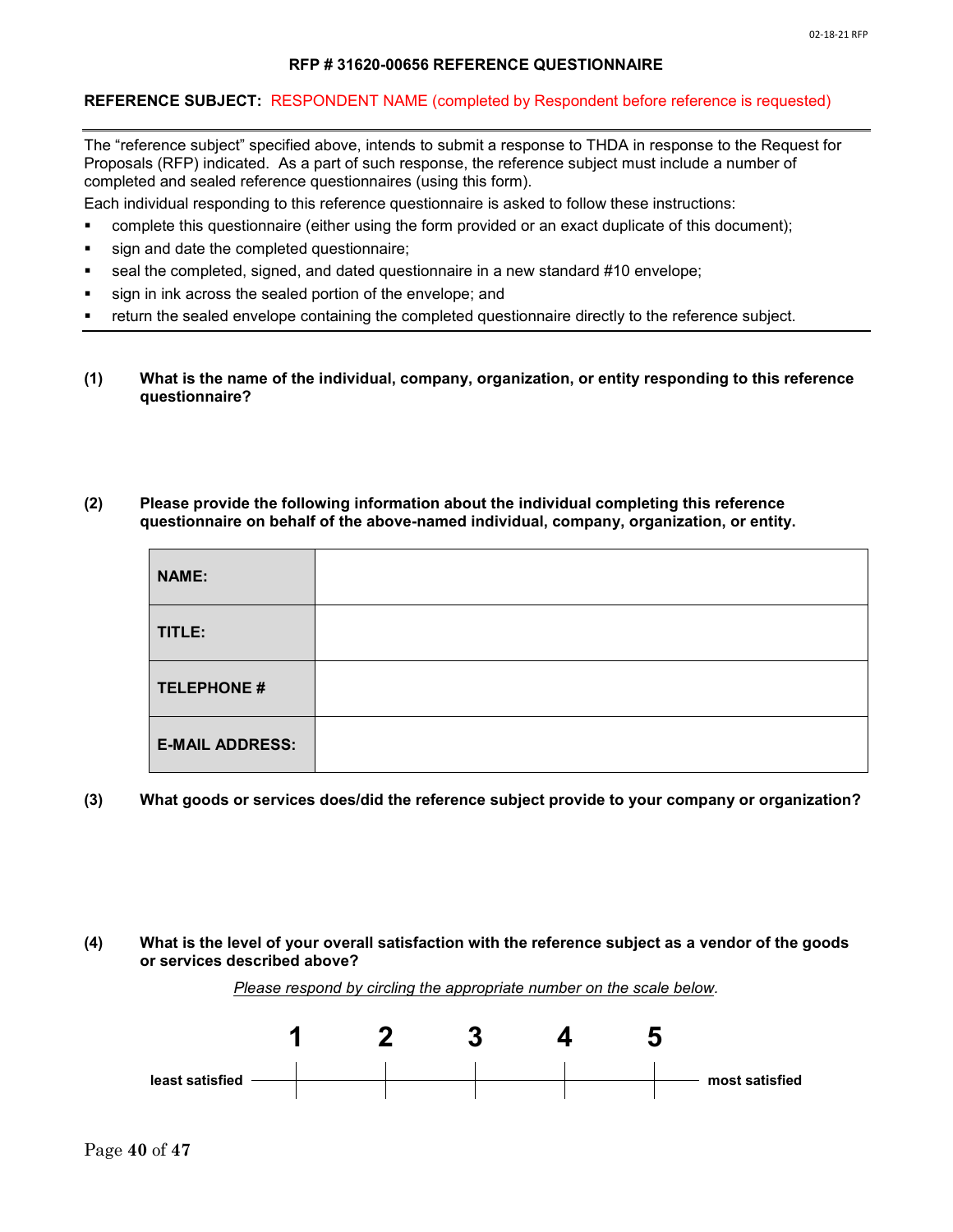# RFP # 31620-00656 REFERENCE QUESTIONNAIRE

**REFERENCE SUBJECT:** RESPONDENT NAME (completed by Respondent before reference is requested)

---

The "reference subject" specified above, intends to submit a response to THDA in response to the Request for Proposals (RFP) indicated. As a part of such response, the reference subject must include a number of completed and sealed reference questionnaires (using this form).

Each individual responding to this reference questionnaire is asked to follow these instructions:

- complete this questionnaire (either using the form provided or an exact duplicate of this document);
- sign and date the completed questionnaire;
- seal the completed, signed, and dated questionnaire in a new standard #10 envelope;
- sign in ink across the sealed portion of the envelope; and
- return the sealed envelope containing the completed questionnaire directly to the reference subject.

---

**(1) What is the name of the individual, company, organization, or entity responding to this reference questionnaire?**

**(2) Please provide the following information about the individual completing this reference questionnaire on behalf of the above-named individual, company, organization, or entity.**

| | |
|---|---|
| **NAME:** | |
| **TITLE:** | |
| **TELEPHONE #** | |
| **E-MAIL ADDRESS:** | |

**(3) What goods or services does/did the reference subject provide to your company or organization?**

**(4) What is the level of your overall satisfaction with the reference subject as a vendor of the goods or services described above?**

*Please respond by circling the appropriate number on the scale below.*

**least satisfied** — **1** — **2** — **3** — **4** — **5** — **most satisfied**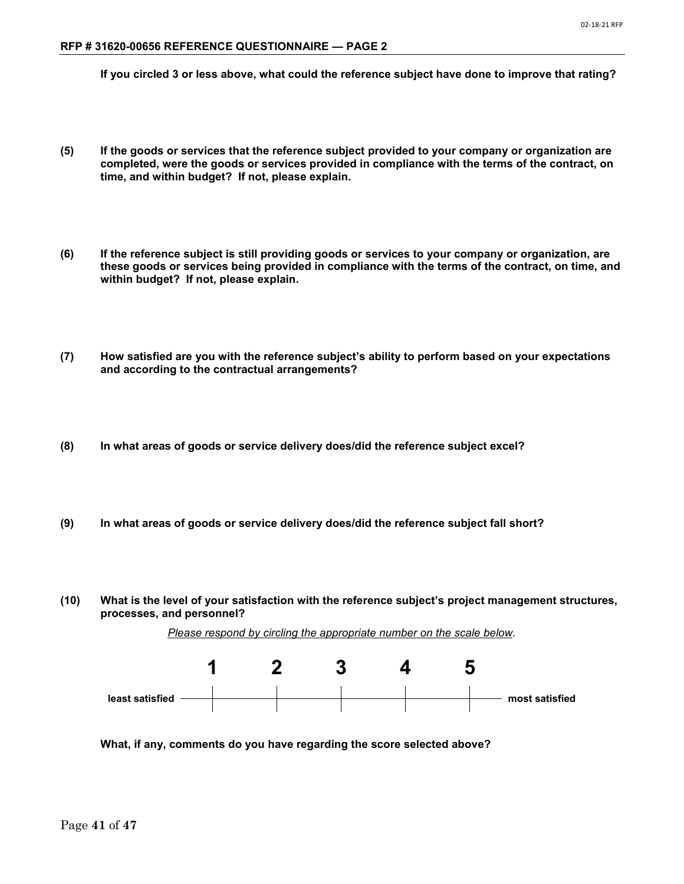## RFP # 31620-00656 REFERENCE QUESTIONNAIRE — PAGE 2

**If you circled 3 or less above, what could the reference subject have done to improve that rating?**

**(5) If the goods or services that the reference subject provided to your company or organization are completed, were the goods or services provided in compliance with the terms of the contract, on time, and within budget? If not, please explain.**

**(6) If the reference subject is still providing goods or services to your company or organization, are these goods or services being provided in compliance with the terms of the contract, on time, and within budget? If not, please explain.**

**(7) How satisfied are you with the reference subject's ability to perform based on your expectations and according to the contractual arrangements?**

**(8) In what areas of goods or service delivery does/did the reference subject excel?**

**(9) In what areas of goods or service delivery does/did the reference subject fall short?**

**(10) What is the level of your satisfaction with the reference subject's project management structures, processes, and personnel?**

*Please respond by circling the appropriate number on the scale below.*

| | 1 | 2 | 3 | 4 | 5 | |
|---|---|---|---|---|---|---|
| **least satisfied** | | | | | | **most satisfied** |

**What, if any, comments do you have regarding the score selected above?**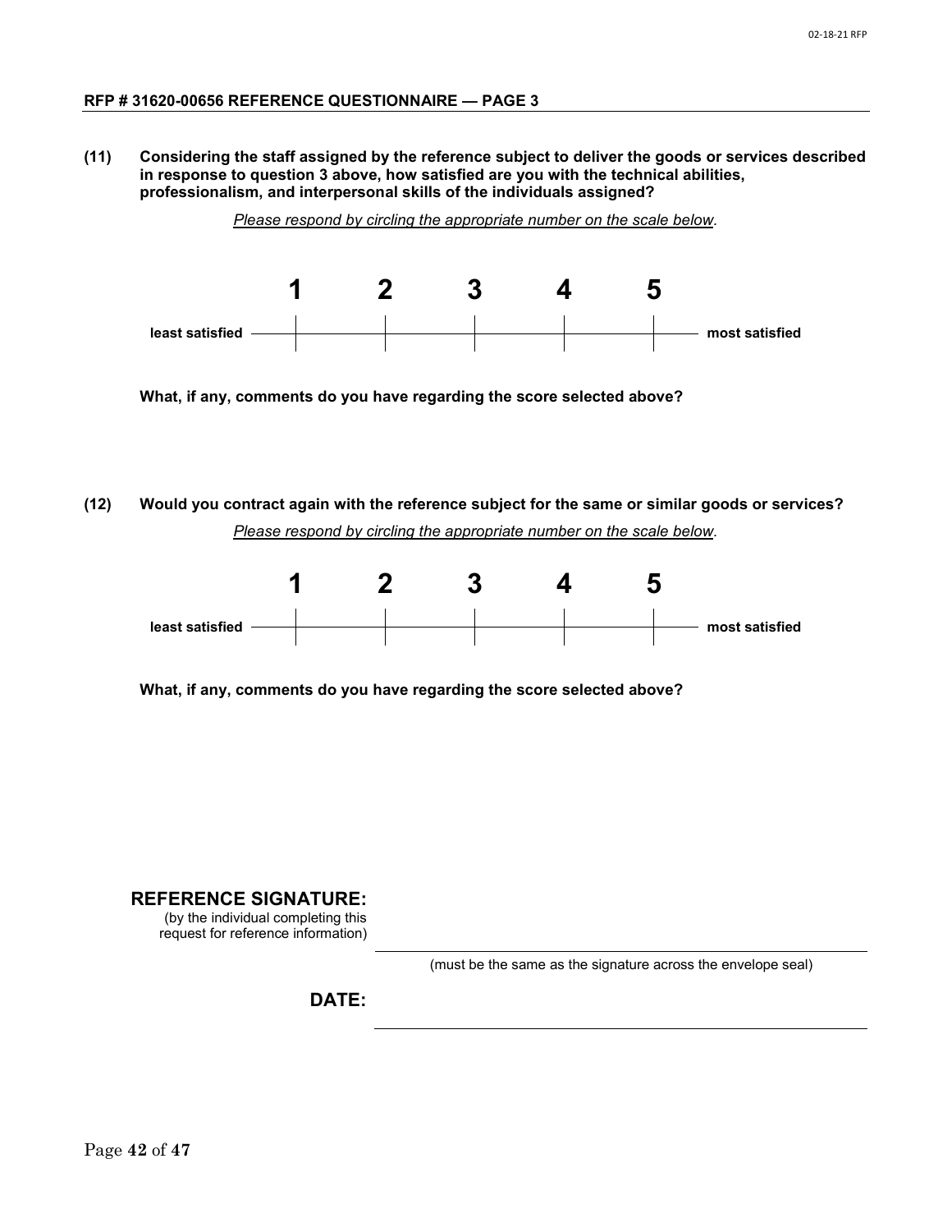### RFP # 31620-00656 REFERENCE QUESTIONNAIRE — PAGE 3

**(11) Considering the staff assigned by the reference subject to deliver the goods or services described in response to question 3 above, how satisfied are you with the technical abilities, professionalism, and interpersonal skills of the individuals assigned?**

*Please respond by circling the appropriate number on the scale below.*

| | 1 | 2 | 3 | 4 | 5 | |
|---|---|---|---|---|---|---|
| **least satisfied** | | | | | | **most satisfied** |

**What, if any, comments do you have regarding the score selected above?**

**(12) Would you contract again with the reference subject for the same or similar goods or services?**

*Please respond by circling the appropriate number on the scale below.*

| | 1 | 2 | 3 | 4 | 5 | |
|---|---|---|---|---|---|---|
| **least satisfied** | | | | | | **most satisfied** |

**What, if any, comments do you have regarding the score selected above?**

**REFERENCE SIGNATURE:**
(by the individual completing this request for reference information)

\_\_\_\_\_\_\_\_\_\_\_\_\_\_\_\_\_\_\_\_\_\_\_\_\_\_\_\_\_\_\_\_\_\_\_\_\_\_\_\_
(must be the same as the signature across the envelope seal)

**DATE:** \_\_\_\_\_\_\_\_\_\_\_\_\_\_\_\_\_\_\_\_\_\_\_\_\_\_\_\_\_\_\_\_\_\_\_\_\_\_\_\_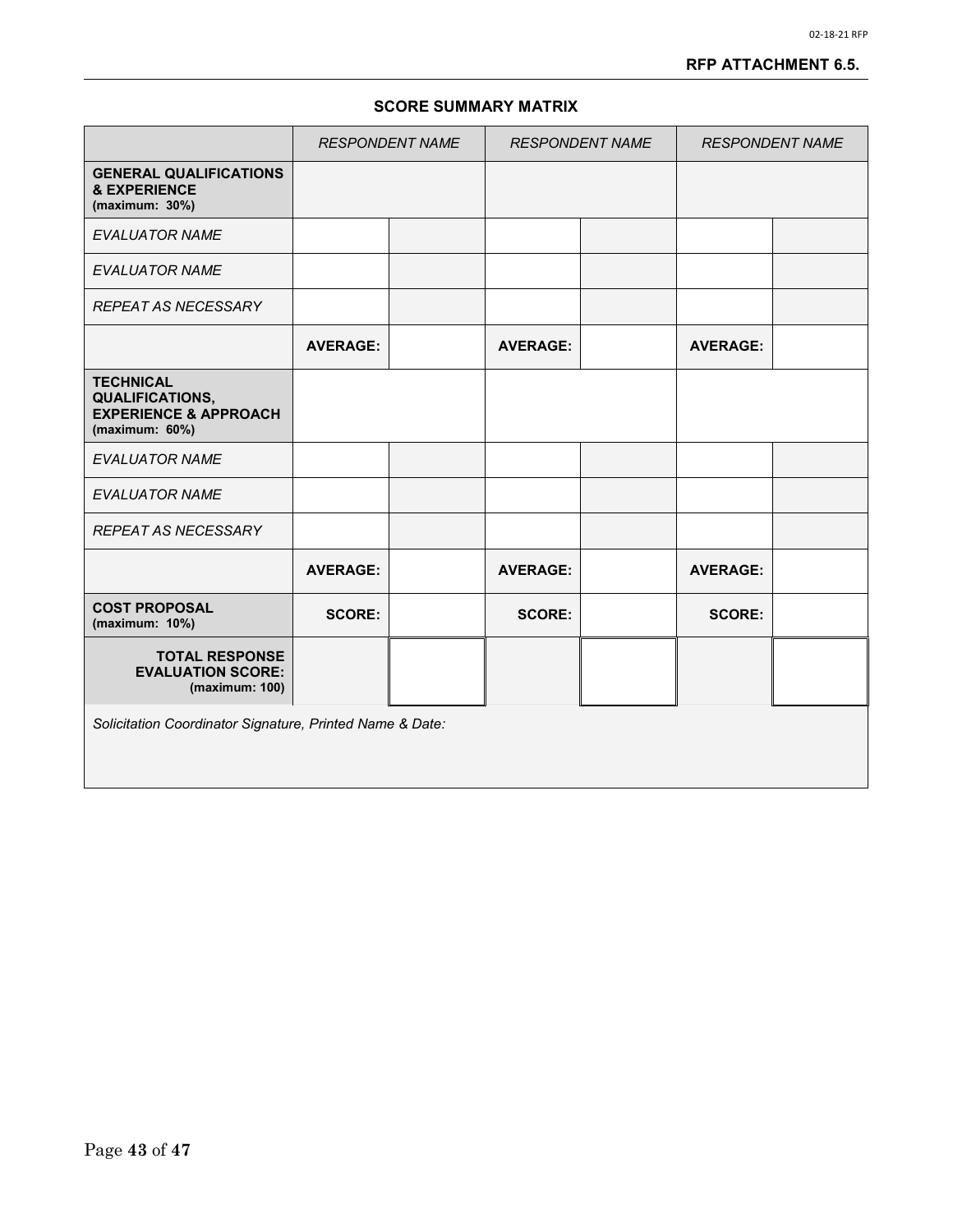**RFP ATTACHMENT 6.5.**

## SCORE SUMMARY MATRIX

| | *RESPONDENT NAME* | | *RESPONDENT NAME* | | *RESPONDENT NAME* | |
|---|---|---|---|---|---|---|
| **GENERAL QUALIFICATIONS & EXPERIENCE** **(maximum: 30%)** | | | | | | |
| *EVALUATOR NAME* | | | | | | |
| *EVALUATOR NAME* | | | | | | |
| *REPEAT AS NECESSARY* | | | | | | |
| | **AVERAGE:** | | **AVERAGE:** | | **AVERAGE:** | |
| **TECHNICAL QUALIFICATIONS, EXPERIENCE & APPROACH** **(maximum: 60%)** | | | | | | |
| *EVALUATOR NAME* | | | | | | |
| *EVALUATOR NAME* | | | | | | |
| *REPEAT AS NECESSARY* | | | | | | |
| | **AVERAGE:** | | **AVERAGE:** | | **AVERAGE:** | |
| **COST PROPOSAL** **(maximum: 10%)** | **SCORE:** | | **SCORE:** | | **SCORE:** | |
| **TOTAL RESPONSE EVALUATION SCORE:** **(maximum: 100)** | | | | | | |
| *Solicitation Coordinator Signature, Printed Name & Date:* | | | | | | |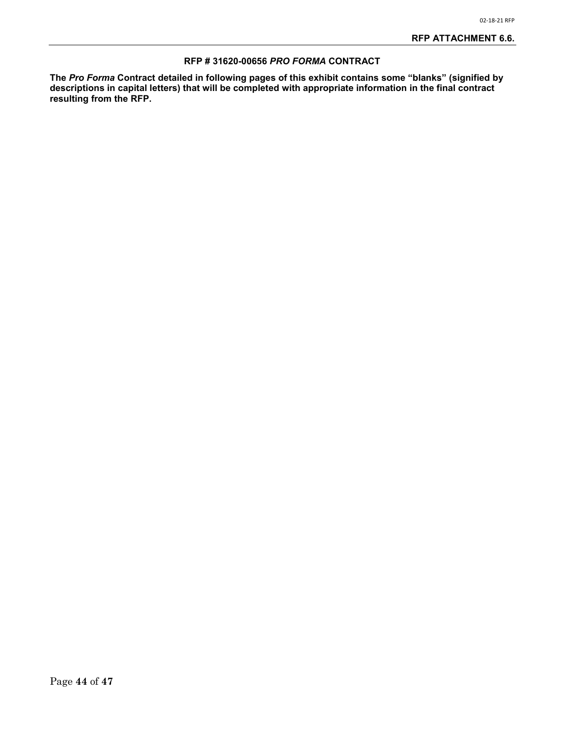**RFP ATTACHMENT 6.6.**

**RFP # 31620-00656 *PRO FORMA* CONTRACT**

**The *Pro Forma* Contract detailed in following pages of this exhibit contains some "blanks" (signified by descriptions in capital letters) that will be completed with appropriate information in the final contract resulting from the RFP.**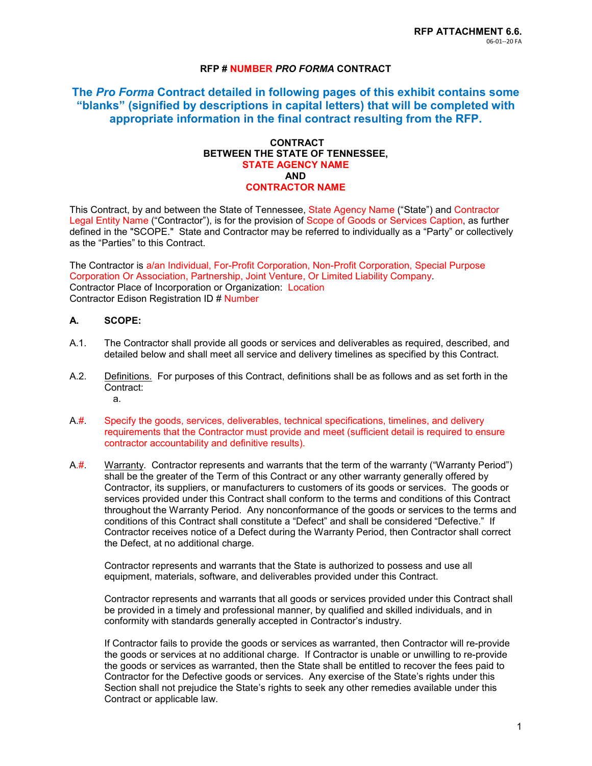**RFP ATTACHMENT 6.6.**
06-01--20 FA

**RFP # NUMBER *PRO FORMA* CONTRACT**

## The *Pro Forma* Contract detailed in following pages of this exhibit contains some "blanks" (signified by descriptions in capital letters) that will be completed with appropriate information in the final contract resulting from the RFP.

**CONTRACT**
**BETWEEN THE STATE OF TENNESSEE,**
**STATE AGENCY NAME**
**AND**
**CONTRACTOR NAME**

This Contract, by and between the State of Tennessee, State Agency Name ("State") and Contractor Legal Entity Name ("Contractor"), is for the provision of Scope of Goods or Services Caption, as further defined in the "SCOPE." State and Contractor may be referred to individually as a "Party" or collectively as the "Parties" to this Contract.

The Contractor is a/an Individual, For-Profit Corporation, Non-Profit Corporation, Special Purpose Corporation Or Association, Partnership, Joint Venture, Or Limited Liability Company.
Contractor Place of Incorporation or Organization: Location
Contractor Edison Registration ID # Number

**A. SCOPE:**

A.1. The Contractor shall provide all goods or services and deliverables as required, described, and detailed below and shall meet all service and delivery timelines as specified by this Contract.

A.2. Definitions. For purposes of this Contract, definitions shall be as follows and as set forth in the Contract:
a.

A.#. Specify the goods, services, deliverables, technical specifications, timelines, and delivery requirements that the Contractor must provide and meet (sufficient detail is required to ensure contractor accountability and definitive results).

A.#. Warranty. Contractor represents and warrants that the term of the warranty ("Warranty Period") shall be the greater of the Term of this Contract or any other warranty generally offered by Contractor, its suppliers, or manufacturers to customers of its goods or services. The goods or services provided under this Contract shall conform to the terms and conditions of this Contract throughout the Warranty Period. Any nonconformance of the goods or services to the terms and conditions of this Contract shall constitute a "Defect" and shall be considered "Defective." If Contractor receives notice of a Defect during the Warranty Period, then Contractor shall correct the Defect, at no additional charge.

Contractor represents and warrants that the State is authorized to possess and use all equipment, materials, software, and deliverables provided under this Contract.

Contractor represents and warrants that all goods or services provided under this Contract shall be provided in a timely and professional manner, by qualified and skilled individuals, and in conformity with standards generally accepted in Contractor's industry.

If Contractor fails to provide the goods or services as warranted, then Contractor will re-provide the goods or services at no additional charge. If Contractor is unable or unwilling to re-provide the goods or services as warranted, then the State shall be entitled to recover the fees paid to Contractor for the Defective goods or services. Any exercise of the State's rights under this Section shall not prejudice the State's rights to seek any other remedies available under this Contract or applicable law.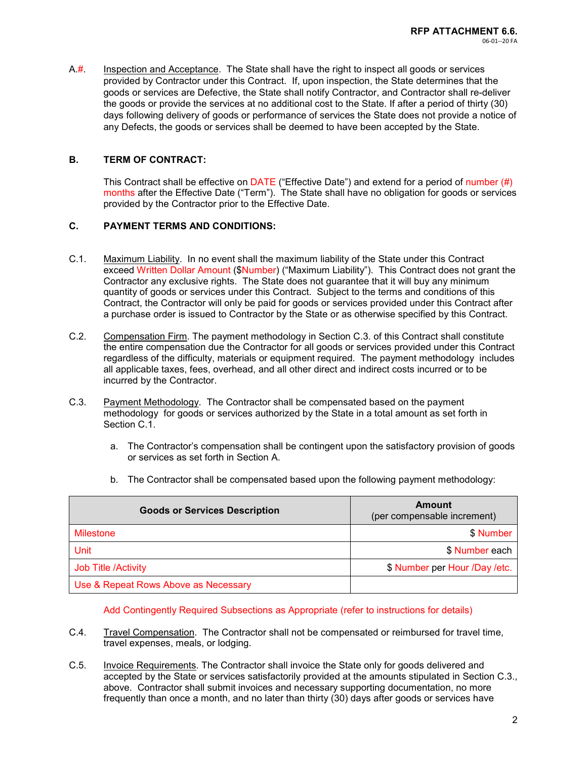A.#. Inspection and Acceptance. The State shall have the right to inspect all goods or services provided by Contractor under this Contract. If, upon inspection, the State determines that the goods or services are Defective, the State shall notify Contractor, and Contractor shall re-deliver the goods or provide the services at no additional cost to the State. If after a period of thirty (30) days following delivery of goods or performance of services the State does not provide a notice of any Defects, the goods or services shall be deemed to have been accepted by the State.

**B. TERM OF CONTRACT:**

This Contract shall be effective on DATE ("Effective Date") and extend for a period of number (#) months after the Effective Date ("Term"). The State shall have no obligation for goods or services provided by the Contractor prior to the Effective Date.

**C. PAYMENT TERMS AND CONDITIONS:**

C.1. Maximum Liability. In no event shall the maximum liability of the State under this Contract exceed Written Dollar Amount ($Number) ("Maximum Liability"). This Contract does not grant the Contractor any exclusive rights. The State does not guarantee that it will buy any minimum quantity of goods or services under this Contract. Subject to the terms and conditions of this Contract, the Contractor will only be paid for goods or services provided under this Contract after a purchase order is issued to Contractor by the State or as otherwise specified by this Contract.

C.2. Compensation Firm. The payment methodology in Section C.3. of this Contract shall constitute the entire compensation due the Contractor for all goods or services provided under this Contract regardless of the difficulty, materials or equipment required. The payment methodology includes all applicable taxes, fees, overhead, and all other direct and indirect costs incurred or to be incurred by the Contractor.

C.3. Payment Methodology. The Contractor shall be compensated based on the payment methodology for goods or services authorized by the State in a total amount as set forth in Section C.1.

a. The Contractor's compensation shall be contingent upon the satisfactory provision of goods or services as set forth in Section A.

b. The Contractor shall be compensated based upon the following payment methodology:

| Goods or Services Description | Amount (per compensable increment) |
|---|---|
| Milestone | $ Number |
| Unit | $ Number each |
| Job Title /Activity | $ Number per Hour /Day /etc. |
| Use & Repeat Rows Above as Necessary | |

Add Contingently Required Subsections as Appropriate (refer to instructions for details)

C.4. Travel Compensation. The Contractor shall not be compensated or reimbursed for travel time, travel expenses, meals, or lodging.

C.5. Invoice Requirements. The Contractor shall invoice the State only for goods delivered and accepted by the State or services satisfactorily provided at the amounts stipulated in Section C.3., above. Contractor shall submit invoices and necessary supporting documentation, no more frequently than once a month, and no later than thirty (30) days after goods or services have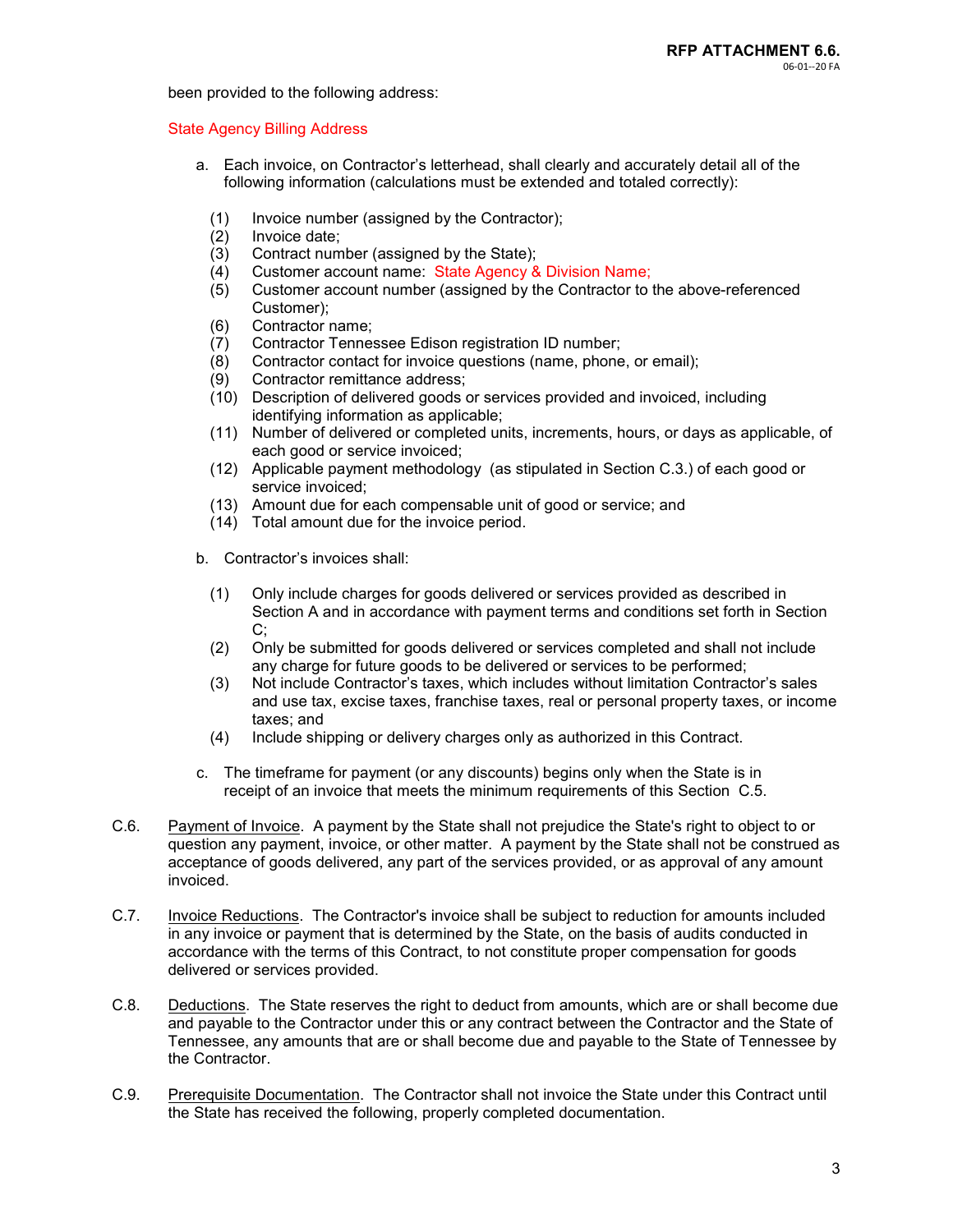been provided to the following address:

State Agency Billing Address

a. Each invoice, on Contractor's letterhead, shall clearly and accurately detail all of the following information (calculations must be extended and totaled correctly):

   (1) Invoice number (assigned by the Contractor);
   (2) Invoice date;
   (3) Contract number (assigned by the State);
   (4) Customer account name: State Agency & Division Name;
   (5) Customer account number (assigned by the Contractor to the above-referenced Customer);
   (6) Contractor name;
   (7) Contractor Tennessee Edison registration ID number;
   (8) Contractor contact for invoice questions (name, phone, or email);
   (9) Contractor remittance address;
   (10) Description of delivered goods or services provided and invoiced, including identifying information as applicable;
   (11) Number of delivered or completed units, increments, hours, or days as applicable, of each good or service invoiced;
   (12) Applicable payment methodology (as stipulated in Section C.3.) of each good or service invoiced;
   (13) Amount due for each compensable unit of good or service; and
   (14) Total amount due for the invoice period.

b. Contractor's invoices shall:

   (1) Only include charges for goods delivered or services provided as described in Section A and in accordance with payment terms and conditions set forth in Section C;
   (2) Only be submitted for goods delivered or services completed and shall not include any charge for future goods to be delivered or services to be performed;
   (3) Not include Contractor's taxes, which includes without limitation Contractor's sales and use tax, excise taxes, franchise taxes, real or personal property taxes, or income taxes; and
   (4) Include shipping or delivery charges only as authorized in this Contract.

c. The timeframe for payment (or any discounts) begins only when the State is in receipt of an invoice that meets the minimum requirements of this Section C.5.

C.6. Payment of Invoice. A payment by the State shall not prejudice the State's right to object to or question any payment, invoice, or other matter. A payment by the State shall not be construed as acceptance of goods delivered, any part of the services provided, or as approval of any amount invoiced.

C.7. Invoice Reductions. The Contractor's invoice shall be subject to reduction for amounts included in any invoice or payment that is determined by the State, on the basis of audits conducted in accordance with the terms of this Contract, to not constitute proper compensation for goods delivered or services provided.

C.8. Deductions. The State reserves the right to deduct from amounts, which are or shall become due and payable to the Contractor under this or any contract between the Contractor and the State of Tennessee, any amounts that are or shall become due and payable to the State of Tennessee by the Contractor.

C.9. Prerequisite Documentation. The Contractor shall not invoice the State under this Contract until the State has received the following, properly completed documentation.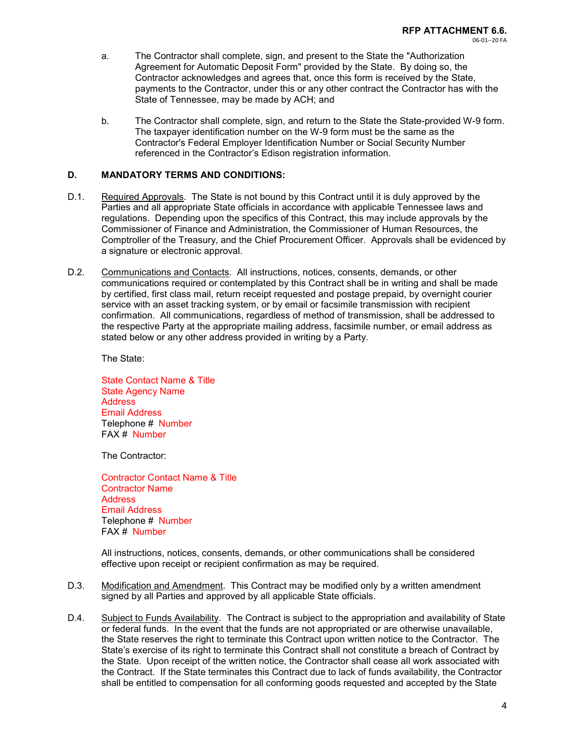a. The Contractor shall complete, sign, and present to the State the "Authorization Agreement for Automatic Deposit Form" provided by the State. By doing so, the Contractor acknowledges and agrees that, once this form is received by the State, payments to the Contractor, under this or any other contract the Contractor has with the State of Tennessee, may be made by ACH; and

b. The Contractor shall complete, sign, and return to the State the State-provided W-9 form. The taxpayer identification number on the W-9 form must be the same as the Contractor's Federal Employer Identification Number or Social Security Number referenced in the Contractor's Edison registration information.

**D. MANDATORY TERMS AND CONDITIONS:**

D.1. Required Approvals. The State is not bound by this Contract until it is duly approved by the Parties and all appropriate State officials in accordance with applicable Tennessee laws and regulations. Depending upon the specifics of this Contract, this may include approvals by the Commissioner of Finance and Administration, the Commissioner of Human Resources, the Comptroller of the Treasury, and the Chief Procurement Officer. Approvals shall be evidenced by a signature or electronic approval.

D.2. Communications and Contacts. All instructions, notices, consents, demands, or other communications required or contemplated by this Contract shall be in writing and shall be made by certified, first class mail, return receipt requested and postage prepaid, by overnight courier service with an asset tracking system, or by email or facsimile transmission with recipient confirmation. All communications, regardless of method of transmission, shall be addressed to the respective Party at the appropriate mailing address, facsimile number, or email address as stated below or any other address provided in writing by a Party.

The State:

State Contact Name & Title
State Agency Name
Address
Email Address
Telephone # Number
FAX # Number

The Contractor:

Contractor Contact Name & Title
Contractor Name
Address
Email Address
Telephone # Number
FAX # Number

All instructions, notices, consents, demands, or other communications shall be considered effective upon receipt or recipient confirmation as may be required.

D.3. Modification and Amendment. This Contract may be modified only by a written amendment signed by all Parties and approved by all applicable State officials.

D.4. Subject to Funds Availability. The Contract is subject to the appropriation and availability of State or federal funds. In the event that the funds are not appropriated or are otherwise unavailable, the State reserves the right to terminate this Contract upon written notice to the Contractor. The State's exercise of its right to terminate this Contract shall not constitute a breach of Contract by the State. Upon receipt of the written notice, the Contractor shall cease all work associated with the Contract. If the State terminates this Contract due to lack of funds availability, the Contractor shall be entitled to compensation for all conforming goods requested and accepted by the State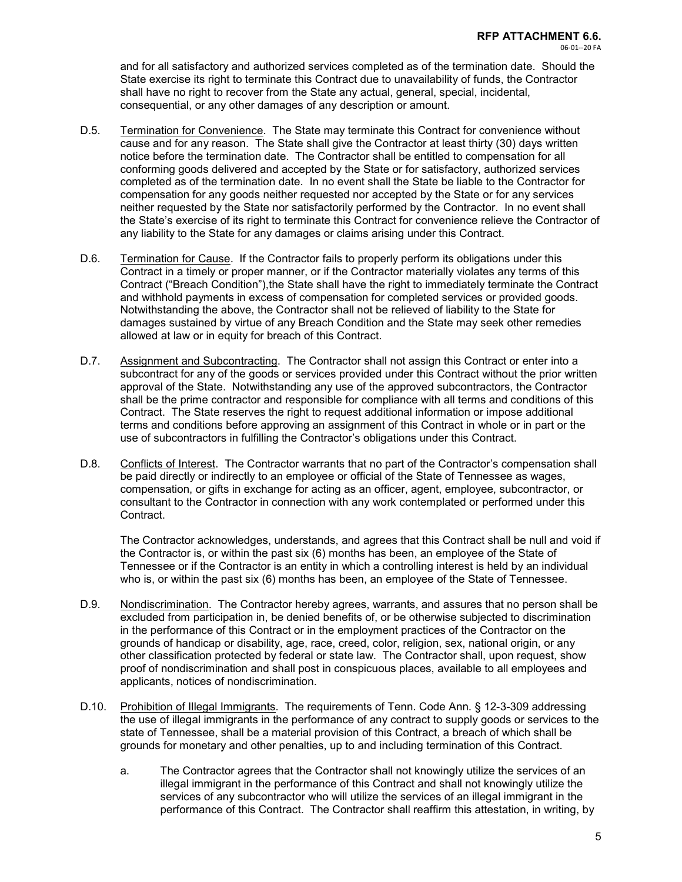and for all satisfactory and authorized services completed as of the termination date. Should the State exercise its right to terminate this Contract due to unavailability of funds, the Contractor shall have no right to recover from the State any actual, general, special, incidental, consequential, or any other damages of any description or amount.

D.5. Termination for Convenience. The State may terminate this Contract for convenience without cause and for any reason. The State shall give the Contractor at least thirty (30) days written notice before the termination date. The Contractor shall be entitled to compensation for all conforming goods delivered and accepted by the State or for satisfactory, authorized services completed as of the termination date. In no event shall the State be liable to the Contractor for compensation for any goods neither requested nor accepted by the State or for any services neither requested by the State nor satisfactorily performed by the Contractor. In no event shall the State's exercise of its right to terminate this Contract for convenience relieve the Contractor of any liability to the State for any damages or claims arising under this Contract.

D.6. Termination for Cause. If the Contractor fails to properly perform its obligations under this Contract in a timely or proper manner, or if the Contractor materially violates any terms of this Contract ("Breach Condition"),the State shall have the right to immediately terminate the Contract and withhold payments in excess of compensation for completed services or provided goods. Notwithstanding the above, the Contractor shall not be relieved of liability to the State for damages sustained by virtue of any Breach Condition and the State may seek other remedies allowed at law or in equity for breach of this Contract.

D.7. Assignment and Subcontracting. The Contractor shall not assign this Contract or enter into a subcontract for any of the goods or services provided under this Contract without the prior written approval of the State. Notwithstanding any use of the approved subcontractors, the Contractor shall be the prime contractor and responsible for compliance with all terms and conditions of this Contract. The State reserves the right to request additional information or impose additional terms and conditions before approving an assignment of this Contract in whole or in part or the use of subcontractors in fulfilling the Contractor's obligations under this Contract.

D.8. Conflicts of Interest. The Contractor warrants that no part of the Contractor's compensation shall be paid directly or indirectly to an employee or official of the State of Tennessee as wages, compensation, or gifts in exchange for acting as an officer, agent, employee, subcontractor, or consultant to the Contractor in connection with any work contemplated or performed under this Contract.

The Contractor acknowledges, understands, and agrees that this Contract shall be null and void if the Contractor is, or within the past six (6) months has been, an employee of the State of Tennessee or if the Contractor is an entity in which a controlling interest is held by an individual who is, or within the past six (6) months has been, an employee of the State of Tennessee.

D.9. Nondiscrimination. The Contractor hereby agrees, warrants, and assures that no person shall be excluded from participation in, be denied benefits of, or be otherwise subjected to discrimination in the performance of this Contract or in the employment practices of the Contractor on the grounds of handicap or disability, age, race, creed, color, religion, sex, national origin, or any other classification protected by federal or state law. The Contractor shall, upon request, show proof of nondiscrimination and shall post in conspicuous places, available to all employees and applicants, notices of nondiscrimination.

D.10. Prohibition of Illegal Immigrants. The requirements of Tenn. Code Ann. § 12-3-309 addressing the use of illegal immigrants in the performance of any contract to supply goods or services to the state of Tennessee, shall be a material provision of this Contract, a breach of which shall be grounds for monetary and other penalties, up to and including termination of this Contract.

a. The Contractor agrees that the Contractor shall not knowingly utilize the services of an illegal immigrant in the performance of this Contract and shall not knowingly utilize the services of any subcontractor who will utilize the services of an illegal immigrant in the performance of this Contract. The Contractor shall reaffirm this attestation, in writing, by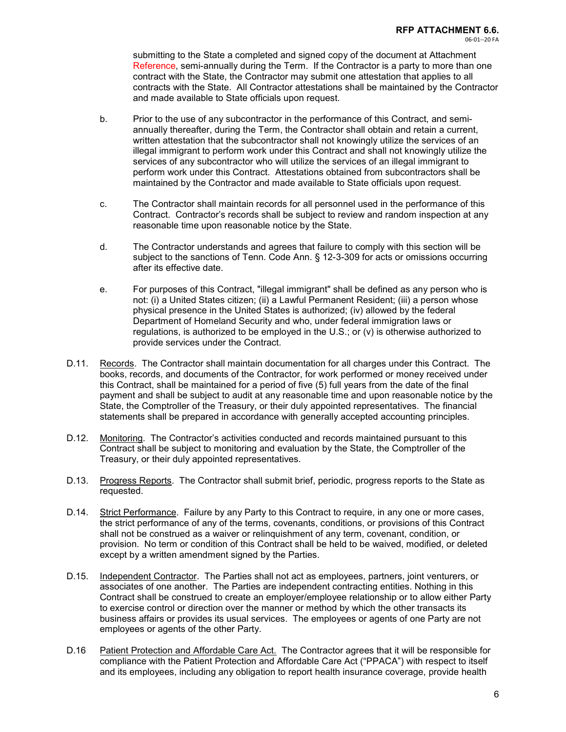submitting to the State a completed and signed copy of the document at Attachment Reference, semi-annually during the Term. If the Contractor is a party to more than one contract with the State, the Contractor may submit one attestation that applies to all contracts with the State. All Contractor attestations shall be maintained by the Contractor and made available to State officials upon request.

b. Prior to the use of any subcontractor in the performance of this Contract, and semi-annually thereafter, during the Term, the Contractor shall obtain and retain a current, written attestation that the subcontractor shall not knowingly utilize the services of an illegal immigrant to perform work under this Contract and shall not knowingly utilize the services of any subcontractor who will utilize the services of an illegal immigrant to perform work under this Contract. Attestations obtained from subcontractors shall be maintained by the Contractor and made available to State officials upon request.

c. The Contractor shall maintain records for all personnel used in the performance of this Contract. Contractor's records shall be subject to review and random inspection at any reasonable time upon reasonable notice by the State.

d. The Contractor understands and agrees that failure to comply with this section will be subject to the sanctions of Tenn. Code Ann. § 12-3-309 for acts or omissions occurring after its effective date.

e. For purposes of this Contract, "illegal immigrant" shall be defined as any person who is not: (i) a United States citizen; (ii) a Lawful Permanent Resident; (iii) a person whose physical presence in the United States is authorized; (iv) allowed by the federal Department of Homeland Security and who, under federal immigration laws or regulations, is authorized to be employed in the U.S.; or (v) is otherwise authorized to provide services under the Contract.

D.11. Records. The Contractor shall maintain documentation for all charges under this Contract. The books, records, and documents of the Contractor, for work performed or money received under this Contract, shall be maintained for a period of five (5) full years from the date of the final payment and shall be subject to audit at any reasonable time and upon reasonable notice by the State, the Comptroller of the Treasury, or their duly appointed representatives. The financial statements shall be prepared in accordance with generally accepted accounting principles.

D.12. Monitoring. The Contractor's activities conducted and records maintained pursuant to this Contract shall be subject to monitoring and evaluation by the State, the Comptroller of the Treasury, or their duly appointed representatives.

D.13. Progress Reports. The Contractor shall submit brief, periodic, progress reports to the State as requested.

D.14. Strict Performance. Failure by any Party to this Contract to require, in any one or more cases, the strict performance of any of the terms, covenants, conditions, or provisions of this Contract shall not be construed as a waiver or relinquishment of any term, covenant, condition, or provision. No term or condition of this Contract shall be held to be waived, modified, or deleted except by a written amendment signed by the Parties.

D.15. Independent Contractor. The Parties shall not act as employees, partners, joint venturers, or associates of one another. The Parties are independent contracting entities. Nothing in this Contract shall be construed to create an employer/employee relationship or to allow either Party to exercise control or direction over the manner or method by which the other transacts its business affairs or provides its usual services. The employees or agents of one Party are not employees or agents of the other Party.

D.16 Patient Protection and Affordable Care Act. The Contractor agrees that it will be responsible for compliance with the Patient Protection and Affordable Care Act ("PPACA") with respect to itself and its employees, including any obligation to report health insurance coverage, provide health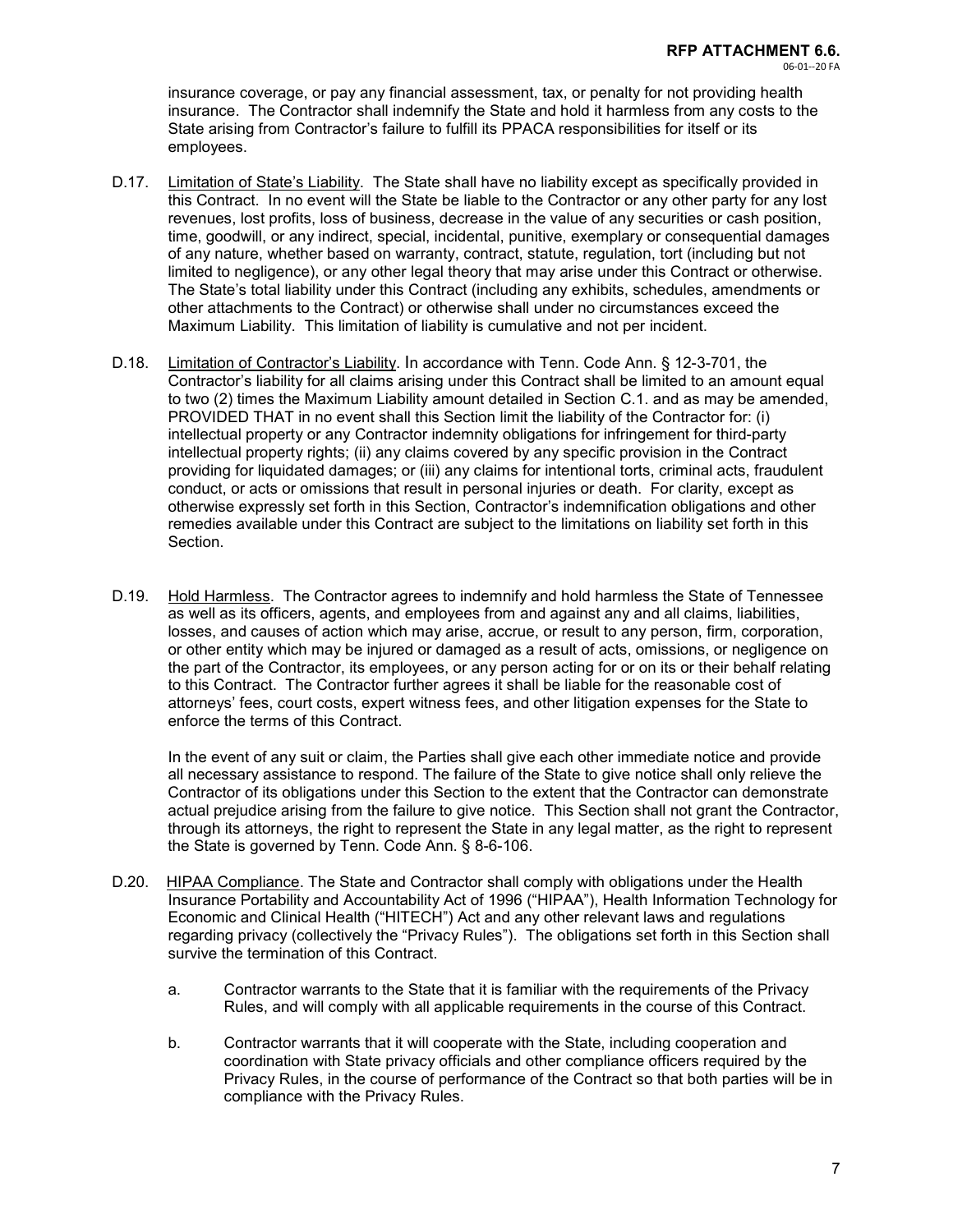insurance coverage, or pay any financial assessment, tax, or penalty for not providing health insurance. The Contractor shall indemnify the State and hold it harmless from any costs to the State arising from Contractor's failure to fulfill its PPACA responsibilities for itself or its employees.

D.17. Limitation of State's Liability. The State shall have no liability except as specifically provided in this Contract. In no event will the State be liable to the Contractor or any other party for any lost revenues, lost profits, loss of business, decrease in the value of any securities or cash position, time, goodwill, or any indirect, special, incidental, punitive, exemplary or consequential damages of any nature, whether based on warranty, contract, statute, regulation, tort (including but not limited to negligence), or any other legal theory that may arise under this Contract or otherwise. The State's total liability under this Contract (including any exhibits, schedules, amendments or other attachments to the Contract) or otherwise shall under no circumstances exceed the Maximum Liability. This limitation of liability is cumulative and not per incident.

D.18. Limitation of Contractor's Liability. In accordance with Tenn. Code Ann. § 12-3-701, the Contractor's liability for all claims arising under this Contract shall be limited to an amount equal to two (2) times the Maximum Liability amount detailed in Section C.1. and as may be amended, PROVIDED THAT in no event shall this Section limit the liability of the Contractor for: (i) intellectual property or any Contractor indemnity obligations for infringement for third-party intellectual property rights; (ii) any claims covered by any specific provision in the Contract providing for liquidated damages; or (iii) any claims for intentional torts, criminal acts, fraudulent conduct, or acts or omissions that result in personal injuries or death. For clarity, except as otherwise expressly set forth in this Section, Contractor's indemnification obligations and other remedies available under this Contract are subject to the limitations on liability set forth in this Section.

D.19. Hold Harmless. The Contractor agrees to indemnify and hold harmless the State of Tennessee as well as its officers, agents, and employees from and against any and all claims, liabilities, losses, and causes of action which may arise, accrue, or result to any person, firm, corporation, or other entity which may be injured or damaged as a result of acts, omissions, or negligence on the part of the Contractor, its employees, or any person acting for or on its or their behalf relating to this Contract. The Contractor further agrees it shall be liable for the reasonable cost of attorneys' fees, court costs, expert witness fees, and other litigation expenses for the State to enforce the terms of this Contract.

In the event of any suit or claim, the Parties shall give each other immediate notice and provide all necessary assistance to respond. The failure of the State to give notice shall only relieve the Contractor of its obligations under this Section to the extent that the Contractor can demonstrate actual prejudice arising from the failure to give notice. This Section shall not grant the Contractor, through its attorneys, the right to represent the State in any legal matter, as the right to represent the State is governed by Tenn. Code Ann. § 8-6-106.

D.20. HIPAA Compliance. The State and Contractor shall comply with obligations under the Health Insurance Portability and Accountability Act of 1996 ("HIPAA"), Health Information Technology for Economic and Clinical Health ("HITECH") Act and any other relevant laws and regulations regarding privacy (collectively the "Privacy Rules"). The obligations set forth in this Section shall survive the termination of this Contract.

a. Contractor warrants to the State that it is familiar with the requirements of the Privacy Rules, and will comply with all applicable requirements in the course of this Contract.

b. Contractor warrants that it will cooperate with the State, including cooperation and coordination with State privacy officials and other compliance officers required by the Privacy Rules, in the course of performance of the Contract so that both parties will be in compliance with the Privacy Rules.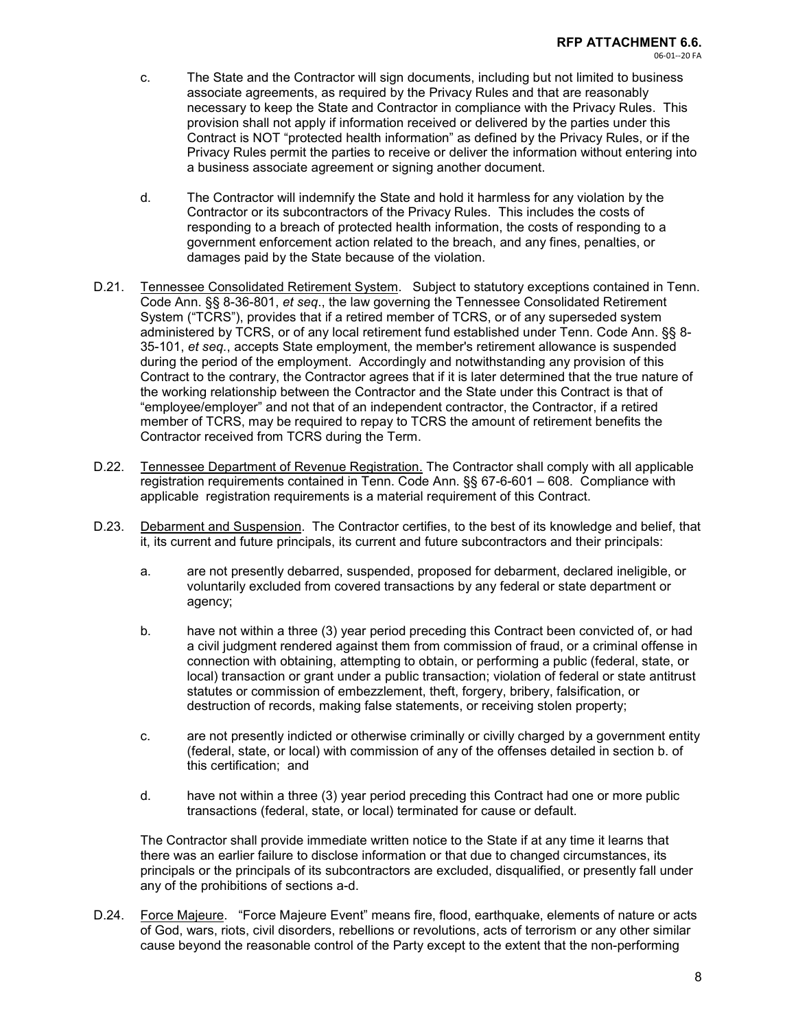c. The State and the Contractor will sign documents, including but not limited to business associate agreements, as required by the Privacy Rules and that are reasonably necessary to keep the State and Contractor in compliance with the Privacy Rules. This provision shall not apply if information received or delivered by the parties under this Contract is NOT "protected health information" as defined by the Privacy Rules, or if the Privacy Rules permit the parties to receive or deliver the information without entering into a business associate agreement or signing another document.

d. The Contractor will indemnify the State and hold it harmless for any violation by the Contractor or its subcontractors of the Privacy Rules. This includes the costs of responding to a breach of protected health information, the costs of responding to a government enforcement action related to the breach, and any fines, penalties, or damages paid by the State because of the violation.

D.21. Tennessee Consolidated Retirement System. Subject to statutory exceptions contained in Tenn. Code Ann. §§ 8-36-801, *et seq*., the law governing the Tennessee Consolidated Retirement System ("TCRS"), provides that if a retired member of TCRS, or of any superseded system administered by TCRS, or of any local retirement fund established under Tenn. Code Ann. §§ 8-35-101, *et seq*., accepts State employment, the member's retirement allowance is suspended during the period of the employment. Accordingly and notwithstanding any provision of this Contract to the contrary, the Contractor agrees that if it is later determined that the true nature of the working relationship between the Contractor and the State under this Contract is that of "employee/employer" and not that of an independent contractor, the Contractor, if a retired member of TCRS, may be required to repay to TCRS the amount of retirement benefits the Contractor received from TCRS during the Term.

D.22. Tennessee Department of Revenue Registration. The Contractor shall comply with all applicable registration requirements contained in Tenn. Code Ann. §§ 67-6-601 – 608. Compliance with applicable registration requirements is a material requirement of this Contract.

D.23. Debarment and Suspension. The Contractor certifies, to the best of its knowledge and belief, that it, its current and future principals, its current and future subcontractors and their principals:

a. are not presently debarred, suspended, proposed for debarment, declared ineligible, or voluntarily excluded from covered transactions by any federal or state department or agency;

b. have not within a three (3) year period preceding this Contract been convicted of, or had a civil judgment rendered against them from commission of fraud, or a criminal offense in connection with obtaining, attempting to obtain, or performing a public (federal, state, or local) transaction or grant under a public transaction; violation of federal or state antitrust statutes or commission of embezzlement, theft, forgery, bribery, falsification, or destruction of records, making false statements, or receiving stolen property;

c. are not presently indicted or otherwise criminally or civilly charged by a government entity (federal, state, or local) with commission of any of the offenses detailed in section b. of this certification; and

d. have not within a three (3) year period preceding this Contract had one or more public transactions (federal, state, or local) terminated for cause or default.

The Contractor shall provide immediate written notice to the State if at any time it learns that there was an earlier failure to disclose information or that due to changed circumstances, its principals or the principals of its subcontractors are excluded, disqualified, or presently fall under any of the prohibitions of sections a-d.

D.24. Force Majeure. "Force Majeure Event" means fire, flood, earthquake, elements of nature or acts of God, wars, riots, civil disorders, rebellions or revolutions, acts of terrorism or any other similar cause beyond the reasonable control of the Party except to the extent that the non-performing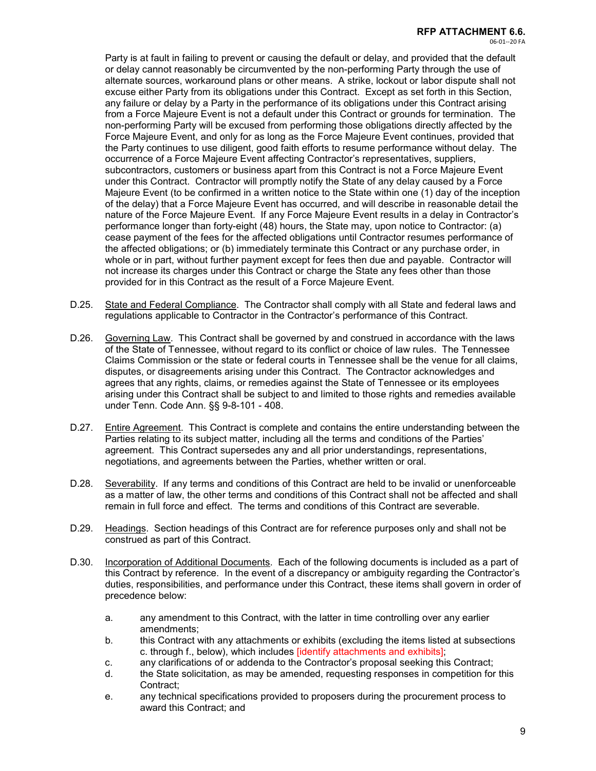Party is at fault in failing to prevent or causing the default or delay, and provided that the default or delay cannot reasonably be circumvented by the non-performing Party through the use of alternate sources, workaround plans or other means. A strike, lockout or labor dispute shall not excuse either Party from its obligations under this Contract. Except as set forth in this Section, any failure or delay by a Party in the performance of its obligations under this Contract arising from a Force Majeure Event is not a default under this Contract or grounds for termination. The non-performing Party will be excused from performing those obligations directly affected by the Force Majeure Event, and only for as long as the Force Majeure Event continues, provided that the Party continues to use diligent, good faith efforts to resume performance without delay. The occurrence of a Force Majeure Event affecting Contractor's representatives, suppliers, subcontractors, customers or business apart from this Contract is not a Force Majeure Event under this Contract. Contractor will promptly notify the State of any delay caused by a Force Majeure Event (to be confirmed in a written notice to the State within one (1) day of the inception of the delay) that a Force Majeure Event has occurred, and will describe in reasonable detail the nature of the Force Majeure Event. If any Force Majeure Event results in a delay in Contractor's performance longer than forty-eight (48) hours, the State may, upon notice to Contractor: (a) cease payment of the fees for the affected obligations until Contractor resumes performance of the affected obligations; or (b) immediately terminate this Contract or any purchase order, in whole or in part, without further payment except for fees then due and payable. Contractor will not increase its charges under this Contract or charge the State any fees other than those provided for in this Contract as the result of a Force Majeure Event.

D.25. State and Federal Compliance. The Contractor shall comply with all State and federal laws and regulations applicable to Contractor in the Contractor's performance of this Contract.

D.26. Governing Law. This Contract shall be governed by and construed in accordance with the laws of the State of Tennessee, without regard to its conflict or choice of law rules. The Tennessee Claims Commission or the state or federal courts in Tennessee shall be the venue for all claims, disputes, or disagreements arising under this Contract. The Contractor acknowledges and agrees that any rights, claims, or remedies against the State of Tennessee or its employees arising under this Contract shall be subject to and limited to those rights and remedies available under Tenn. Code Ann. §§ 9-8-101 - 408.

D.27. Entire Agreement. This Contract is complete and contains the entire understanding between the Parties relating to its subject matter, including all the terms and conditions of the Parties' agreement. This Contract supersedes any and all prior understandings, representations, negotiations, and agreements between the Parties, whether written or oral.

D.28. Severability. If any terms and conditions of this Contract are held to be invalid or unenforceable as a matter of law, the other terms and conditions of this Contract shall not be affected and shall remain in full force and effect. The terms and conditions of this Contract are severable.

D.29. Headings. Section headings of this Contract are for reference purposes only and shall not be construed as part of this Contract.

D.30. Incorporation of Additional Documents. Each of the following documents is included as a part of this Contract by reference. In the event of a discrepancy or ambiguity regarding the Contractor's duties, responsibilities, and performance under this Contract, these items shall govern in order of precedence below:

a. any amendment to this Contract, with the latter in time controlling over any earlier amendments;

b. this Contract with any attachments or exhibits (excluding the items listed at subsections c. through f., below), which includes [identify attachments and exhibits];

c. any clarifications of or addenda to the Contractor's proposal seeking this Contract;

d. the State solicitation, as may be amended, requesting responses in competition for this Contract;

e. any technical specifications provided to proposers during the procurement process to award this Contract; and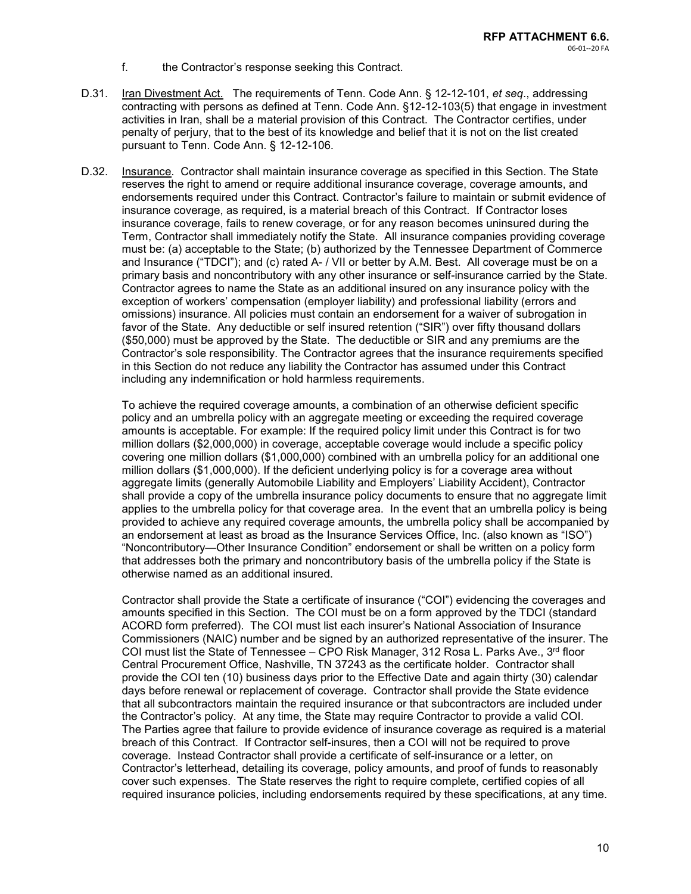f. the Contractor's response seeking this Contract.

D.31. Iran Divestment Act. The requirements of Tenn. Code Ann. § 12-12-101, *et seq*., addressing contracting with persons as defined at Tenn. Code Ann. §12-12-103(5) that engage in investment activities in Iran, shall be a material provision of this Contract. The Contractor certifies, under penalty of perjury, that to the best of its knowledge and belief that it is not on the list created pursuant to Tenn. Code Ann. § 12-12-106.

D.32. Insurance. Contractor shall maintain insurance coverage as specified in this Section. The State reserves the right to amend or require additional insurance coverage, coverage amounts, and endorsements required under this Contract. Contractor's failure to maintain or submit evidence of insurance coverage, as required, is a material breach of this Contract. If Contractor loses insurance coverage, fails to renew coverage, or for any reason becomes uninsured during the Term, Contractor shall immediately notify the State. All insurance companies providing coverage must be: (a) acceptable to the State; (b) authorized by the Tennessee Department of Commerce and Insurance ("TDCI"); and (c) rated A- / VII or better by A.M. Best. All coverage must be on a primary basis and noncontributory with any other insurance or self-insurance carried by the State. Contractor agrees to name the State as an additional insured on any insurance policy with the exception of workers' compensation (employer liability) and professional liability (errors and omissions) insurance. All policies must contain an endorsement for a waiver of subrogation in favor of the State. Any deductible or self insured retention ("SIR") over fifty thousand dollars ($50,000) must be approved by the State. The deductible or SIR and any premiums are the Contractor's sole responsibility. The Contractor agrees that the insurance requirements specified in this Section do not reduce any liability the Contractor has assumed under this Contract including any indemnification or hold harmless requirements.

To achieve the required coverage amounts, a combination of an otherwise deficient specific policy and an umbrella policy with an aggregate meeting or exceeding the required coverage amounts is acceptable. For example: If the required policy limit under this Contract is for two million dollars ($2,000,000) in coverage, acceptable coverage would include a specific policy covering one million dollars ($1,000,000) combined with an umbrella policy for an additional one million dollars ($1,000,000). If the deficient underlying policy is for a coverage area without aggregate limits (generally Automobile Liability and Employers' Liability Accident), Contractor shall provide a copy of the umbrella insurance policy documents to ensure that no aggregate limit applies to the umbrella policy for that coverage area. In the event that an umbrella policy is being provided to achieve any required coverage amounts, the umbrella policy shall be accompanied by an endorsement at least as broad as the Insurance Services Office, Inc. (also known as "ISO") "Noncontributory—Other Insurance Condition" endorsement or shall be written on a policy form that addresses both the primary and noncontributory basis of the umbrella policy if the State is otherwise named as an additional insured.

Contractor shall provide the State a certificate of insurance ("COI") evidencing the coverages and amounts specified in this Section. The COI must be on a form approved by the TDCI (standard ACORD form preferred). The COI must list each insurer's National Association of Insurance Commissioners (NAIC) number and be signed by an authorized representative of the insurer. The COI must list the State of Tennessee – CPO Risk Manager, 312 Rosa L. Parks Ave., 3rd floor Central Procurement Office, Nashville, TN 37243 as the certificate holder. Contractor shall provide the COI ten (10) business days prior to the Effective Date and again thirty (30) calendar days before renewal or replacement of coverage. Contractor shall provide the State evidence that all subcontractors maintain the required insurance or that subcontractors are included under the Contractor's policy. At any time, the State may require Contractor to provide a valid COI. The Parties agree that failure to provide evidence of insurance coverage as required is a material breach of this Contract. If Contractor self-insures, then a COI will not be required to prove coverage. Instead Contractor shall provide a certificate of self-insurance or a letter, on Contractor's letterhead, detailing its coverage, policy amounts, and proof of funds to reasonably cover such expenses. The State reserves the right to require complete, certified copies of all required insurance policies, including endorsements required by these specifications, at any time.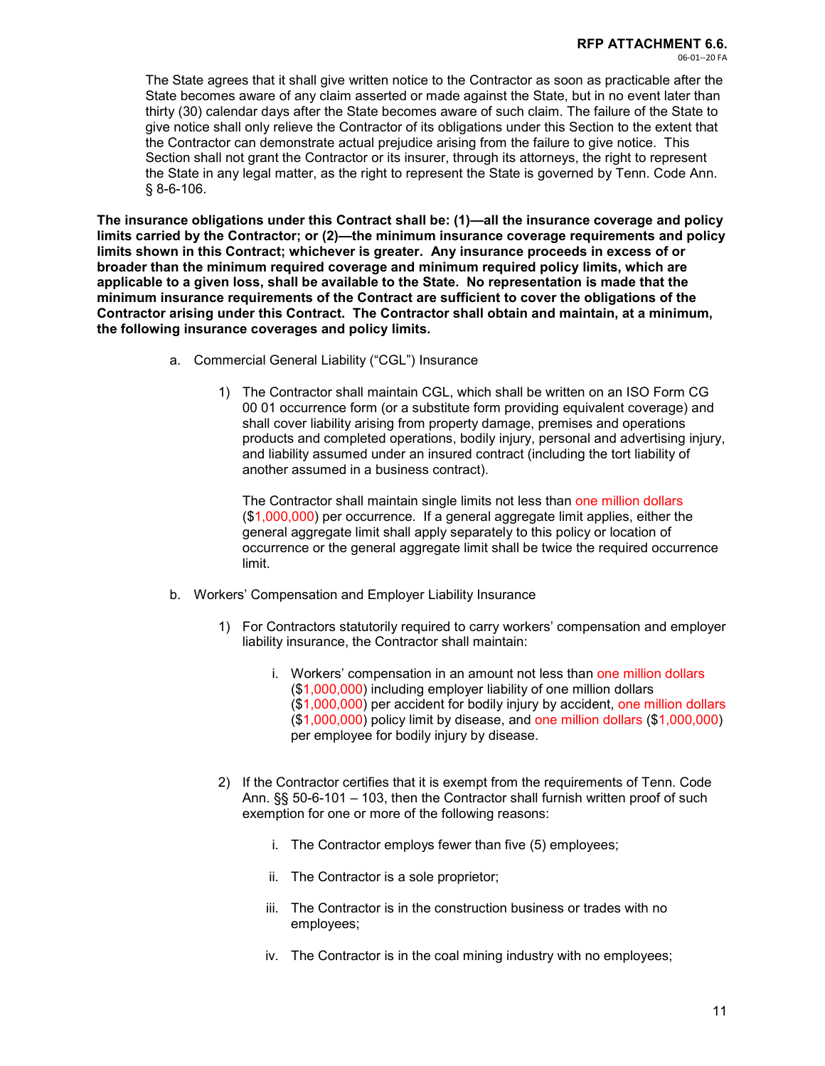The State agrees that it shall give written notice to the Contractor as soon as practicable after the State becomes aware of any claim asserted or made against the State, but in no event later than thirty (30) calendar days after the State becomes aware of such claim. The failure of the State to give notice shall only relieve the Contractor of its obligations under this Section to the extent that the Contractor can demonstrate actual prejudice arising from the failure to give notice. This Section shall not grant the Contractor or its insurer, through its attorneys, the right to represent the State in any legal matter, as the right to represent the State is governed by Tenn. Code Ann. § 8-6-106.

**The insurance obligations under this Contract shall be: (1)—all the insurance coverage and policy limits carried by the Contractor; or (2)—the minimum insurance coverage requirements and policy limits shown in this Contract; whichever is greater. Any insurance proceeds in excess of or broader than the minimum required coverage and minimum required policy limits, which are applicable to a given loss, shall be available to the State. No representation is made that the minimum insurance requirements of the Contract are sufficient to cover the obligations of the Contractor arising under this Contract. The Contractor shall obtain and maintain, at a minimum, the following insurance coverages and policy limits.**

a. Commercial General Liability ("CGL") Insurance

   1) The Contractor shall maintain CGL, which shall be written on an ISO Form CG 00 01 occurrence form (or a substitute form providing equivalent coverage) and shall cover liability arising from property damage, premises and operations products and completed operations, bodily injury, personal and advertising injury, and liability assumed under an insured contract (including the tort liability of another assumed in a business contract).

      The Contractor shall maintain single limits not less than one million dollars ($1,000,000) per occurrence. If a general aggregate limit applies, either the general aggregate limit shall apply separately to this policy or location of occurrence or the general aggregate limit shall be twice the required occurrence limit.

b. Workers' Compensation and Employer Liability Insurance

   1) For Contractors statutorily required to carry workers' compensation and employer liability insurance, the Contractor shall maintain:

      i. Workers' compensation in an amount not less than one million dollars ($1,000,000) including employer liability of one million dollars ($1,000,000) per accident for bodily injury by accident, one million dollars ($1,000,000) policy limit by disease, and one million dollars ($1,000,000) per employee for bodily injury by disease.

   2) If the Contractor certifies that it is exempt from the requirements of Tenn. Code Ann. §§ 50-6-101 – 103, then the Contractor shall furnish written proof of such exemption for one or more of the following reasons:

      i. The Contractor employs fewer than five (5) employees;

      ii. The Contractor is a sole proprietor;

      iii. The Contractor is in the construction business or trades with no employees;

      iv. The Contractor is in the coal mining industry with no employees;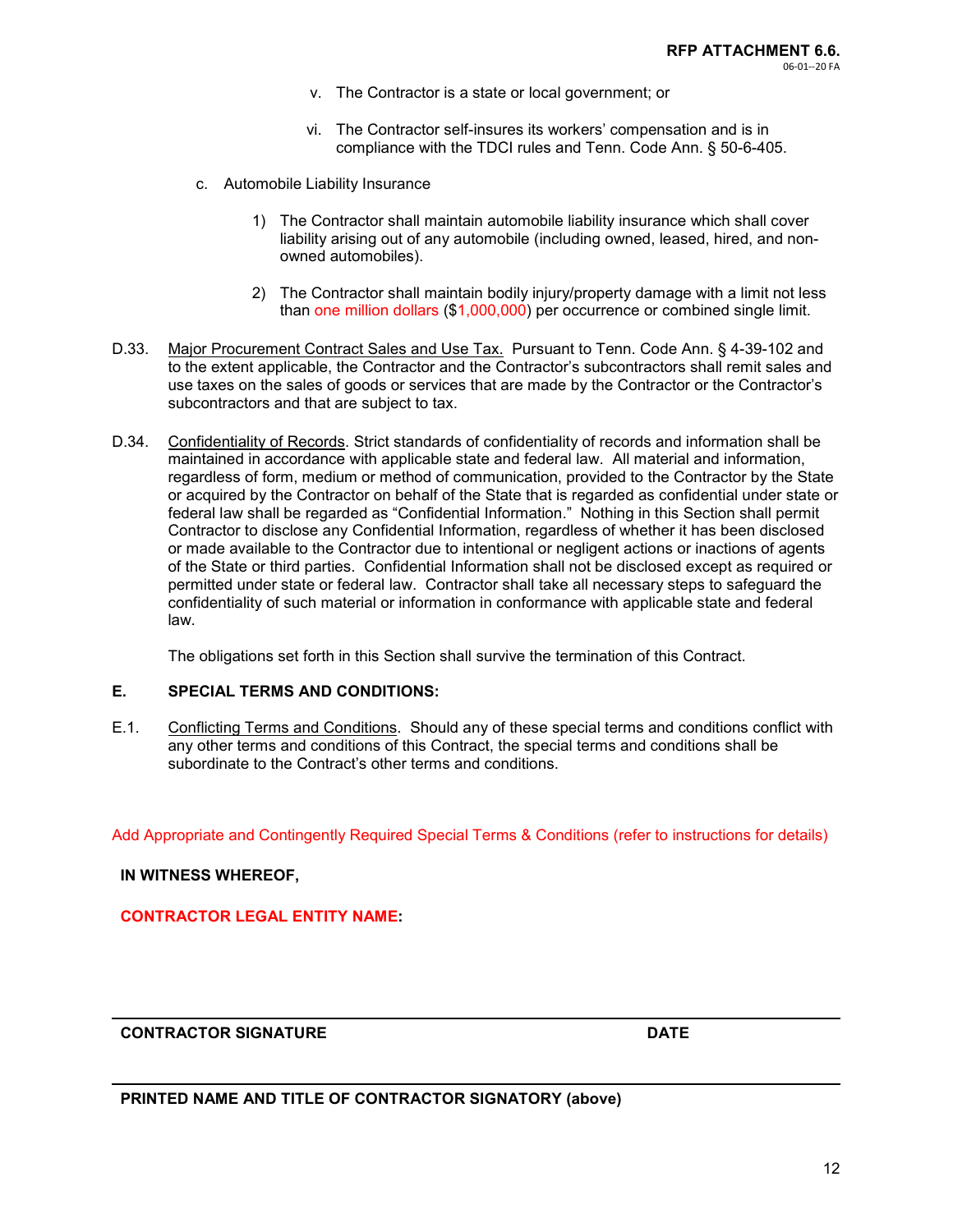v. The Contractor is a state or local government; or

vi. The Contractor self-insures its workers' compensation and is in compliance with the TDCI rules and Tenn. Code Ann. § 50-6-405.

c. Automobile Liability Insurance

1) The Contractor shall maintain automobile liability insurance which shall cover liability arising out of any automobile (including owned, leased, hired, and non-owned automobiles).

2) The Contractor shall maintain bodily injury/property damage with a limit not less than one million dollars ($1,000,000) per occurrence or combined single limit.

D.33. Major Procurement Contract Sales and Use Tax. Pursuant to Tenn. Code Ann. § 4-39-102 and to the extent applicable, the Contractor and the Contractor's subcontractors shall remit sales and use taxes on the sales of goods or services that are made by the Contractor or the Contractor's subcontractors and that are subject to tax.

D.34. Confidentiality of Records. Strict standards of confidentiality of records and information shall be maintained in accordance with applicable state and federal law. All material and information, regardless of form, medium or method of communication, provided to the Contractor by the State or acquired by the Contractor on behalf of the State that is regarded as confidential under state or federal law shall be regarded as "Confidential Information." Nothing in this Section shall permit Contractor to disclose any Confidential Information, regardless of whether it has been disclosed or made available to the Contractor due to intentional or negligent actions or inactions of agents of the State or third parties. Confidential Information shall not be disclosed except as required or permitted under state or federal law. Contractor shall take all necessary steps to safeguard the confidentiality of such material or information in conformance with applicable state and federal law.

The obligations set forth in this Section shall survive the termination of this Contract.

**E. SPECIAL TERMS AND CONDITIONS:**

E.1. Conflicting Terms and Conditions. Should any of these special terms and conditions conflict with any other terms and conditions of this Contract, the special terms and conditions shall be subordinate to the Contract's other terms and conditions.

Add Appropriate and Contingently Required Special Terms & Conditions (refer to instructions for details)

**IN WITNESS WHEREOF,**

**CONTRACTOR LEGAL ENTITY NAME:**

---

**CONTRACTOR SIGNATURE** **DATE**

---

**PRINTED NAME AND TITLE OF CONTRACTOR SIGNATORY (above)**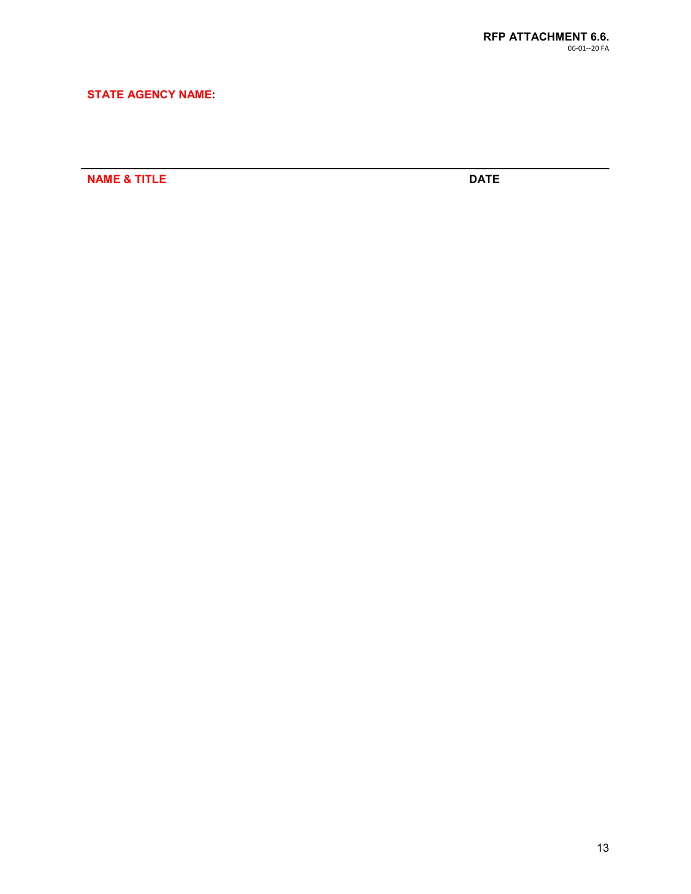**RFP ATTACHMENT 6.6.**
06-01--20 FA

**STATE AGENCY NAME:**

---

**NAME & TITLE** **DATE**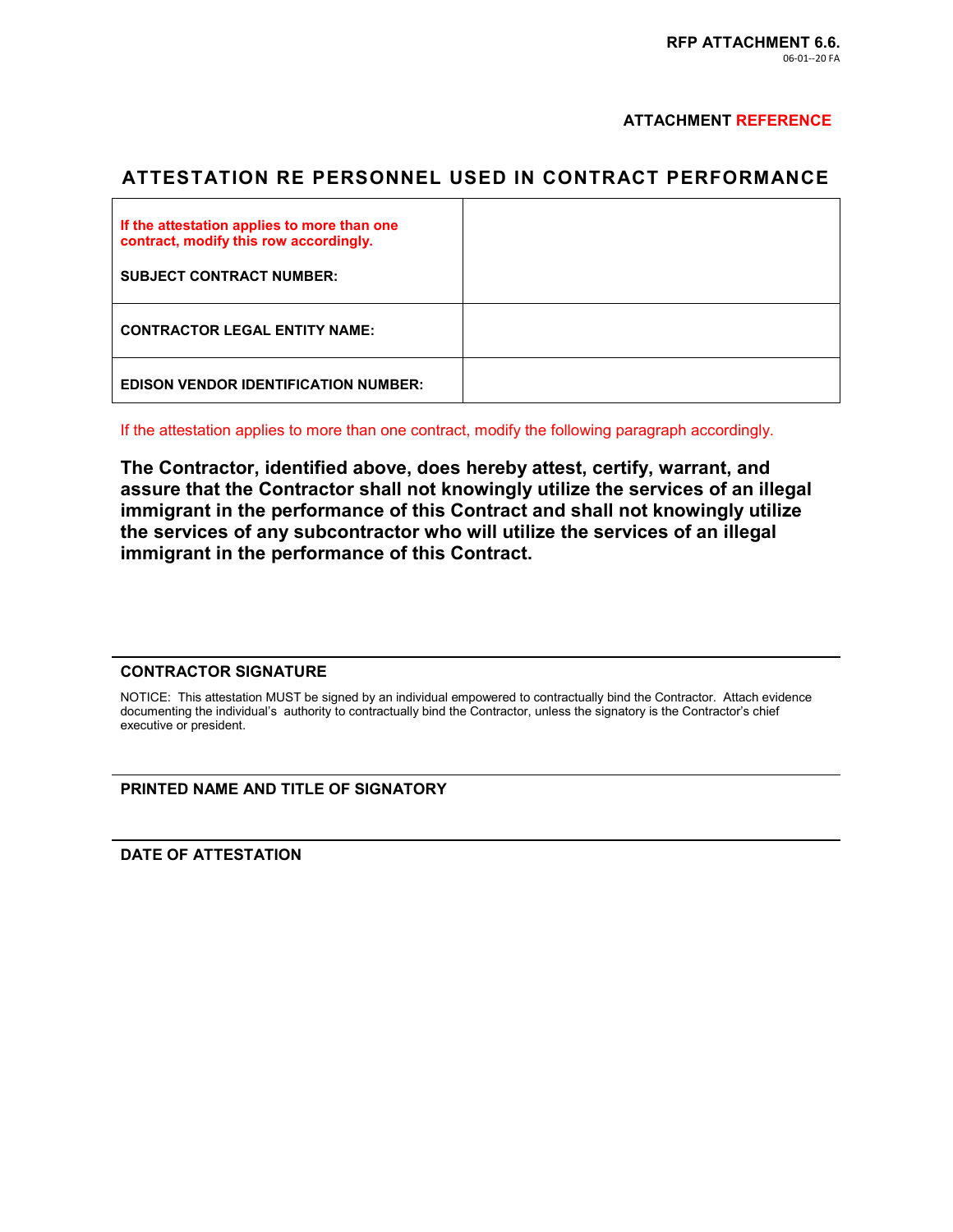**RFP ATTACHMENT 6.6.**
06-01--20 FA

**ATTACHMENT REFERENCE**

## ATTESTATION RE PERSONNEL USED IN CONTRACT PERFORMANCE

| | |
|---|---|
| **If the attestation applies to more than one contract, modify this row accordingly.**<br><br>**SUBJECT CONTRACT NUMBER:** | |
| **CONTRACTOR LEGAL ENTITY NAME:** | |
| **EDISON VENDOR IDENTIFICATION NUMBER:** | |

If the attestation applies to more than one contract, modify the following paragraph accordingly.

**The Contractor, identified above, does hereby attest, certify, warrant, and assure that the Contractor shall not knowingly utilize the services of an illegal immigrant in the performance of this Contract and shall not knowingly utilize the services of any subcontractor who will utilize the services of an illegal immigrant in the performance of this Contract.**

**CONTRACTOR SIGNATURE**

NOTICE: This attestation MUST be signed by an individual empowered to contractually bind the Contractor. Attach evidence documenting the individual's authority to contractually bind the Contractor, unless the signatory is the Contractor's chief executive or president.

**PRINTED NAME AND TITLE OF SIGNATORY**

**DATE OF ATTESTATION**